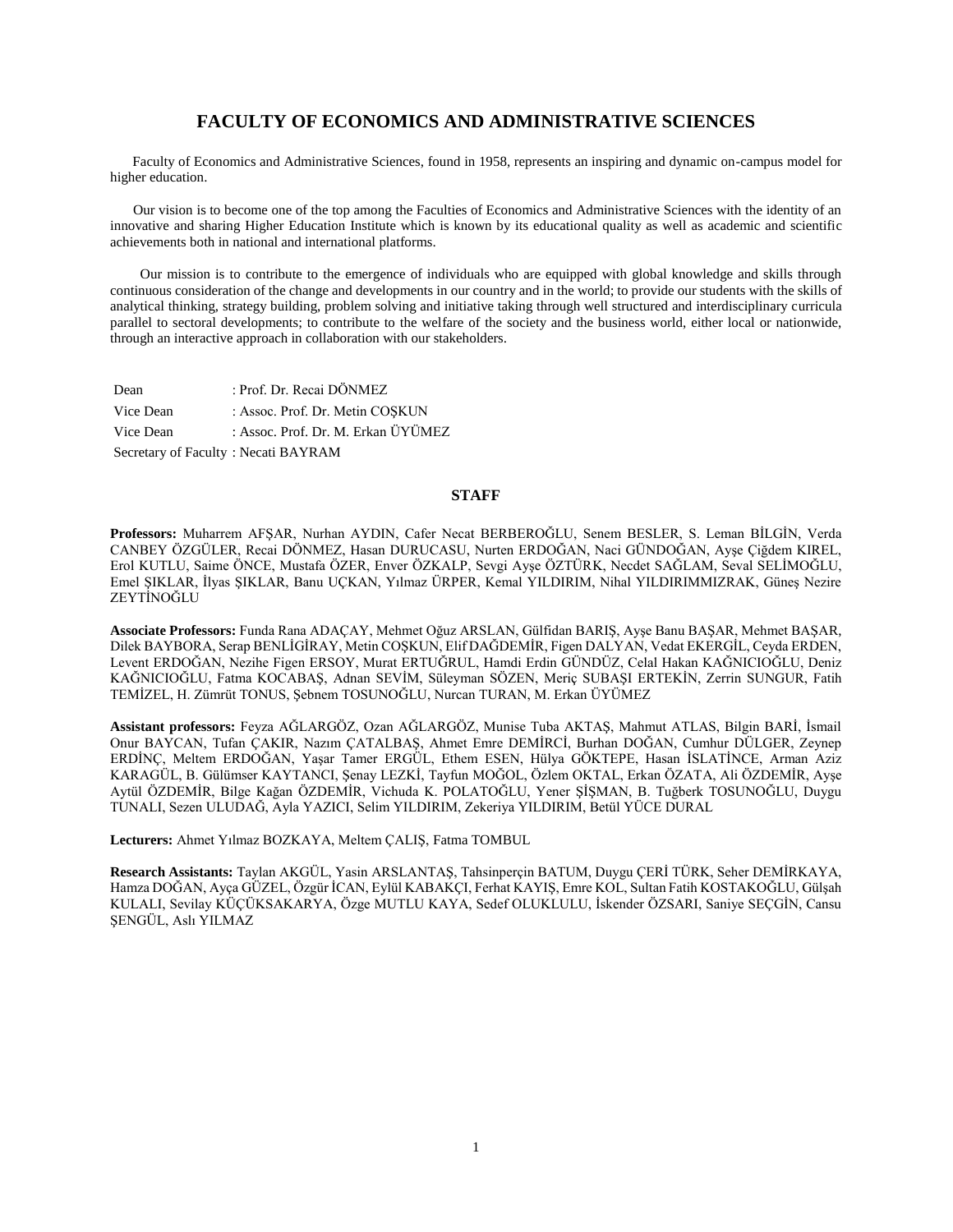# FACULTY OF ECONOMICS AND ADMINISTRATIVE SCIENCES

Faculty of Economics and Administrative Sciences, found in 1958, represents an inspiring and dynamic on-campus model for higher education.

Our vision is to become one of the top among the Faculties of Economics and Administrative Sciences with the identity of an innovative and sharing Higher Education Institute which is known by its educational quality as well as academic and scientific achievements both in national and international platforms.

Our mission is to contribute to the emergence of individuals who are equipped with global knowledge and skills through continuous consideration of the change and developments in our country and in the world; to provide our students with the skills of analytical thinking, strategy building, problem solving and initiative taking through well structured and interdisciplinary curricula parallel to sectoral developments; to contribute to the welfare of the society and the business world, either local or nationwide, through an interactive approach in collaboration with our stakeholders.

Dean : Prof. Dr. Recai DÖNMEZ
Vice Dean : Assoc. Prof. Dr. Metin COŞKUN
Vice Dean : Assoc. Prof. Dr. M. Erkan ÜYÜMEZ
Secretary of Faculty : Necati BAYRAM

## STAFF

**Professors:** Muharrem AFŞAR, Nurhan AYDIN, Cafer Necat BERBEROĞLU, Senem BESLER, S. Leman BİLGİN, Verda CANBEY ÖZGÜLER, Recai DÖNMEZ, Hasan DURUCASU, Nurten ERDOĞAN, Naci GÜNDOĞAN, Ayşe Çiğdem KIREL, Erol KUTLU, Saime ÖNCE, Mustafa ÖZER, Enver ÖZKALP, Sevgi Ayşe ÖZTÜRK, Necdet SAĞLAM, Seval SELİMOĞLU, Emel ŞIKLAR, İlyas ŞIKLAR, Banu UÇKAN, Yılmaz ÜRPER, Kemal YILDIRIM, Nihal YILDIRIMMIZRAK, Güneş Nezire ZEYTİNOĞLU

**Associate Professors:** Funda Rana ADAÇAY, Mehmet Oğuz ARSLAN, Gülfidan BARIŞ, Ayşe Banu BAŞAR, Mehmet BAŞAR, Dilek BAYBORA, Serap BENLİGİRAY, Metin COŞKUN, Elif DAĞDEMİR, Figen DALYAN, Vedat EKERGİL, Ceyda ERDEN, Levent ERDOĞAN, Nezihe Figen ERSOY, Murat ERTUĞRUL, Hamdi Erdin GÜNDÜZ, Celal Hakan KAĞNICIOĞLU, Deniz KAĞNICIOĞLU, Fatma KOCABAŞ, Adnan SEVİM, Süleyman SÖZEN, Meriç SUBAŞI ERTEKİN, Zerrin SUNGUR, Fatih TEMİZEL, H. Zümrüt TONUS, Şebnem TOSUNOĞLU, Nurcan TURAN, M. Erkan ÜYÜMEZ

**Assistant professors:** Feyza AĞLARGÖZ, Ozan AĞLARGÖZ, Munise Tuba AKTAŞ, Mahmut ATLAS, Bilgin BARİ, İsmail Onur BAYCAN, Tufan ÇAKIR, Nazım ÇATALBAŞ, Ahmet Emre DEMİRCİ, Burhan DOĞAN, Cumhur DÜLGER, Zeynep ERDİNÇ, Meltem ERDOĞAN, Yaşar Tamer ERGÜL, Ethem ESEN, Hülya GÖKTEPE, Hasan İSLATİNCE, Arman Aziz KARAGÜL, B. Gülümser KAYTANCI, Şenay LEZKİ, Tayfun MOĞOL, Özlem OKTAL, Erkan ÖZATA, Ali ÖZDEMİR, Ayşe Aytül ÖZDEMİR, Bilge Kağan ÖZDEMİR, Vichuda K. POLATOĞLU, Yener ŞİŞMAN, B. Tuğberk TOSUNOĞLU, Duygu TUNALI, Sezen ULUDAĞ, Ayla YAZICI, Selim YILDIRIM, Zekeriya YILDIRIM, Betül YÜCE DURAL

**Lecturers:** Ahmet Yılmaz BOZKAYA, Meltem ÇALIŞ, Fatma TOMBUL

**Research Assistants:** Taylan AKGÜL, Yasin ARSLANTAŞ, Tahsinperçin BATUM, Duygu ÇERİ TÜRK, Seher DEMİRKAYA, Hamza DOĞAN, Ayça GÜZEL, Özgür İCAN, Eylül KABAKÇI, Ferhat KAYIŞ, Emre KOL, Sultan Fatih KOSTAKOĞLU, Gülşah KULALI, Sevilay KÜÇÜKSAKARYA, Özge MUTLU KAYA, Sedef OLUKLULU, İskender ÖZSARI, Saniye SEÇGİN, Cansu ŞENGÜL, Aslı YILMAZ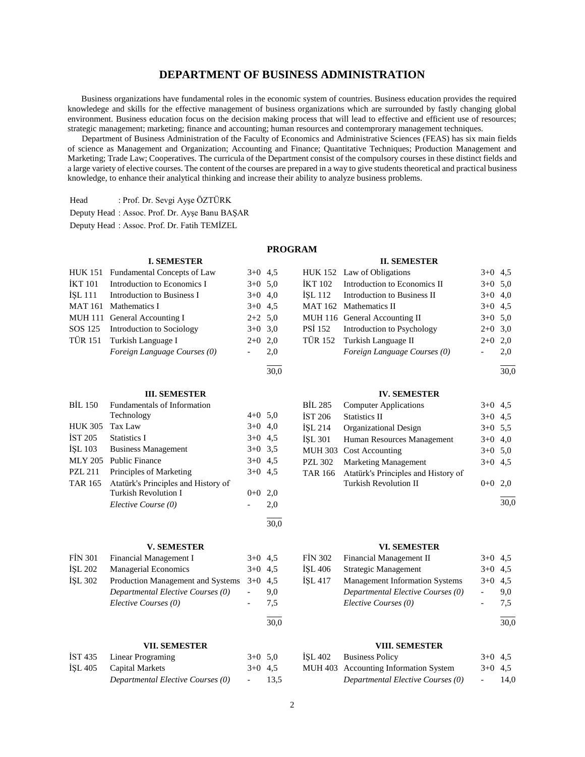# DEPARTMENT OF BUSINESS ADMINISTRATION

Business organizations have fundamental roles in the economic system of countries. Business education provides the required knowledege and skills for the effective management of business organizations which are surrounded by fastly changing global environment. Business education focus on the decision making process that will lead to effective and efficient use of resources; strategic management; marketing; finance and accounting; human resources and contemprorary management techniques.

Department of Business Administration of the Faculty of Economics and Administrative Sciences (FEAS) has six main fields of science as Management and Organization; Accounting and Finance; Quantitative Techniques; Production Management and Marketing; Trade Law; Cooperatives. The curricula of the Department consist of the compulsory courses in these distinct fields and a large variety of elective courses. The content of the courses are prepared in a way to give students theoretical and practical business knowledge, to enhance their analytical thinking and increase their ability to analyze business problems.

Head : Prof. Dr. Sevgi Ayşe ÖZTÜRK

Deputy Head : Assoc. Prof. Dr. Ayşe Banu BAŞAR

Deputy Head : Assoc. Prof. Dr. Fatih TEMİZEL

## PROGRAM

### I. SEMESTER

| Code | Course | Hours | Credits |
|---|---|---|---|
| HUK 151 | Fundamental Concepts of Law | 3+0 | 4,5 |
| İKT 101 | Introduction to Economics I | 3+0 | 5,0 |
| İŞL 111 | Introduction to Business I | 3+0 | 4,0 |
| MAT 161 | Mathematics I | 3+0 | 4,5 |
| MUH 111 | General Accounting I | 2+2 | 5,0 |
| SOS 125 | Introduction to Sociology | 3+0 | 3,0 |
| TÜR 151 | Turkish Language I | 2+0 | 2,0 |
| | *Foreign Language Courses (0)* | - | 2,0 |
| | | | 30,0 |

### II. SEMESTER

| Code | Course | Hours | Credits |
|---|---|---|---|
| HUK 152 | Law of Obligations | 3+0 | 4,5 |
| İKT 102 | Introduction to Economics II | 3+0 | 5,0 |
| İŞL 112 | Introduction to Business II | 3+0 | 4,0 |
| MAT 162 | Mathematics II | 3+0 | 4,5 |
| MUH 116 | General Accounting II | 3+0 | 5,0 |
| PSİ 152 | Introduction to Psychology | 2+0 | 3,0 |
| TÜR 152 | Turkish Language II | 2+0 | 2,0 |
| | *Foreign Language Courses (0)* | - | 2,0 |
| | | | 30,0 |

### III. SEMESTER

| Code | Course | Hours | Credits |
|---|---|---|---|
| BİL 150 | Fundamentals of Information Technology | 4+0 | 5,0 |
| HUK 305 | Tax Law | 3+0 | 4,0 |
| İST 205 | Statistics I | 3+0 | 4,5 |
| İŞL 103 | Business Management | 3+0 | 3,5 |
| MLY 205 | Public Finance | 3+0 | 4,5 |
| PZL 211 | Principles of Marketing | 3+0 | 4,5 |
| TAR 165 | Atatürk's Principles and History of Turkish Revolution I | 0+0 | 2,0 |
| | *Elective Course (0)* | - | 2,0 |
| | | | 30,0 |

### IV. SEMESTER

| Code | Course | Hours | Credits |
|---|---|---|---|
| BİL 285 | Computer Applications | 3+0 | 4,5 |
| İST 206 | Statistics II | 3+0 | 4,5 |
| İŞL 214 | Organizational Design | 3+0 | 5,5 |
| İŞL 301 | Human Resources Management | 3+0 | 4,0 |
| MUH 303 | Cost Accounting | 3+0 | 5,0 |
| PZL 302 | Marketing Management | 3+0 | 4,5 |
| TAR 166 | Atatürk's Principles and History of Turkish Revolution II | 0+0 | 2,0 |
| | | | 30,0 |

### V. SEMESTER

| Code | Course | Hours | Credits |
|---|---|---|---|
| FİN 301 | Financial Management I | 3+0 | 4,5 |
| İŞL 202 | Managerial Economics | 3+0 | 4,5 |
| İŞL 302 | Production Management and Systems | 3+0 | 4,5 |
| | *Departmental Elective Courses (0)* | - | 9,0 |
| | *Elective Courses (0)* | - | 7,5 |
| | | | 30,0 |

### VI. SEMESTER

| Code | Course | Hours | Credits |
|---|---|---|---|
| FİN 302 | Financial Management II | 3+0 | 4,5 |
| İŞL 406 | Strategic Management | 3+0 | 4,5 |
| İŞL 417 | Management Information Systems | 3+0 | 4,5 |
| | *Departmental Elective Courses (0)* | - | 9,0 |
| | *Elective Courses (0)* | - | 7,5 |
| | | | 30,0 |

### VII. SEMESTER

| Code | Course | Hours | Credits |
|---|---|---|---|
| İST 435 | Linear Programing | 3+0 | 5,0 |
| İŞL 405 | Capital Markets | 3+0 | 4,5 |
| | *Departmental Elective Courses (0)* | - | 13,5 |

### VIII. SEMESTER

| Code | Course | Hours | Credits |
|---|---|---|---|
| İŞL 402 | Business Policy | 3+0 | 4,5 |
| MUH 403 | Accounting Information System | 3+0 | 4,5 |
| | *Departmental Elective Courses (0)* | - | 14,0 |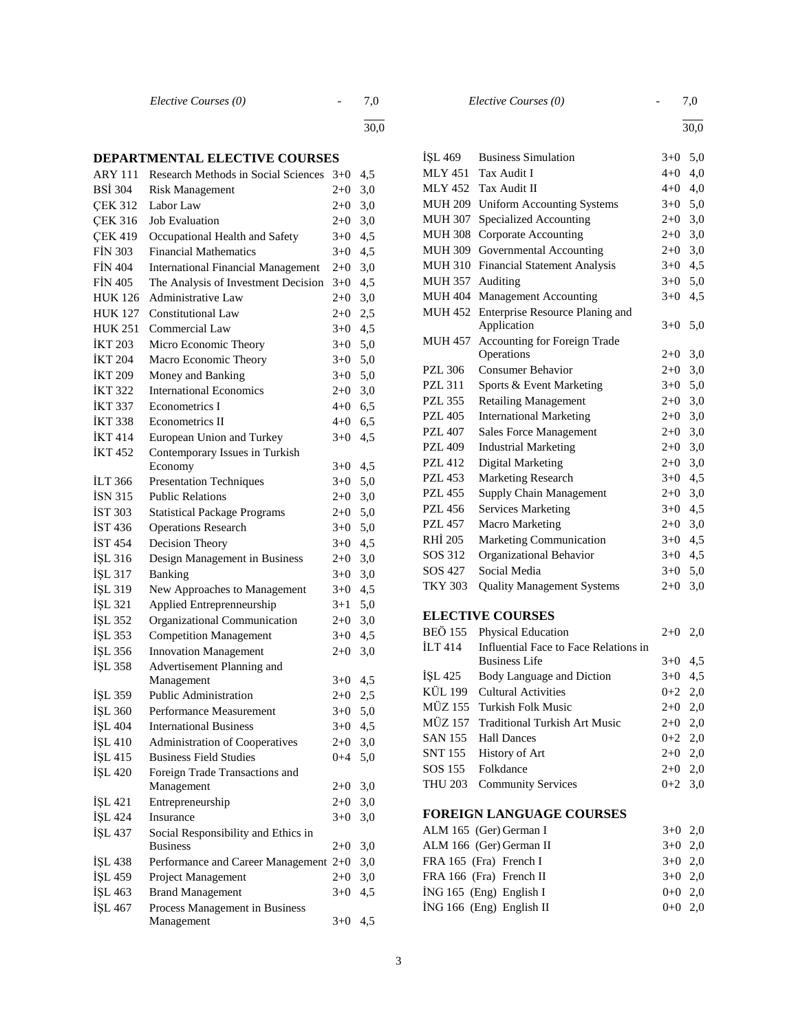| | | | |
|---|---|---|---|
| | *Elective Courses (0)* | - | 7,0 |
| | | | 30,0 |

| | | | |
|---|---|---|---|
| | *Elective Courses (0)* | - | 7,0 |
| | | | 30,0 |

## DEPARTMENTAL ELECTIVE COURSES

| Code | Course | | |
|---|---|---|---|
| ARY 111 | Research Methods in Social Sciences | 3+0 | 4,5 |
| BSİ 304 | Risk Management | 2+0 | 3,0 |
| ÇEK 312 | Labor Law | 2+0 | 3,0 |
| ÇEK 316 | Job Evaluation | 2+0 | 3,0 |
| ÇEK 419 | Occupational Health and Safety | 3+0 | 4,5 |
| FİN 303 | Financial Mathematics | 3+0 | 4,5 |
| FİN 404 | International Financial Management | 2+0 | 3,0 |
| FİN 405 | The Analysis of Investment Decision | 3+0 | 4,5 |
| HUK 126 | Administrative Law | 2+0 | 3,0 |
| HUK 127 | Constitutional Law | 2+0 | 2,5 |
| HUK 251 | Commercial Law | 3+0 | 4,5 |
| İKT 203 | Micro Economic Theory | 3+0 | 5,0 |
| İKT 204 | Macro Economic Theory | 3+0 | 5,0 |
| İKT 209 | Money and Banking | 3+0 | 5,0 |
| İKT 322 | International Economics | 2+0 | 3,0 |
| İKT 337 | Econometrics I | 4+0 | 6,5 |
| İKT 338 | Econometrics II | 4+0 | 6,5 |
| İKT 414 | European Union and Turkey | 3+0 | 4,5 |
| İKT 452 | Contemporary Issues in Turkish Economy | 3+0 | 4,5 |
| İLT 366 | Presentation Techniques | 3+0 | 5,0 |
| İSN 315 | Public Relations | 2+0 | 3,0 |
| İST 303 | Statistical Package Programs | 2+0 | 5,0 |
| İST 436 | Operations Research | 3+0 | 5,0 |
| İST 454 | Decision Theory | 3+0 | 4,5 |
| İŞL 316 | Design Management in Business | 2+0 | 3,0 |
| İŞL 317 | Banking | 3+0 | 3,0 |
| İŞL 319 | New Approaches to Management | 3+0 | 4,5 |
| İŞL 321 | Applied Entreprenneurship | 3+1 | 5,0 |
| İŞL 352 | Organizational Communication | 2+0 | 3,0 |
| İŞL 353 | Competition Management | 3+0 | 4,5 |
| İŞL 356 | Innovation Management | 2+0 | 3,0 |
| İŞL 358 | Advertisement Planning and Management | 3+0 | 4,5 |
| İŞL 359 | Public Administration | 2+0 | 2,5 |
| İŞL 360 | Performance Measurement | 3+0 | 5,0 |
| İŞL 404 | International Business | 3+0 | 4,5 |
| İŞL 410 | Administration of Cooperatives | 2+0 | 3,0 |
| İŞL 415 | Business Field Studies | 0+4 | 5,0 |
| İŞL 420 | Foreign Trade Transactions and Management | 2+0 | 3,0 |
| İŞL 421 | Entrepreneurship | 2+0 | 3,0 |
| İŞL 424 | Insurance | 3+0 | 3,0 |
| İŞL 437 | Social Responsibility and Ethics in Business | 2+0 | 3,0 |
| İŞL 438 | Performance and Career Management | 2+0 | 3,0 |
| İŞL 459 | Project Management | 2+0 | 3,0 |
| İŞL 463 | Brand Management | 3+0 | 4,5 |
| İŞL 467 | Process Management in Business Management | 3+0 | 4,5 |
| İŞL 469 | Business Simulation | 3+0 | 5,0 |
| MLY 451 | Tax Audit I | 4+0 | 4,0 |
| MLY 452 | Tax Audit II | 4+0 | 4,0 |
| MUH 209 | Uniform Accounting Systems | 3+0 | 5,0 |
| MUH 307 | Specialized Accounting | 2+0 | 3,0 |
| MUH 308 | Corporate Accounting | 2+0 | 3,0 |
| MUH 309 | Governmental Accounting | 2+0 | 3,0 |
| MUH 310 | Financial Statement Analysis | 3+0 | 4,5 |
| MUH 357 | Auditing | 3+0 | 5,0 |
| MUH 404 | Management Accounting | 3+0 | 4,5 |
| MUH 452 | Enterprise Resource Planing and Application | 3+0 | 5,0 |
| MUH 457 | Accounting for Foreign Trade Operations | 2+0 | 3,0 |
| PZL 306 | Consumer Behavior | 2+0 | 3,0 |
| PZL 311 | Sports & Event Marketing | 3+0 | 5,0 |
| PZL 355 | Retailing Management | 2+0 | 3,0 |
| PZL 405 | International Marketing | 2+0 | 3,0 |
| PZL 407 | Sales Force Management | 2+0 | 3,0 |
| PZL 409 | Industrial Marketing | 2+0 | 3,0 |
| PZL 412 | Digital Marketing | 2+0 | 3,0 |
| PZL 453 | Marketing Research | 3+0 | 4,5 |
| PZL 455 | Supply Chain Management | 2+0 | 3,0 |
| PZL 456 | Services Marketing | 3+0 | 4,5 |
| PZL 457 | Macro Marketing | 2+0 | 3,0 |
| RHİ 205 | Marketing Communication | 3+0 | 4,5 |
| SOS 312 | Organizational Behavior | 3+0 | 4,5 |
| SOS 427 | Social Media | 3+0 | 5,0 |
| TKY 303 | Quality Management Systems | 2+0 | 3,0 |

## ELECTIVE COURSES

| Code | Course | | |
|---|---|---|---|
| BEÖ 155 | Physical Education | 2+0 | 2,0 |
| İLT 414 | Influential Face to Face Relations in Business Life | 3+0 | 4,5 |
| İŞL 425 | Body Language and Diction | 3+0 | 4,5 |
| KÜL 199 | Cultural Activities | 0+2 | 2,0 |
| MÜZ 155 | Turkish Folk Music | 2+0 | 2,0 |
| MÜZ 157 | Traditional Turkish Art Music | 2+0 | 2,0 |
| SAN 155 | Hall Dances | 0+2 | 2,0 |
| SNT 155 | History of Art | 2+0 | 2,0 |
| SOS 155 | Folkdance | 2+0 | 2,0 |
| THU 203 | Community Services | 0+2 | 3,0 |

## FOREIGN LANGUAGE COURSES

| Code | Course | | |
|---|---|---|---|
| ALM 165 | (Ger) German I | 3+0 | 2,0 |
| ALM 166 | (Ger) German II | 3+0 | 2,0 |
| FRA 165 | (Fra) French I | 3+0 | 2,0 |
| FRA 166 | (Fra) French II | 3+0 | 2,0 |
| İNG 165 | (Eng) English I | 0+0 | 2,0 |
| İNG 166 | (Eng) English II | 0+0 | 2,0 |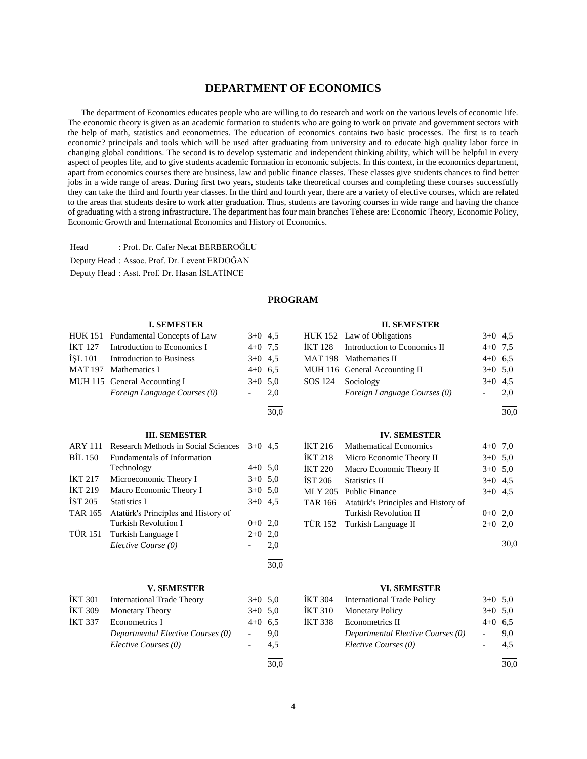# DEPARTMENT OF ECONOMICS

The department of Economics educates people who are willing to do research and work on the various levels of economic life. The economic theory is given as an academic formation to students who are going to work on private and government sectors with the help of math, statistics and econometrics. The education of economics contains two basic processes. The first is to teach economic? principals and tools which will be used after graduating from university and to educate high quality labor force in changing global conditions. The second is to develop systematic and independent thinking ability, which will be helpful in every aspect of peoples life, and to give students academic formation in economic subjects. In this context, in the economics department, apart from economics courses there are business, law and public finance classes. These classes give students chances to find better jobs in a wide range of areas. During first two years, students take theoretical courses and completing these courses successfully they can take the third and fourth year classes. In the third and fourth year, there are a variety of elective courses, which are related to the areas that students desire to work after graduation. Thus, students are favoring courses in wide range and having the chance of graduating with a strong infrastructure. The department has four main branches Tehese are: Economic Theory, Economic Policy, Economic Growth and International Economics and History of Economics.

Head : Prof. Dr. Cafer Necat BERBEROĞLU
Deputy Head : Assoc. Prof. Dr. Levent ERDOĞAN
Deputy Head : Asst. Prof. Dr. Hasan İSLATİNCE

## PROGRAM

### I. SEMESTER

| Code | Course | Hours | ECTS |
|---|---|---|---|
| HUK 151 | Fundamental Concepts of Law | 3+0 | 4,5 |
| İKT 127 | Introduction to Economics I | 4+0 | 7,5 |
| İŞL 101 | Introduction to Business | 3+0 | 4,5 |
| MAT 197 | Mathematics I | 4+0 | 6,5 |
| MUH 115 | General Accounting I | 3+0 | 5,0 |
| | *Foreign Language Courses (0)* | - | 2,0 |
| | | | 30,0 |

### II. SEMESTER

| Code | Course | Hours | ECTS |
|---|---|---|---|
| HUK 152 | Law of Obligations | 3+0 | 4,5 |
| İKT 128 | Introduction to Economics II | 4+0 | 7,5 |
| MAT 198 | Mathematics II | 4+0 | 6,5 |
| MUH 116 | General Accounting II | 3+0 | 5,0 |
| SOS 124 | Sociology | 3+0 | 4,5 |
| | *Foreign Language Courses (0)* | - | 2,0 |
| | | | 30,0 |

### III. SEMESTER

| Code | Course | Hours | ECTS |
|---|---|---|---|
| ARY 111 | Research Methods in Social Sciences | 3+0 | 4,5 |
| BİL 150 | Fundamentals of Information Technology | 4+0 | 5,0 |
| İKT 217 | Microeconomic Theory I | 3+0 | 5,0 |
| İKT 219 | Macro Economic Theory I | 3+0 | 5,0 |
| İST 205 | Statistics I | 3+0 | 4,5 |
| TAR 165 | Atatürk's Principles and History of Turkish Revolution I | 0+0 | 2,0 |
| TÜR 151 | Turkish Language I | 2+0 | 2,0 |
| | *Elective Course (0)* | - | 2,0 |
| | | | 30,0 |

### IV. SEMESTER

| Code | Course | Hours | ECTS |
|---|---|---|---|
| İKT 216 | Mathematical Economics | 4+0 | 7,0 |
| İKT 218 | Micro Economic Theory II | 3+0 | 5,0 |
| İKT 220 | Macro Economic Theory II | 3+0 | 5,0 |
| İST 206 | Statistics II | 3+0 | 4,5 |
| MLY 205 | Public Finance | 3+0 | 4,5 |
| TAR 166 | Atatürk's Principles and History of Turkish Revolution II | 0+0 | 2,0 |
| TÜR 152 | Turkish Language II | 2+0 | 2,0 |
| | | | 30,0 |

### V. SEMESTER

| Code | Course | Hours | ECTS |
|---|---|---|---|
| İKT 301 | International Trade Theory | 3+0 | 5,0 |
| İKT 309 | Monetary Theory | 3+0 | 5,0 |
| İKT 337 | Econometrics I | 4+0 | 6,5 |
| | *Departmental Elective Courses (0)* | - | 9,0 |
| | *Elective Courses (0)* | - | 4,5 |
| | | | 30,0 |

### VI. SEMESTER

| Code | Course | Hours | ECTS |
|---|---|---|---|
| İKT 304 | International Trade Policy | 3+0 | 5,0 |
| İKT 310 | Monetary Policy | 3+0 | 5,0 |
| İKT 338 | Econometrics II | 4+0 | 6,5 |
| | *Departmental Elective Courses (0)* | - | 9,0 |
| | *Elective Courses (0)* | - | 4,5 |
| | | | 30,0 |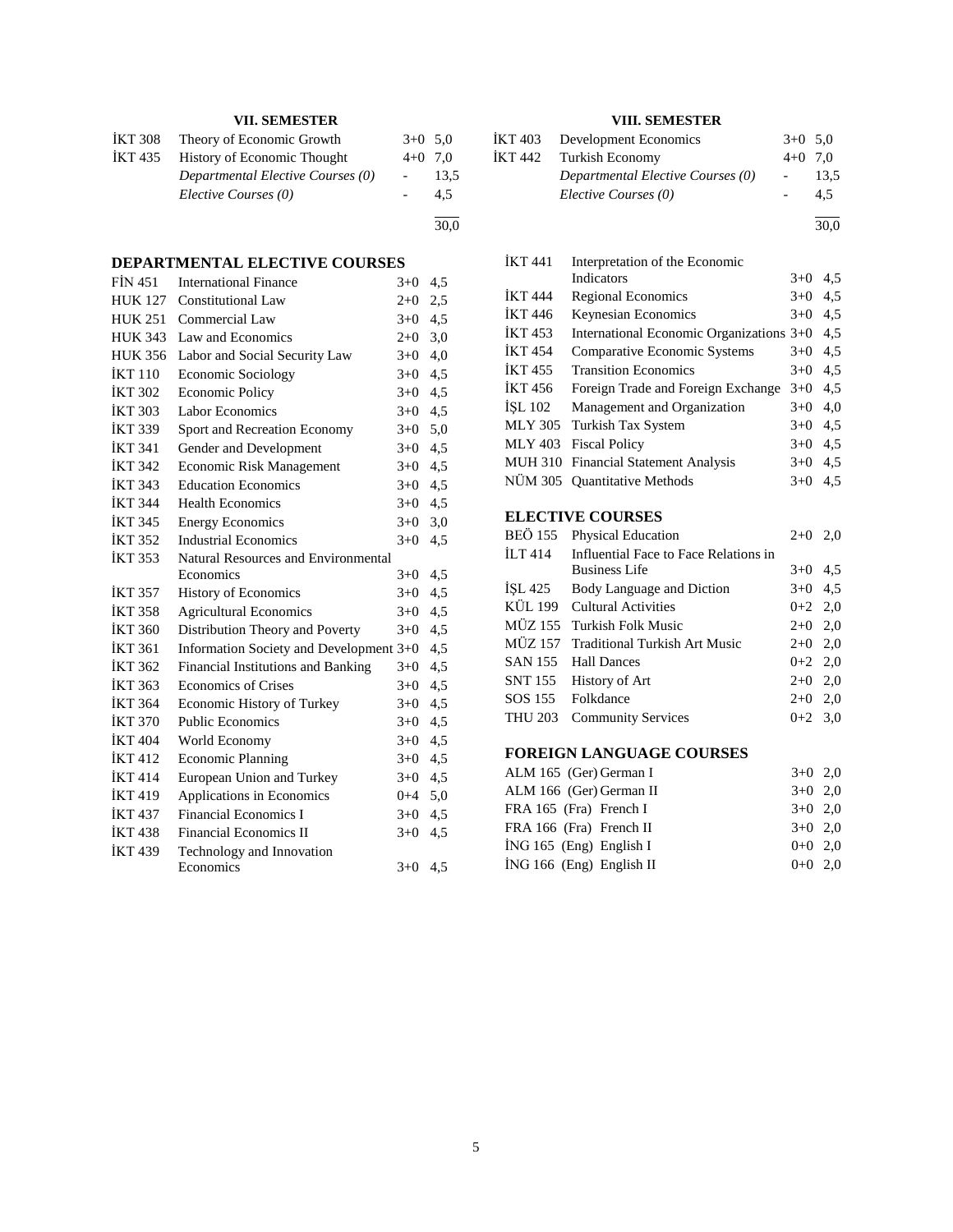### VII. SEMESTER

| | | | |
|---|---|---|---|
| İKT 308 | Theory of Economic Growth | 3+0 | 5,0 |
| İKT 435 | History of Economic Thought | 4+0 | 7,0 |
| | *Departmental Elective Courses (0)* | - | 13,5 |
| | *Elective Courses (0)* | - | 4,5 |
| | | | 30,0 |

### VIII. SEMESTER

| | | | |
|---|---|---|---|
| İKT 403 | Development Economics | 3+0 | 5,0 |
| İKT 442 | Turkish Economy | 4+0 | 7,0 |
| | *Departmental Elective Courses (0)* | - | 13,5 |
| | *Elective Courses (0)* | - | 4,5 |
| | | | 30,0 |

## DEPARTMENTAL ELECTIVE COURSES

| | | | |
|---|---|---|---|
| FİN 451 | International Finance | 3+0 | 4,5 |
| HUK 127 | Constitutional Law | 2+0 | 2,5 |
| HUK 251 | Commercial Law | 3+0 | 4,5 |
| HUK 343 | Law and Economics | 2+0 | 3,0 |
| HUK 356 | Labor and Social Security Law | 3+0 | 4,0 |
| İKT 110 | Economic Sociology | 3+0 | 4,5 |
| İKT 302 | Economic Policy | 3+0 | 4,5 |
| İKT 303 | Labor Economics | 3+0 | 4,5 |
| İKT 339 | Sport and Recreation Economy | 3+0 | 5,0 |
| İKT 341 | Gender and Development | 3+0 | 4,5 |
| İKT 342 | Economic Risk Management | 3+0 | 4,5 |
| İKT 343 | Education Economics | 3+0 | 4,5 |
| İKT 344 | Health Economics | 3+0 | 4,5 |
| İKT 345 | Energy Economics | 3+0 | 3,0 |
| İKT 352 | Industrial Economics | 3+0 | 4,5 |
| İKT 353 | Natural Resources and Environmental Economics | 3+0 | 4,5 |
| İKT 357 | History of Economics | 3+0 | 4,5 |
| İKT 358 | Agricultural Economics | 3+0 | 4,5 |
| İKT 360 | Distribution Theory and Poverty | 3+0 | 4,5 |
| İKT 361 | Information Society and Development | 3+0 | 4,5 |
| İKT 362 | Financial Institutions and Banking | 3+0 | 4,5 |
| İKT 363 | Economics of Crises | 3+0 | 4,5 |
| İKT 364 | Economic History of Turkey | 3+0 | 4,5 |
| İKT 370 | Public Economics | 3+0 | 4,5 |
| İKT 404 | World Economy | 3+0 | 4,5 |
| İKT 412 | Economic Planning | 3+0 | 4,5 |
| İKT 414 | European Union and Turkey | 3+0 | 4,5 |
| İKT 419 | Applications in Economics | 0+4 | 5,0 |
| İKT 437 | Financial Economics I | 3+0 | 4,5 |
| İKT 438 | Financial Economics II | 3+0 | 4,5 |
| İKT 439 | Technology and Innovation Economics | 3+0 | 4,5 |
| İKT 441 | Interpretation of the Economic Indicators | 3+0 | 4,5 |
| İKT 444 | Regional Economics | 3+0 | 4,5 |
| İKT 446 | Keynesian Economics | 3+0 | 4,5 |
| İKT 453 | International Economic Organizations | 3+0 | 4,5 |
| İKT 454 | Comparative Economic Systems | 3+0 | 4,5 |
| İKT 455 | Transition Economics | 3+0 | 4,5 |
| İKT 456 | Foreign Trade and Foreign Exchange | 3+0 | 4,5 |
| İŞL 102 | Management and Organization | 3+0 | 4,0 |
| MLY 305 | Turkish Tax System | 3+0 | 4,5 |
| MLY 403 | Fiscal Policy | 3+0 | 4,5 |
| MUH 310 | Financial Statement Analysis | 3+0 | 4,5 |
| NÜM 305 | Quantitative Methods | 3+0 | 4,5 |

## ELECTIVE COURSES

| | | | |
|---|---|---|---|
| BEÖ 155 | Physical Education | 2+0 | 2,0 |
| İLT 414 | Influential Face to Face Relations in Business Life | 3+0 | 4,5 |
| İŞL 425 | Body Language and Diction | 3+0 | 4,5 |
| KÜL 199 | Cultural Activities | 0+2 | 2,0 |
| MÜZ 155 | Turkish Folk Music | 2+0 | 2,0 |
| MÜZ 157 | Traditional Turkish Art Music | 2+0 | 2,0 |
| SAN 155 | Hall Dances | 0+2 | 2,0 |
| SNT 155 | History of Art | 2+0 | 2,0 |
| SOS 155 | Folkdance | 2+0 | 2,0 |
| THU 203 | Community Services | 0+2 | 3,0 |

## FOREIGN LANGUAGE COURSES

| | | | |
|---|---|---|---|
| ALM 165 | (Ger) German I | 3+0 | 2,0 |
| ALM 166 | (Ger) German II | 3+0 | 2,0 |
| FRA 165 | (Fra) French I | 3+0 | 2,0 |
| FRA 166 | (Fra) French II | 3+0 | 2,0 |
| İNG 165 | (Eng) English I | 0+0 | 2,0 |
| İNG 166 | (Eng) English II | 0+0 | 2,0 |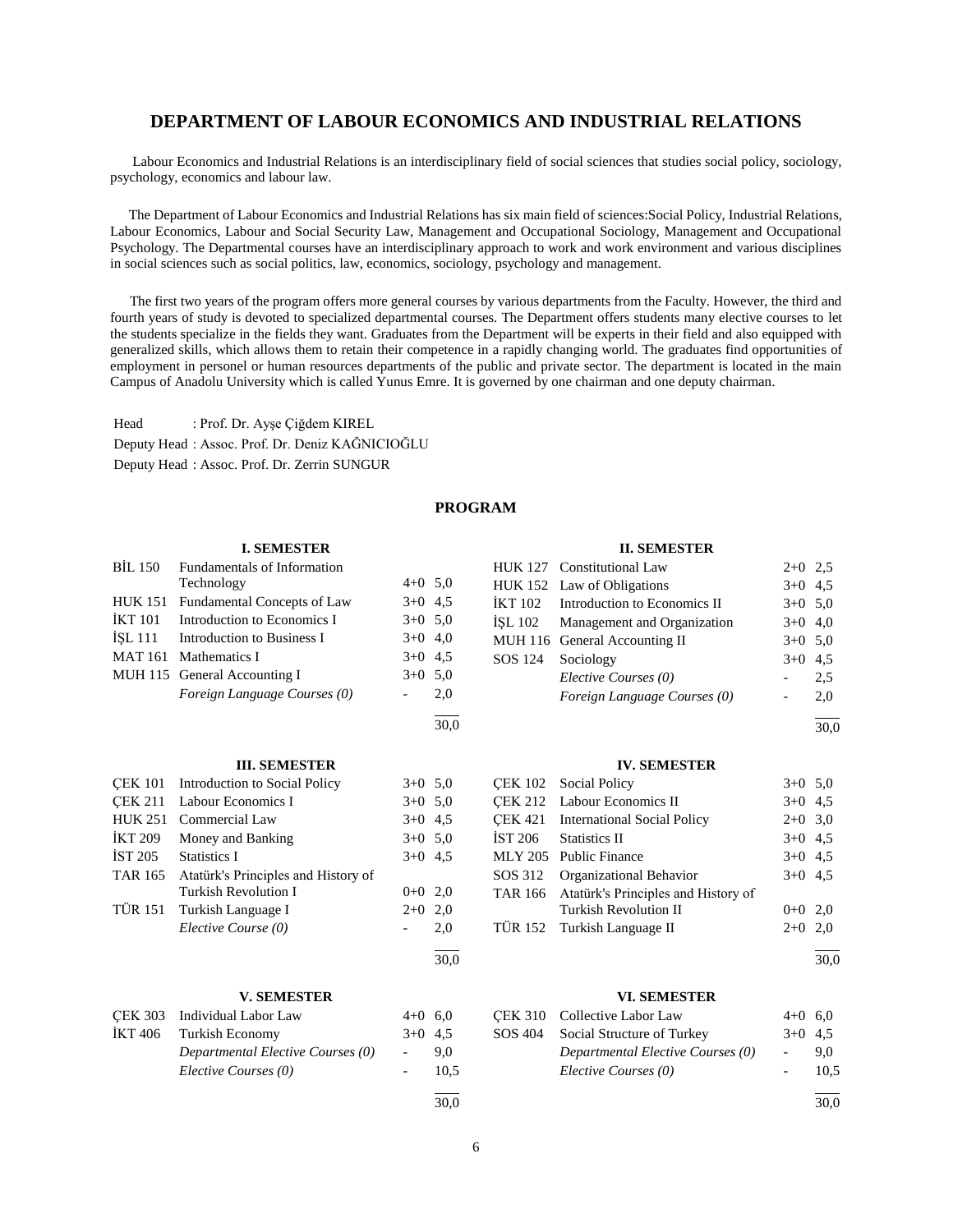# DEPARTMENT OF LABOUR ECONOMICS AND INDUSTRIAL RELATIONS

Labour Economics and Industrial Relations is an interdisciplinary field of social sciences that studies social policy, sociology, psychology, economics and labour law.

The Department of Labour Economics and Industrial Relations has six main field of sciences:Social Policy, Industrial Relations, Labour Economics, Labour and Social Security Law, Management and Occupational Sociology, Management and Occupational Psychology. The Departmental courses have an interdisciplinary approach to work and work environment and various disciplines in social sciences such as social politics, law, economics, sociology, psychology and management.

The first two years of the program offers more general courses by various departments from the Faculty. However, the third and fourth years of study is devoted to specialized departmental courses. The Department offers students many elective courses to let the students specialize in the fields they want. Graduates from the Department will be experts in their field and also equipped with generalized skills, which allows them to retain their competence in a rapidly changing world. The graduates find opportunities of employment in personel or human resources departments of the public and private sector. The department is located in the main Campus of Anadolu University which is called Yunus Emre. It is governed by one chairman and one deputy chairman.

Head : Prof. Dr. Ayşe Çiğdem KIREL
Deputy Head : Assoc. Prof. Dr. Deniz KAĞNICIOĞLU
Deputy Head : Assoc. Prof. Dr. Zerrin SUNGUR

## PROGRAM

### I. SEMESTER

| Code | Course | Hours | ECTS |
|---|---|---|---|
| BİL 150 | Fundamentals of Information Technology | 4+0 | 5,0 |
| HUK 151 | Fundamental Concepts of Law | 3+0 | 4,5 |
| İKT 101 | Introduction to Economics I | 3+0 | 5,0 |
| İŞL 111 | Introduction to Business I | 3+0 | 4,0 |
| MAT 161 | Mathematics I | 3+0 | 4,5 |
| MUH 115 | General Accounting I | 3+0 | 5,0 |
| | *Foreign Language Courses (0)* | - | 2,0 |
| | | | 30,0 |

### II. SEMESTER

| Code | Course | Hours | ECTS |
|---|---|---|---|
| HUK 127 | Constitutional Law | 2+0 | 2,5 |
| HUK 152 | Law of Obligations | 3+0 | 4,5 |
| İKT 102 | Introduction to Economics II | 3+0 | 5,0 |
| İŞL 102 | Management and Organization | 3+0 | 4,0 |
| MUH 116 | General Accounting II | 3+0 | 5,0 |
| SOS 124 | Sociology | 3+0 | 4,5 |
| | *Elective Courses (0)* | - | 2,5 |
| | *Foreign Language Courses (0)* | - | 2,0 |
| | | | 30,0 |

### III. SEMESTER

| Code | Course | Hours | ECTS |
|---|---|---|---|
| ÇEK 101 | Introduction to Social Policy | 3+0 | 5,0 |
| ÇEK 211 | Labour Economics I | 3+0 | 5,0 |
| HUK 251 | Commercial Law | 3+0 | 4,5 |
| İKT 209 | Money and Banking | 3+0 | 5,0 |
| İST 205 | Statistics I | 3+0 | 4,5 |
| TAR 165 | Atatürk's Principles and History of Turkish Revolution I | 0+0 | 2,0 |
| TÜR 151 | Turkish Language I | 2+0 | 2,0 |
| | *Elective Course (0)* | - | 2,0 |
| | | | 30,0 |

### IV. SEMESTER

| Code | Course | Hours | ECTS |
|---|---|---|---|
| ÇEK 102 | Social Policy | 3+0 | 5,0 |
| ÇEK 212 | Labour Economics II | 3+0 | 4,5 |
| ÇEK 421 | International Social Policy | 2+0 | 3,0 |
| İST 206 | Statistics II | 3+0 | 4,5 |
| MLY 205 | Public Finance | 3+0 | 4,5 |
| SOS 312 | Organizational Behavior | 3+0 | 4,5 |
| TAR 166 | Atatürk's Principles and History of Turkish Revolution II | 0+0 | 2,0 |
| TÜR 152 | Turkish Language II | 2+0 | 2,0 |
| | | | 30,0 |

### V. SEMESTER

| Code | Course | Hours | ECTS |
|---|---|---|---|
| ÇEK 303 | Individual Labor Law | 4+0 | 6,0 |
| İKT 406 | Turkish Economy | 3+0 | 4,5 |
| | *Departmental Elective Courses (0)* | - | 9,0 |
| | *Elective Courses (0)* | - | 10,5 |
| | | | 30,0 |

### VI. SEMESTER

| Code | Course | Hours | ECTS |
|---|---|---|---|
| ÇEK 310 | Collective Labor Law | 4+0 | 6,0 |
| SOS 404 | Social Structure of Turkey | 3+0 | 4,5 |
| | *Departmental Elective Courses (0)* | - | 9,0 |
| | *Elective Courses (0)* | - | 10,5 |
| | | | 30,0 |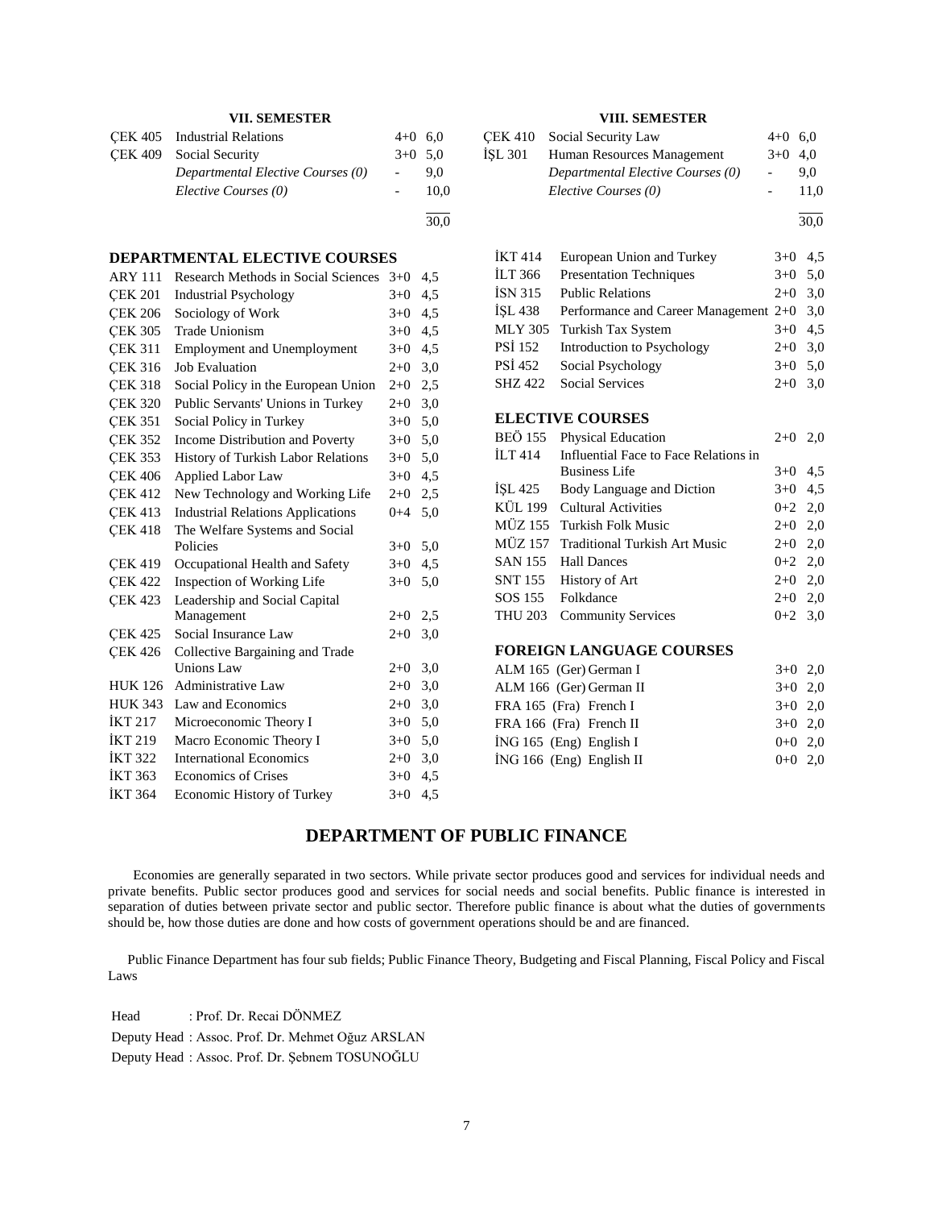### VII. SEMESTER

| | | | |
|---|---|---|---|
| ÇEK 405 | Industrial Relations | 4+0 | 6,0 |
| ÇEK 409 | Social Security | 3+0 | 5,0 |
| | *Departmental Elective Courses (0)* | - | 9,0 |
| | *Elective Courses (0)* | - | 10,0 |
| | | | 30,0 |

### VIII. SEMESTER

| | | | |
|---|---|---|---|
| ÇEK 410 | Social Security Law | 4+0 | 6,0 |
| İŞL 301 | Human Resources Management | 3+0 | 4,0 |
| | *Departmental Elective Courses (0)* | - | 9,0 |
| | *Elective Courses (0)* | - | 11,0 |
| | | | 30,0 |

### DEPARTMENTAL ELECTIVE COURSES

| | | | |
|---|---|---|---|
| ARY 111 | Research Methods in Social Sciences | 3+0 | 4,5 |
| ÇEK 201 | Industrial Psychology | 3+0 | 4,5 |
| ÇEK 206 | Sociology of Work | 3+0 | 4,5 |
| ÇEK 305 | Trade Unionism | 3+0 | 4,5 |
| ÇEK 311 | Employment and Unemployment | 3+0 | 4,5 |
| ÇEK 316 | Job Evaluation | 2+0 | 3,0 |
| ÇEK 318 | Social Policy in the European Union | 2+0 | 2,5 |
| ÇEK 320 | Public Servants' Unions in Turkey | 2+0 | 3,0 |
| ÇEK 351 | Social Policy in Turkey | 3+0 | 5,0 |
| ÇEK 352 | Income Distribution and Poverty | 3+0 | 5,0 |
| ÇEK 353 | History of Turkish Labor Relations | 3+0 | 5,0 |
| ÇEK 406 | Applied Labor Law | 3+0 | 4,5 |
| ÇEK 412 | New Technology and Working Life | 2+0 | 2,5 |
| ÇEK 413 | Industrial Relations Applications | 0+4 | 5,0 |
| ÇEK 418 | The Welfare Systems and Social Policies | 3+0 | 5,0 |
| ÇEK 419 | Occupational Health and Safety | 3+0 | 4,5 |
| ÇEK 422 | Inspection of Working Life | 3+0 | 5,0 |
| ÇEK 423 | Leadership and Social Capital Management | 2+0 | 2,5 |
| ÇEK 425 | Social Insurance Law | 2+0 | 3,0 |
| ÇEK 426 | Collective Bargaining and Trade Unions Law | 2+0 | 3,0 |
| HUK 126 | Administrative Law | 2+0 | 3,0 |
| HUK 343 | Law and Economics | 2+0 | 3,0 |
| İKT 217 | Microeconomic Theory I | 3+0 | 5,0 |
| İKT 219 | Macro Economic Theory I | 3+0 | 5,0 |
| İKT 322 | International Economics | 2+0 | 3,0 |
| İKT 363 | Economics of Crises | 3+0 | 4,5 |
| İKT 364 | Economic History of Turkey | 3+0 | 4,5 |
| İKT 414 | European Union and Turkey | 3+0 | 4,5 |
| İLT 366 | Presentation Techniques | 3+0 | 5,0 |
| İSN 315 | Public Relations | 2+0 | 3,0 |
| İŞL 438 | Performance and Career Management | 2+0 | 3,0 |
| MLY 305 | Turkish Tax System | 3+0 | 4,5 |
| PSİ 152 | Introduction to Psychology | 2+0 | 3,0 |
| PSİ 452 | Social Psychology | 3+0 | 5,0 |
| SHZ 422 | Social Services | 2+0 | 3,0 |

### ELECTIVE COURSES

| | | | |
|---|---|---|---|
| BEÖ 155 | Physical Education | 2+0 | 2,0 |
| İLT 414 | Influential Face to Face Relations in Business Life | 3+0 | 4,5 |
| İŞL 425 | Body Language and Diction | 3+0 | 4,5 |
| KÜL 199 | Cultural Activities | 0+2 | 2,0 |
| MÜZ 155 | Turkish Folk Music | 2+0 | 2,0 |
| MÜZ 157 | Traditional Turkish Art Music | 2+0 | 2,0 |
| SAN 155 | Hall Dances | 0+2 | 2,0 |
| SNT 155 | History of Art | 2+0 | 2,0 |
| SOS 155 | Folkdance | 2+0 | 2,0 |
| THU 203 | Community Services | 0+2 | 3,0 |

### FOREIGN LANGUAGE COURSES

| | | | |
|---|---|---|---|
| ALM 165 | (Ger) German I | 3+0 | 2,0 |
| ALM 166 | (Ger) German II | 3+0 | 2,0 |
| FRA 165 | (Fra) French I | 3+0 | 2,0 |
| FRA 166 | (Fra) French II | 3+0 | 2,0 |
| İNG 165 | (Eng) English I | 0+0 | 2,0 |
| İNG 166 | (Eng) English II | 0+0 | 2,0 |

## DEPARTMENT OF PUBLIC FINANCE

Economies are generally separated in two sectors. While private sector produces good and services for individual needs and private benefits. Public sector produces good and services for social needs and social benefits. Public finance is interested in separation of duties between private sector and public sector. Therefore public finance is about what the duties of governments should be, how those duties are done and how costs of government operations should be and are financed.

Public Finance Department has four sub fields; Public Finance Theory, Budgeting and Fiscal Planning, Fiscal Policy and Fiscal Laws

Head : Prof. Dr. Recai DÖNMEZ

Deputy Head : Assoc. Prof. Dr. Mehmet Oğuz ARSLAN

Deputy Head : Assoc. Prof. Dr. Şebnem TOSUNOĞLU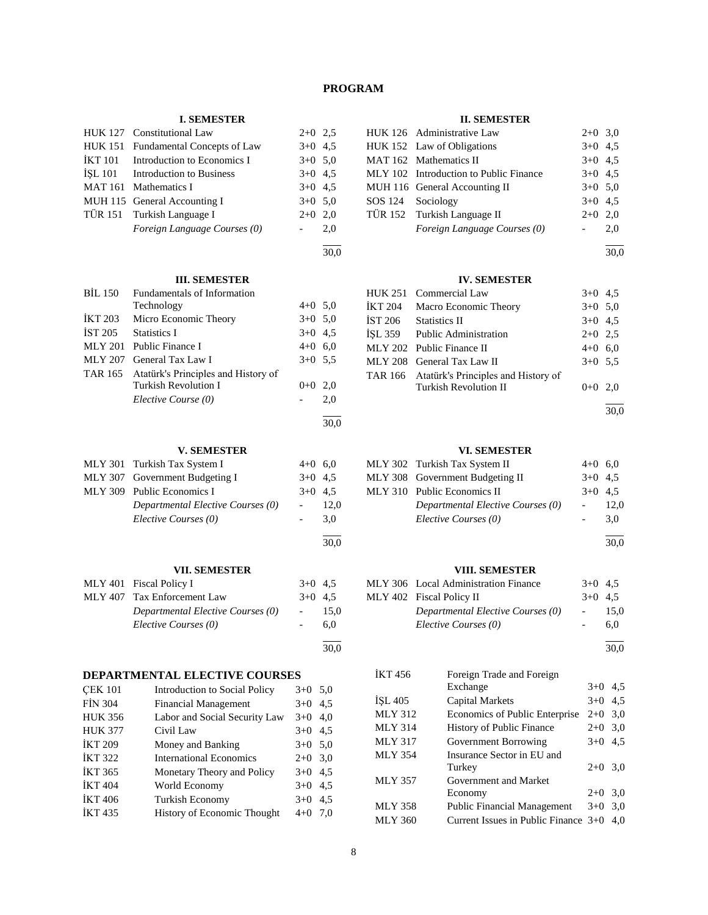# PROGRAM

### I. SEMESTER

| | | | |
|---|---|---|---|
| HUK 127 | Constitutional Law | 2+0 | 2,5 |
| HUK 151 | Fundamental Concepts of Law | 3+0 | 4,5 |
| İKT 101 | Introduction to Economics I | 3+0 | 5,0 |
| İŞL 101 | Introduction to Business | 3+0 | 4,5 |
| MAT 161 | Mathematics I | 3+0 | 4,5 |
| MUH 115 | General Accounting I | 3+0 | 5,0 |
| TÜR 151 | Turkish Language I | 2+0 | 2,0 |
| | *Foreign Language Courses (0)* | - | 2,0 |
| | | | 30,0 |

### II. SEMESTER

| | | | |
|---|---|---|---|
| HUK 126 | Administrative Law | 2+0 | 3,0 |
| HUK 152 | Law of Obligations | 3+0 | 4,5 |
| MAT 162 | Mathematics II | 3+0 | 4,5 |
| MLY 102 | Introduction to Public Finance | 3+0 | 4,5 |
| MUH 116 | General Accounting II | 3+0 | 5,0 |
| SOS 124 | Sociology | 3+0 | 4,5 |
| TÜR 152 | Turkish Language II | 2+0 | 2,0 |
| | *Foreign Language Courses (0)* | - | 2,0 |
| | | | 30,0 |

### III. SEMESTER

| | | | |
|---|---|---|---|
| BİL 150 | Fundamentals of Information Technology | 4+0 | 5,0 |
| İKT 203 | Micro Economic Theory | 3+0 | 5,0 |
| İST 205 | Statistics I | 3+0 | 4,5 |
| MLY 201 | Public Finance I | 4+0 | 6,0 |
| MLY 207 | General Tax Law I | 3+0 | 5,5 |
| TAR 165 | Atatürk's Principles and History of Turkish Revolution I | 0+0 | 2,0 |
| | *Elective Course (0)* | - | 2,0 |
| | | | 30,0 |

### IV. SEMESTER

| | | | |
|---|---|---|---|
| HUK 251 | Commercial Law | 3+0 | 4,5 |
| İKT 204 | Macro Economic Theory | 3+0 | 5,0 |
| İST 206 | Statistics II | 3+0 | 4,5 |
| İŞL 359 | Public Administration | 2+0 | 2,5 |
| MLY 202 | Public Finance II | 4+0 | 6,0 |
| MLY 208 | General Tax Law II | 3+0 | 5,5 |
| TAR 166 | Atatürk's Principles and History of Turkish Revolution II | 0+0 | 2,0 |
| | | | 30,0 |

### V. SEMESTER

| | | | |
|---|---|---|---|
| MLY 301 | Turkish Tax System I | 4+0 | 6,0 |
| MLY 307 | Government Budgeting I | 3+0 | 4,5 |
| MLY 309 | Public Economics I | 3+0 | 4,5 |
| | *Departmental Elective Courses (0)* | - | 12,0 |
| | *Elective Courses (0)* | - | 3,0 |
| | | | 30,0 |

### VI. SEMESTER

| | | | |
|---|---|---|---|
| MLY 302 | Turkish Tax System II | 4+0 | 6,0 |
| MLY 308 | Government Budgeting II | 3+0 | 4,5 |
| MLY 310 | Public Economics II | 3+0 | 4,5 |
| | *Departmental Elective Courses (0)* | - | 12,0 |
| | *Elective Courses (0)* | - | 3,0 |
| | | | 30,0 |

### VII. SEMESTER

| | | | |
|---|---|---|---|
| MLY 401 | Fiscal Policy I | 3+0 | 4,5 |
| MLY 407 | Tax Enforcement Law | 3+0 | 4,5 |
| | *Departmental Elective Courses (0)* | - | 15,0 |
| | *Elective Courses (0)* | - | 6,0 |
| | | | 30,0 |

### VIII. SEMESTER

| | | | |
|---|---|---|---|
| MLY 306 | Local Administration Finance | 3+0 | 4,5 |
| MLY 402 | Fiscal Policy II | 3+0 | 4,5 |
| | *Departmental Elective Courses (0)* | - | 15,0 |
| | *Elective Courses (0)* | - | 6,0 |
| | | | 30,0 |

## DEPARTMENTAL ELECTIVE COURSES

| | | | |
|---|---|---|---|
| ÇEK 101 | Introduction to Social Policy | 3+0 | 5,0 |
| FİN 304 | Financial Management | 3+0 | 4,5 |
| HUK 356 | Labor and Social Security Law | 3+0 | 4,0 |
| HUK 377 | Civil Law | 3+0 | 4,5 |
| İKT 209 | Money and Banking | 3+0 | 5,0 |
| İKT 322 | International Economics | 2+0 | 3,0 |
| İKT 365 | Monetary Theory and Policy | 3+0 | 4,5 |
| İKT 404 | World Economy | 3+0 | 4,5 |
| İKT 406 | Turkish Economy | 3+0 | 4,5 |
| İKT 435 | History of Economic Thought | 4+0 | 7,0 |
| İKT 456 | Foreign Trade and Foreign Exchange | 3+0 | 4,5 |
| İŞL 405 | Capital Markets | 3+0 | 4,5 |
| MLY 312 | Economics of Public Enterprise | 2+0 | 3,0 |
| MLY 314 | History of Public Finance | 2+0 | 3,0 |
| MLY 317 | Government Borrowing | 3+0 | 4,5 |
| MLY 354 | Insurance Sector in EU and Turkey | 2+0 | 3,0 |
| MLY 357 | Government and Market Economy | 2+0 | 3,0 |
| MLY 358 | Public Financial Management | 3+0 | 3,0 |
| MLY 360 | Current Issues in Public Finance | 3+0 | 4,0 |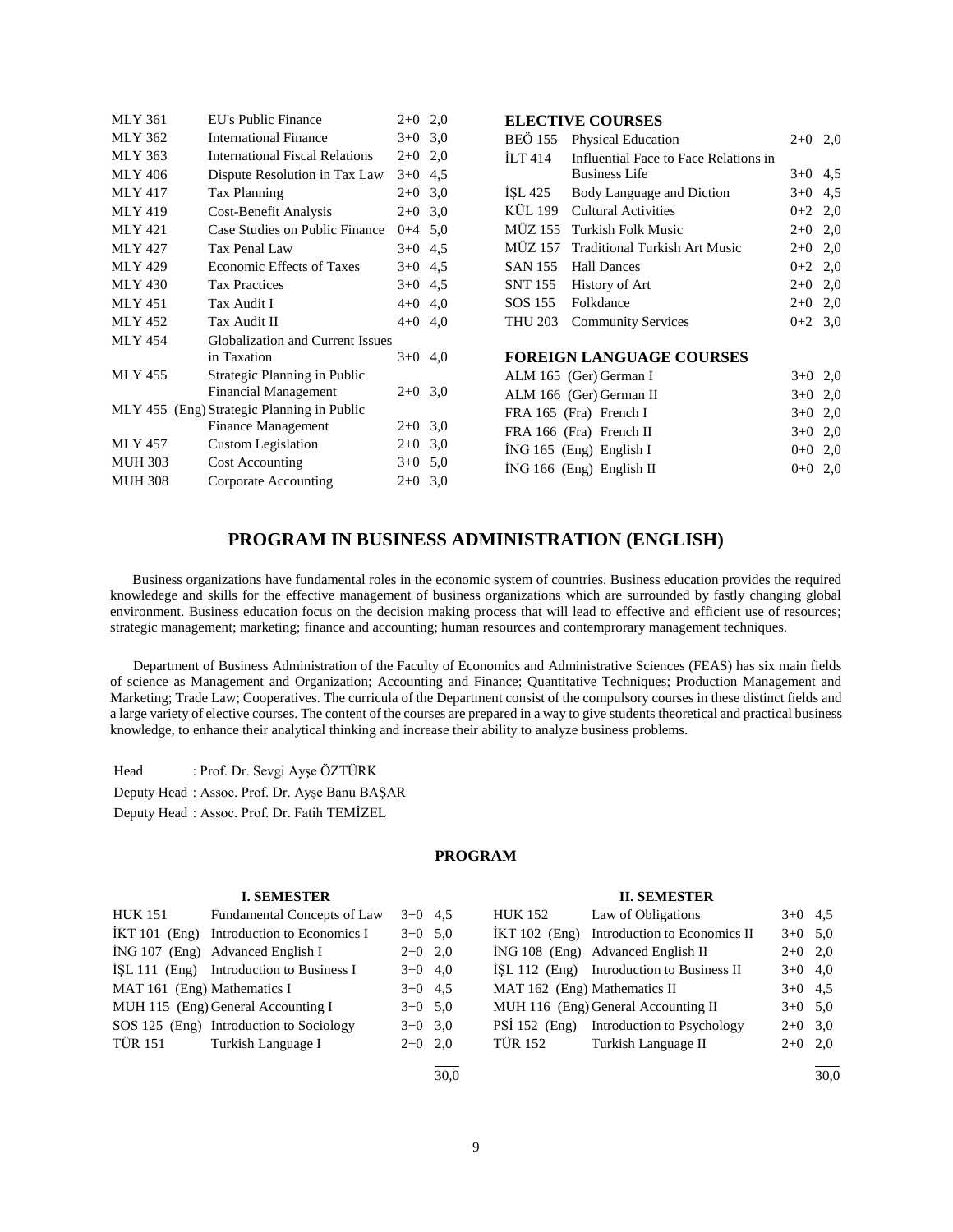| | | | |
|---|---|---|---|
| MLY 361 | EU's Public Finance | 2+0 | 2,0 |
| MLY 362 | International Finance | 3+0 | 3,0 |
| MLY 363 | International Fiscal Relations | 2+0 | 2,0 |
| MLY 406 | Dispute Resolution in Tax Law | 3+0 | 4,5 |
| MLY 417 | Tax Planning | 2+0 | 3,0 |
| MLY 419 | Cost-Benefit Analysis | 2+0 | 3,0 |
| MLY 421 | Case Studies on Public Finance | 0+4 | 5,0 |
| MLY 427 | Tax Penal Law | 3+0 | 4,5 |
| MLY 429 | Economic Effects of Taxes | 3+0 | 4,5 |
| MLY 430 | Tax Practices | 3+0 | 4,5 |
| MLY 451 | Tax Audit I | 4+0 | 4,0 |
| MLY 452 | Tax Audit II | 4+0 | 4,0 |
| MLY 454 | Globalization and Current Issues in Taxation | 3+0 | 4,0 |
| MLY 455 | Strategic Planning in Public Financial Management | 2+0 | 3,0 |
| MLY 455 (Eng) | Strategic Planning in Public Finance Management | 2+0 | 3,0 |
| MLY 457 | Custom Legislation | 2+0 | 3,0 |
| MUH 303 | Cost Accounting | 3+0 | 5,0 |
| MUH 308 | Corporate Accounting | 2+0 | 3,0 |

**ELECTIVE COURSES**

| | | | |
|---|---|---|---|
| BEÖ 155 | Physical Education | 2+0 | 2,0 |
| İLT 414 | Influential Face to Face Relations in Business Life | 3+0 | 4,5 |
| İŞL 425 | Body Language and Diction | 3+0 | 4,5 |
| KÜL 199 | Cultural Activities | 0+2 | 2,0 |
| MÜZ 155 | Turkish Folk Music | 2+0 | 2,0 |
| MÜZ 157 | Traditional Turkish Art Music | 2+0 | 2,0 |
| SAN 155 | Hall Dances | 0+2 | 2,0 |
| SNT 155 | History of Art | 2+0 | 2,0 |
| SOS 155 | Folkdance | 2+0 | 2,0 |
| THU 203 | Community Services | 0+2 | 3,0 |

**FOREIGN LANGUAGE COURSES**

| | | | |
|---|---|---|---|
| ALM 165 (Ger) | German I | 3+0 | 2,0 |
| ALM 166 (Ger) | German II | 3+0 | 2,0 |
| FRA 165 (Fra) | French I | 3+0 | 2,0 |
| FRA 166 (Fra) | French II | 3+0 | 2,0 |
| İNG 165 (Eng) | English I | 0+0 | 2,0 |
| İNG 166 (Eng) | English II | 0+0 | 2,0 |

## PROGRAM IN BUSINESS ADMINISTRATION (ENGLISH)

Business organizations have fundamental roles in the economic system of countries. Business education provides the required knowledege and skills for the effective management of business organizations which are surrounded by fastly changing global environment. Business education focus on the decision making process that will lead to effective and efficient use of resources; strategic management; marketing; finance and accounting; human resources and contemprorary management techniques.

Department of Business Administration of the Faculty of Economics and Administrative Sciences (FEAS) has six main fields of science as Management and Organization; Accounting and Finance; Quantitative Techniques; Production Management and Marketing; Trade Law; Cooperatives. The curricula of the Department consist of the compulsory courses in these distinct fields and a large variety of elective courses. The content of the courses are prepared in a way to give students theoretical and practical business knowledge, to enhance their analytical thinking and increase their ability to analyze business problems.

Head : Prof. Dr. Sevgi Ayşe ÖZTÜRK
Deputy Head : Assoc. Prof. Dr. Ayşe Banu BAŞAR
Deputy Head : Assoc. Prof. Dr. Fatih TEMİZEL

### PROGRAM

**I. SEMESTER**

| | | | |
|---|---|---|---|
| HUK 151 | Fundamental Concepts of Law | 3+0 | 4,5 |
| İKT 101 (Eng) | Introduction to Economics I | 3+0 | 5,0 |
| İNG 107 (Eng) | Advanced English I | 2+0 | 2,0 |
| İŞL 111 (Eng) | Introduction to Business I | 3+0 | 4,0 |
| MAT 161 (Eng) | Mathematics I | 3+0 | 4,5 |
| MUH 115 (Eng) | General Accounting I | 3+0 | 5,0 |
| SOS 125 (Eng) | Introduction to Sociology | 3+0 | 3,0 |
| TÜR 151 | Turkish Language I | 2+0 | 2,0 |
| | | | 30,0 |

**II. SEMESTER**

| | | | |
|---|---|---|---|
| HUK 152 | Law of Obligations | 3+0 | 4,5 |
| İKT 102 (Eng) | Introduction to Economics II | 3+0 | 5,0 |
| İNG 108 (Eng) | Advanced English II | 2+0 | 2,0 |
| İŞL 112 (Eng) | Introduction to Business II | 3+0 | 4,0 |
| MAT 162 (Eng) | Mathematics II | 3+0 | 4,5 |
| MUH 116 (Eng) | General Accounting II | 3+0 | 5,0 |
| PSİ 152 (Eng) | Introduction to Psychology | 2+0 | 3,0 |
| TÜR 152 | Turkish Language II | 2+0 | 2,0 |
| | | | 30,0 |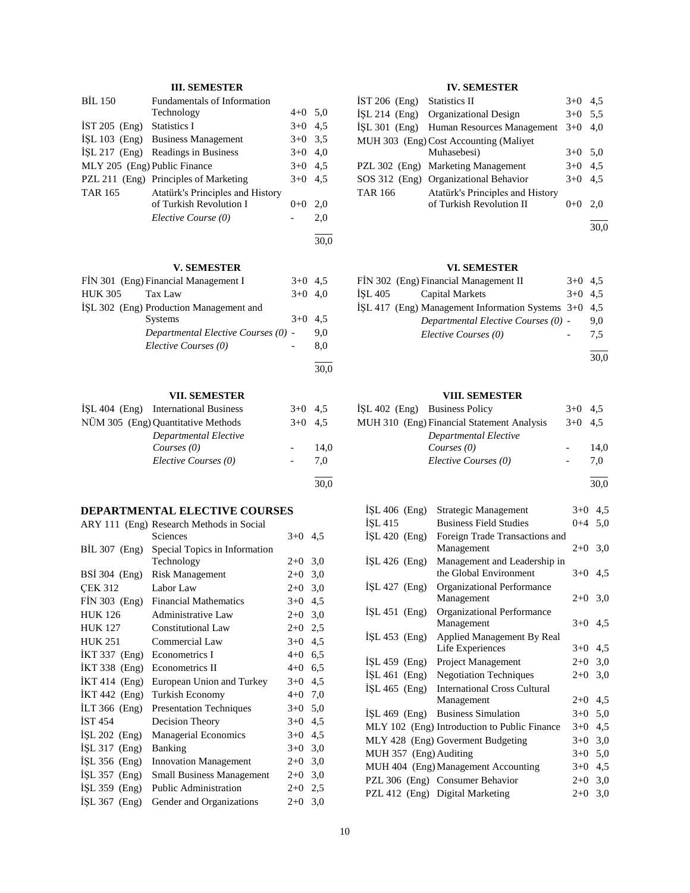### III. SEMESTER

| | | | |
|---|---|---|---|
| BİL 150 | Fundamentals of Information Technology | 4+0 | 5,0 |
| İST 205 (Eng) | Statistics I | 3+0 | 4,5 |
| İŞL 103 (Eng) | Business Management | 3+0 | 3,5 |
| İŞL 217 (Eng) | Readings in Business | 3+0 | 4,0 |
| MLY 205 (Eng) | Public Finance | 3+0 | 4,5 |
| PZL 211 (Eng) | Principles of Marketing | 3+0 | 4,5 |
| TAR 165 | Atatürk's Principles and History of Turkish Revolution I | 0+0 | 2,0 |
| | *Elective Course (0)* | - | 2,0 |
| | | | 30,0 |

### IV. SEMESTER

| | | | |
|---|---|---|---|
| İST 206 (Eng) | Statistics II | 3+0 | 4,5 |
| İŞL 214 (Eng) | Organizational Design | 3+0 | 5,5 |
| İŞL 301 (Eng) | Human Resources Management | 3+0 | 4,0 |
| MUH 303 (Eng) | Cost Accounting (Maliyet Muhasebesi) | 3+0 | 5,0 |
| PZL 302 (Eng) | Marketing Management | 3+0 | 4,5 |
| SOS 312 (Eng) | Organizational Behavior | 3+0 | 4,5 |
| TAR 166 | Atatürk's Principles and History of Turkish Revolution II | 0+0 | 2,0 |
| | | | 30,0 |

### V. SEMESTER

| | | | |
|---|---|---|---|
| FİN 301 (Eng) | Financial Management I | 3+0 | 4,5 |
| HUK 305 | Tax Law | 3+0 | 4,0 |
| İŞL 302 (Eng) | Production Management and Systems | 3+0 | 4,5 |
| | *Departmental Elective Courses (0)* | - | 9,0 |
| | *Elective Courses (0)* | - | 8,0 |
| | | | 30,0 |

### VI. SEMESTER

| | | | |
|---|---|---|---|
| FİN 302 (Eng) | Financial Management II | 3+0 | 4,5 |
| İŞL 405 | Capital Markets | 3+0 | 4,5 |
| İŞL 417 (Eng) | Management Information Systems | 3+0 | 4,5 |
| | *Departmental Elective Courses (0)* | - | 9,0 |
| | *Elective Courses (0)* | - | 7,5 |
| | | | 30,0 |

### VII. SEMESTER

| | | | |
|---|---|---|---|
| İŞL 404 (Eng) | International Business | 3+0 | 4,5 |
| NÜM 305 (Eng) | Quantitative Methods | 3+0 | 4,5 |
| | *Departmental Elective Courses (0)* | - | 14,0 |
| | *Elective Courses (0)* | - | 7,0 |
| | | | 30,0 |

### VIII. SEMESTER

| | | | |
|---|---|---|---|
| İŞL 402 (Eng) | Business Policy | 3+0 | 4,5 |
| MUH 310 (Eng) | Financial Statement Analysis | 3+0 | 4,5 |
| | *Departmental Elective Courses (0)* | - | 14,0 |
| | *Elective Courses (0)* | - | 7,0 |
| | | | 30,0 |

## DEPARTMENTAL ELECTIVE COURSES

| | | | |
|---|---|---|---|
| ARY 111 (Eng) | Research Methods in Social Sciences | 3+0 | 4,5 |
| BİL 307 (Eng) | Special Topics in Information Technology | 2+0 | 3,0 |
| BSİ 304 (Eng) | Risk Management | 2+0 | 3,0 |
| ÇEK 312 | Labor Law | 2+0 | 3,0 |
| FİN 303 (Eng) | Financial Mathematics | 3+0 | 4,5 |
| HUK 126 | Administrative Law | 2+0 | 3,0 |
| HUK 127 | Constitutional Law | 2+0 | 2,5 |
| HUK 251 | Commercial Law | 3+0 | 4,5 |
| İKT 337 (Eng) | Econometrics I | 4+0 | 6,5 |
| İKT 338 (Eng) | Econometrics II | 4+0 | 6,5 |
| İKT 414 (Eng) | European Union and Turkey | 3+0 | 4,5 |
| İKT 442 (Eng) | Turkish Economy | 4+0 | 7,0 |
| İLT 366 (Eng) | Presentation Techniques | 3+0 | 5,0 |
| İST 454 | Decision Theory | 3+0 | 4,5 |
| İŞL 202 (Eng) | Managerial Economics | 3+0 | 4,5 |
| İŞL 317 (Eng) | Banking | 3+0 | 3,0 |
| İŞL 356 (Eng) | Innovation Management | 2+0 | 3,0 |
| İŞL 357 (Eng) | Small Business Management | 2+0 | 3,0 |
| İŞL 359 (Eng) | Public Administration | 2+0 | 2,5 |
| İŞL 367 (Eng) | Gender and Organizations | 2+0 | 3,0 |
| İŞL 406 (Eng) | Strategic Management | 3+0 | 4,5 |
| İŞL 415 | Business Field Studies | 0+4 | 5,0 |
| İŞL 420 (Eng) | Foreign Trade Transactions and Management | 2+0 | 3,0 |
| İŞL 426 (Eng) | Management and Leadership in the Global Environment | 3+0 | 4,5 |
| İŞL 427 (Eng) | Organizational Performance Management | 2+0 | 3,0 |
| İŞL 451 (Eng) | Organizational Performance Management | 3+0 | 4,5 |
| İŞL 453 (Eng) | Applied Management By Real Life Experiences | 3+0 | 4,5 |
| İŞL 459 (Eng) | Project Management | 2+0 | 3,0 |
| İŞL 461 (Eng) | Negotiation Techniques | 2+0 | 3,0 |
| İŞL 465 (Eng) | International Cross Cultural Management | 2+0 | 4,5 |
| İŞL 469 (Eng) | Business Simulation | 3+0 | 5,0 |
| MLY 102 (Eng) | Introduction to Public Finance | 3+0 | 4,5 |
| MLY 428 (Eng) | Goverment Budgeting | 3+0 | 3,0 |
| MUH 357 (Eng) | Auditing | 3+0 | 5,0 |
| MUH 404 (Eng) | Management Accounting | 3+0 | 4,5 |
| PZL 306 (Eng) | Consumer Behavior | 2+0 | 3,0 |
| PZL 412 (Eng) | Digital Marketing | 2+0 | 3,0 |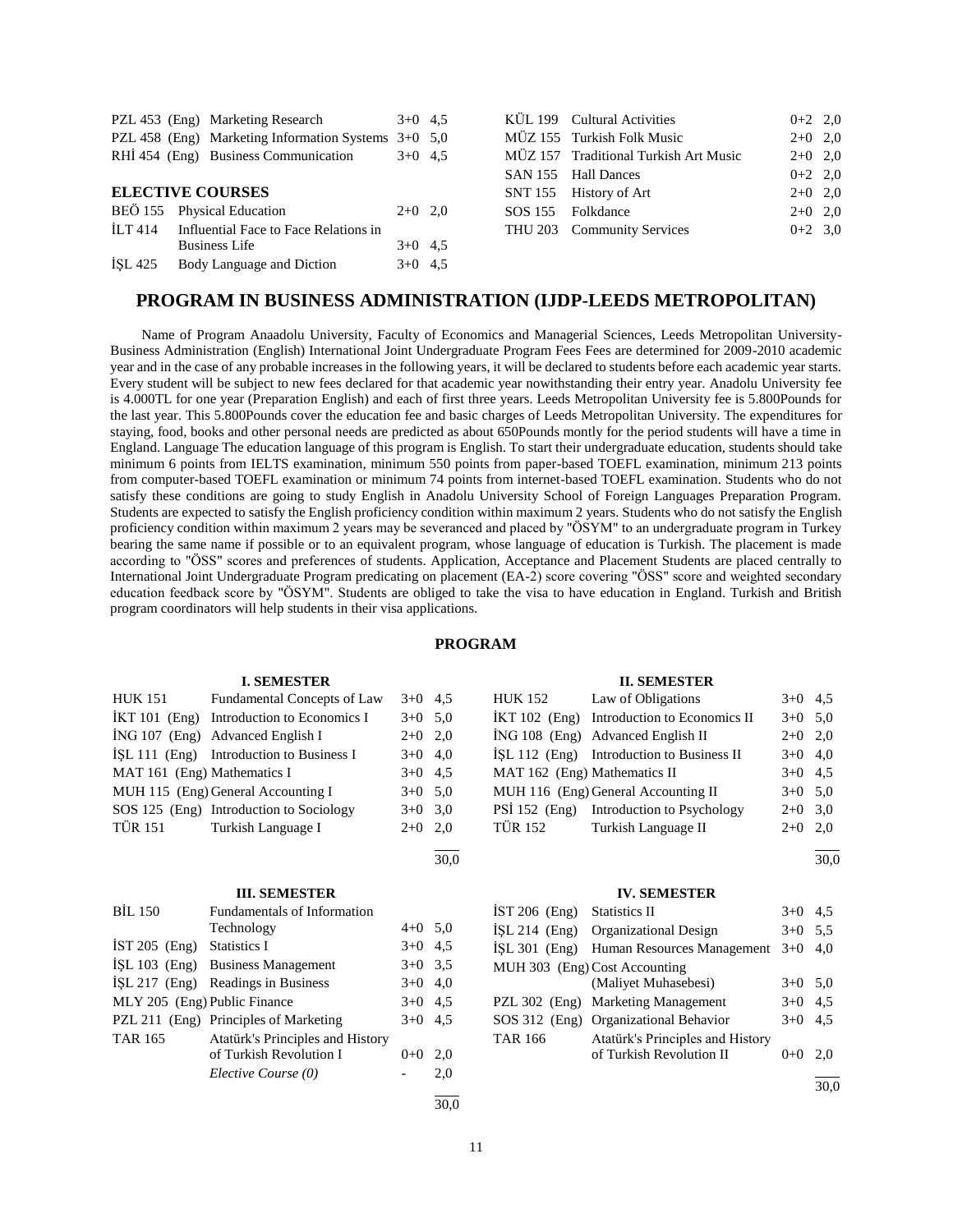| | | | |
|---|---|---|---|
| PZL 453 (Eng) | Marketing Research | 3+0 | 4,5 |
| PZL 458 (Eng) | Marketing Information Systems | 3+0 | 5,0 |
| RHİ 454 (Eng) | Business Communication | 3+0 | 4,5 |

**ELECTIVE COURSES**

| | | | |
|---|---|---|---|
| BEÖ 155 | Physical Education | 2+0 | 2,0 |
| İLT 414 | Influential Face to Face Relations in Business Life | 3+0 | 4,5 |
| İŞL 425 | Body Language and Diction | 3+0 | 4,5 |
| KÜL 199 | Cultural Activities | 0+2 | 2,0 |
| MÜZ 155 | Turkish Folk Music | 2+0 | 2,0 |
| MÜZ 157 | Traditional Turkish Art Music | 2+0 | 2,0 |
| SAN 155 | Hall Dances | 0+2 | 2,0 |
| SNT 155 | History of Art | 2+0 | 2,0 |
| SOS 155 | Folkdance | 2+0 | 2,0 |
| THU 203 | Community Services | 0+2 | 3,0 |

## PROGRAM IN BUSINESS ADMINISTRATION (IJDP-LEEDS METROPOLITAN)

Name of Program Anaadolu University, Faculty of Economics and Managerial Sciences, Leeds Metropolitan University-Business Administration (English) International Joint Undergraduate Program Fees Fees are determined for 2009-2010 academic year and in the case of any probable increases in the following years, it will be declared to students before each academic year starts. Every student will be subject to new fees declared for that academic year nowithstanding their entry year. Anadolu University fee is 4.000TL for one year (Preparation English) and each of first three years. Leeds Metropolitan University fee is 5.800Pounds for the last year. This 5.800Pounds cover the education fee and basic charges of Leeds Metropolitan University. The expenditures for staying, food, books and other personal needs are predicted as about 650Pounds montly for the period students will have a time in England. Language The education language of this program is English. To start their undergraduate education, students should take minimum 6 points from IELTS examination, minimum 550 points from paper-based TOEFL examination, minimum 213 points from computer-based TOEFL examination or minimum 74 points from internet-based TOEFL examination. Students who do not satisfy these conditions are going to study English in Anadolu University School of Foreign Languages Preparation Program. Students are expected to satisfy the English proficiency condition within maximum 2 years. Students who do not satisfy the English proficiency condition within maximum 2 years may be severanced and placed by "ÖSYM" to an undergraduate program in Turkey bearing the same name if possible or to an equivalent program, whose language of education is Turkish. The placement is made according to "ÖSS" scores and preferences of students. Application, Acceptance and Placement Students are placed centrally to International Joint Undergraduate Program predicating on placement (EA-2) score covering "ÖSS" score and weighted secondary education feedback score by "ÖSYM". Students are obliged to take the visa to have education in England. Turkish and British program coordinators will help students in their visa applications.

### PROGRAM

**I. SEMESTER**

| | | | |
|---|---|---|---|
| HUK 151 | Fundamental Concepts of Law | 3+0 | 4,5 |
| İKT 101 (Eng) | Introduction to Economics I | 3+0 | 5,0 |
| İNG 107 (Eng) | Advanced English I | 2+0 | 2,0 |
| İŞL 111 (Eng) | Introduction to Business I | 3+0 | 4,0 |
| MAT 161 (Eng) | Mathematics I | 3+0 | 4,5 |
| MUH 115 (Eng) | General Accounting I | 3+0 | 5,0 |
| SOS 125 (Eng) | Introduction to Sociology | 3+0 | 3,0 |
| TÜR 151 | Turkish Language I | 2+0 | 2,0 |
| | | | 30,0 |

**II. SEMESTER**

| | | | |
|---|---|---|---|
| HUK 152 | Law of Obligations | 3+0 | 4,5 |
| İKT 102 (Eng) | Introduction to Economics II | 3+0 | 5,0 |
| İNG 108 (Eng) | Advanced English II | 2+0 | 2,0 |
| İŞL 112 (Eng) | Introduction to Business II | 3+0 | 4,0 |
| MAT 162 (Eng) | Mathematics II | 3+0 | 4,5 |
| MUH 116 (Eng) | General Accounting II | 3+0 | 5,0 |
| PSİ 152 (Eng) | Introduction to Psychology | 2+0 | 3,0 |
| TÜR 152 | Turkish Language II | 2+0 | 2,0 |
| | | | 30,0 |

**III. SEMESTER**

| | | | |
|---|---|---|---|
| BİL 150 | Fundamentals of Information Technology | 4+0 | 5,0 |
| İST 205 (Eng) | Statistics I | 3+0 | 4,5 |
| İŞL 103 (Eng) | Business Management | 3+0 | 3,5 |
| İŞL 217 (Eng) | Readings in Business | 3+0 | 4,0 |
| MLY 205 (Eng) | Public Finance | 3+0 | 4,5 |
| PZL 211 (Eng) | Principles of Marketing | 3+0 | 4,5 |
| TAR 165 | Atatürk's Principles and History of Turkish Revolution I | 0+0 | 2,0 |
| | *Elective Course (0)* | - | 2,0 |
| | | | 30,0 |

**IV. SEMESTER**

| | | | |
|---|---|---|---|
| İST 206 (Eng) | Statistics II | 3+0 | 4,5 |
| İŞL 214 (Eng) | Organizational Design | 3+0 | 5,5 |
| İŞL 301 (Eng) | Human Resources Management | 3+0 | 4,0 |
| MUH 303 (Eng) | Cost Accounting (Maliyet Muhasebesi) | 3+0 | 5,0 |
| PZL 302 (Eng) | Marketing Management | 3+0 | 4,5 |
| SOS 312 (Eng) | Organizational Behavior | 3+0 | 4,5 |
| TAR 166 | Atatürk's Principles and History of Turkish Revolution II | 0+0 | 2,0 |
| | | | 30,0 |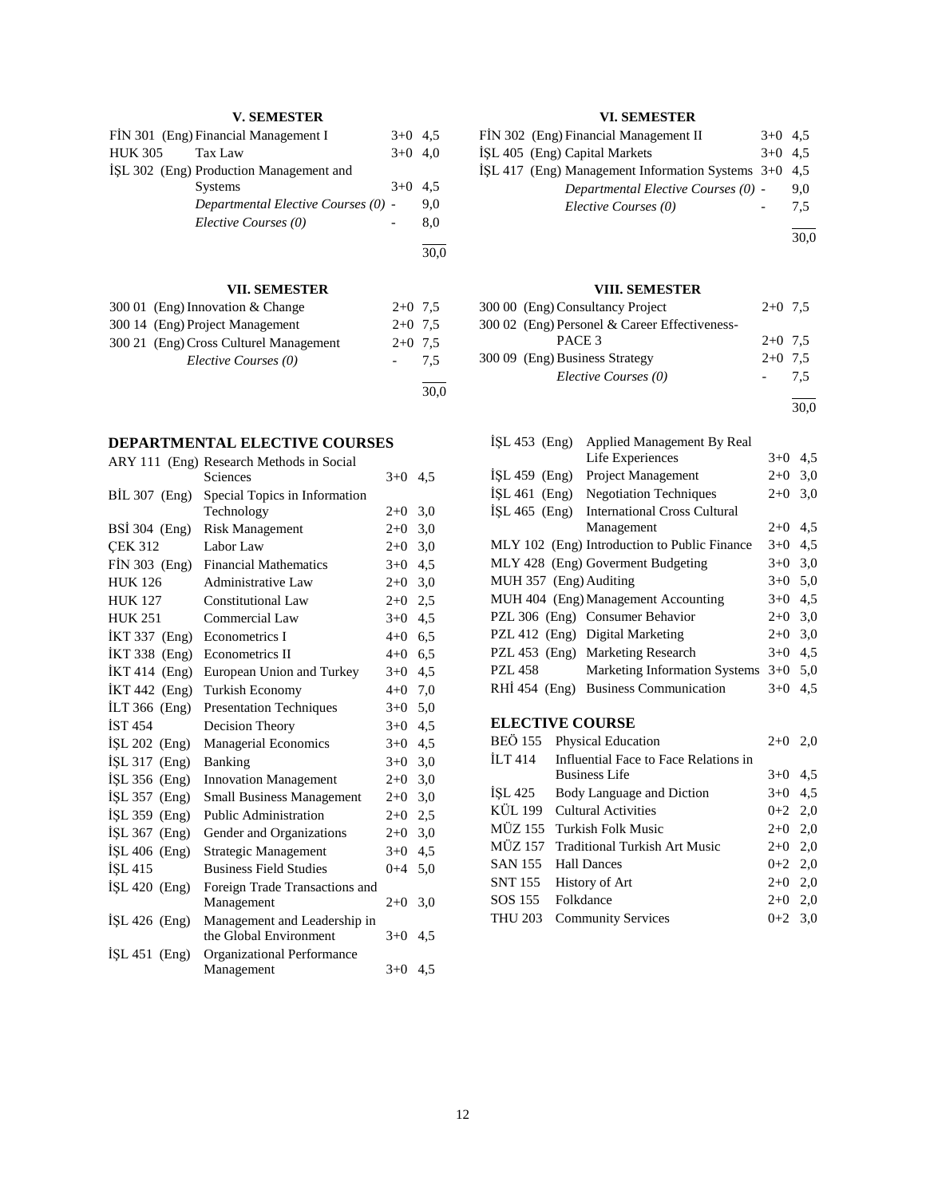### V. SEMESTER

| Code | Course | Hours | ECTS |
|---|---|---|---|
| FİN 301 (Eng) | Financial Management I | 3+0 | 4,5 |
| HUK 305 | Tax Law | 3+0 | 4,0 |
| İŞL 302 (Eng) | Production Management and Systems | 3+0 | 4,5 |
| | *Departmental Elective Courses (0)* | - | 9,0 |
| | *Elective Courses (0)* | - | 8,0 |
| | | | 30,0 |

### VI. SEMESTER

| Code | Course | Hours | ECTS |
|---|---|---|---|
| FİN 302 (Eng) | Financial Management II | 3+0 | 4,5 |
| İŞL 405 (Eng) | Capital Markets | 3+0 | 4,5 |
| İŞL 417 (Eng) | Management Information Systems | 3+0 | 4,5 |
| | *Departmental Elective Courses (0)* | - | 9,0 |
| | *Elective Courses (0)* | - | 7,5 |
| | | | 30,0 |

### VII. SEMESTER

| Code | Course | Hours | ECTS |
|---|---|---|---|
| 300 01 (Eng) | Innovation & Change | 2+0 | 7,5 |
| 300 14 (Eng) | Project Management | 2+0 | 7,5 |
| 300 21 (Eng) | Cross Culturel Management | 2+0 | 7,5 |
| | *Elective Courses (0)* | - | 7,5 |
| | | | 30,0 |

### VIII. SEMESTER

| Code | Course | Hours | ECTS |
|---|---|---|---|
| 300 00 (Eng) | Consultancy Project | 2+0 | 7,5 |
| 300 02 (Eng) | Personel & Career Effectiveness-PACE 3 | 2+0 | 7,5 |
| 300 09 (Eng) | Business Strategy | 2+0 | 7,5 |
| | *Elective Courses (0)* | - | 7,5 |
| | | | 30,0 |

## DEPARTMENTAL ELECTIVE COURSES

| Code | Course | Hours | ECTS |
|---|---|---|---|
| ARY 111 (Eng) | Research Methods in Social Sciences | 3+0 | 4,5 |
| BİL 307 (Eng) | Special Topics in Information Technology | 2+0 | 3,0 |
| BSİ 304 (Eng) | Risk Management | 2+0 | 3,0 |
| ÇEK 312 | Labor Law | 2+0 | 3,0 |
| FİN 303 (Eng) | Financial Mathematics | 3+0 | 4,5 |
| HUK 126 | Administrative Law | 2+0 | 3,0 |
| HUK 127 | Constitutional Law | 2+0 | 2,5 |
| HUK 251 | Commercial Law | 3+0 | 4,5 |
| İKT 337 (Eng) | Econometrics I | 4+0 | 6,5 |
| İKT 338 (Eng) | Econometrics II | 4+0 | 6,5 |
| İKT 414 (Eng) | European Union and Turkey | 3+0 | 4,5 |
| İKT 442 (Eng) | Turkish Economy | 4+0 | 7,0 |
| İLT 366 (Eng) | Presentation Techniques | 3+0 | 5,0 |
| İST 454 | Decision Theory | 3+0 | 4,5 |
| İŞL 202 (Eng) | Managerial Economics | 3+0 | 4,5 |
| İŞL 317 (Eng) | Banking | 3+0 | 3,0 |
| İŞL 356 (Eng) | Innovation Management | 2+0 | 3,0 |
| İŞL 357 (Eng) | Small Business Management | 2+0 | 3,0 |
| İŞL 359 (Eng) | Public Administration | 2+0 | 2,5 |
| İŞL 367 (Eng) | Gender and Organizations | 2+0 | 3,0 |
| İŞL 406 (Eng) | Strategic Management | 3+0 | 4,5 |
| İŞL 415 | Business Field Studies | 0+4 | 5,0 |
| İŞL 420 (Eng) | Foreign Trade Transactions and Management | 2+0 | 3,0 |
| İŞL 426 (Eng) | Management and Leadership in the Global Environment | 3+0 | 4,5 |
| İŞL 451 (Eng) | Organizational Performance Management | 3+0 | 4,5 |
| İŞL 453 (Eng) | Applied Management By Real Life Experiences | 3+0 | 4,5 |
| İŞL 459 (Eng) | Project Management | 2+0 | 3,0 |
| İŞL 461 (Eng) | Negotiation Techniques | 2+0 | 3,0 |
| İŞL 465 (Eng) | International Cross Cultural Management | 2+0 | 4,5 |
| MLY 102 (Eng) | Introduction to Public Finance | 3+0 | 4,5 |
| MLY 428 (Eng) | Goverment Budgeting | 3+0 | 3,0 |
| MUH 357 (Eng) | Auditing | 3+0 | 5,0 |
| MUH 404 (Eng) | Management Accounting | 3+0 | 4,5 |
| PZL 306 (Eng) | Consumer Behavior | 2+0 | 3,0 |
| PZL 412 (Eng) | Digital Marketing | 2+0 | 3,0 |
| PZL 453 (Eng) | Marketing Research | 3+0 | 4,5 |
| PZL 458 | Marketing Information Systems | 3+0 | 5,0 |
| RHİ 454 (Eng) | Business Communication | 3+0 | 4,5 |

## ELECTIVE COURSE

| Code | Course | Hours | ECTS |
|---|---|---|---|
| BEÖ 155 | Physical Education | 2+0 | 2,0 |
| İLT 414 | Influential Face to Face Relations in Business Life | 3+0 | 4,5 |
| İŞL 425 | Body Language and Diction | 3+0 | 4,5 |
| KÜL 199 | Cultural Activities | 0+2 | 2,0 |
| MÜZ 155 | Turkish Folk Music | 2+0 | 2,0 |
| MÜZ 157 | Traditional Turkish Art Music | 2+0 | 2,0 |
| SAN 155 | Hall Dances | 0+2 | 2,0 |
| SNT 155 | History of Art | 2+0 | 2,0 |
| SOS 155 | Folkdance | 2+0 | 2,0 |
| THU 203 | Community Services | 0+2 | 3,0 |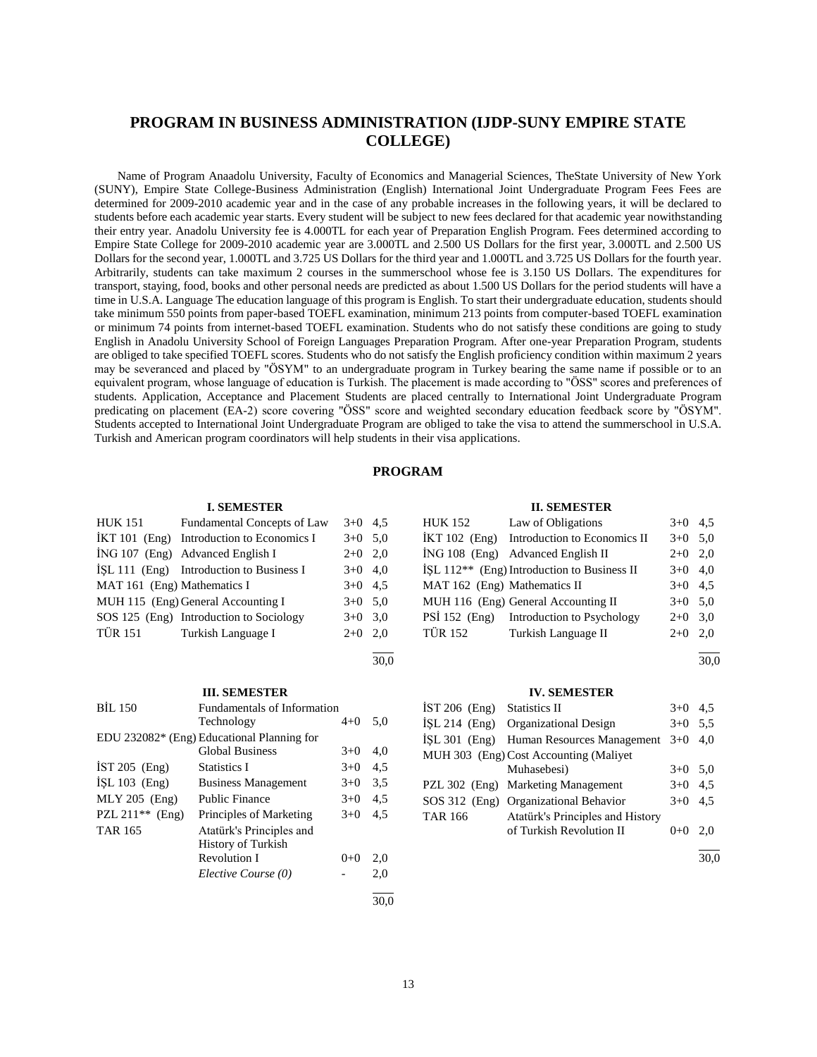# PROGRAM IN BUSINESS ADMINISTRATION (IJDP-SUNY EMPIRE STATE COLLEGE)

Name of Program Anaadolu University, Faculty of Economics and Managerial Sciences, TheState University of New York (SUNY), Empire State College-Business Administration (English) International Joint Undergraduate Program Fees Fees are determined for 2009-2010 academic year and in the case of any probable increases in the following years, it will be declared to students before each academic year starts. Every student will be subject to new fees declared for that academic year nowithstanding their entry year. Anadolu University fee is 4.000TL for each year of Preparation English Program. Fees determined according to Empire State College for 2009-2010 academic year are 3.000TL and 2.500 US Dollars for the first year, 3.000TL and 2.500 US Dollars for the second year, 1.000TL and 3.725 US Dollars for the third year and 1.000TL and 3.725 US Dollars for the fourth year. Arbitrarily, students can take maximum 2 courses in the summerschool whose fee is 3.150 US Dollars. The expenditures for transport, staying, food, books and other personal needs are predicted as about 1.500 US Dollars for the period students will have a time in U.S.A. Language The education language of this program is English. To start their undergraduate education, students should take minimum 550 points from paper-based TOEFL examination, minimum 213 points from computer-based TOEFL examination or minimum 74 points from internet-based TOEFL examination. Students who do not satisfy these conditions are going to study English in Anadolu University School of Foreign Languages Preparation Program. After one-year Preparation Program, students are obliged to take specified TOEFL scores. Students who do not satisfy the English proficiency condition within maximum 2 years may be severanced and placed by "ÖSYM" to an undergraduate program in Turkey bearing the same name if possible or to an equivalent program, whose language of education is Turkish. The placement is made according to "ÖSS" scores and preferences of students. Application, Acceptance and Placement Students are placed centrally to International Joint Undergraduate Program predicating on placement (EA-2) score covering "ÖSS" score and weighted secondary education feedback score by "ÖSYM". Students accepted to International Joint Undergraduate Program are obliged to take the visa to attend the summerschool in U.S.A. Turkish and American program coordinators will help students in their visa applications.

## PROGRAM

### I. SEMESTER

| Code | Course | Hours | Credits |
|---|---|---|---|
| HUK 151 | Fundamental Concepts of Law | 3+0 | 4,5 |
| İKT 101 (Eng) | Introduction to Economics I | 3+0 | 5,0 |
| İNG 107 (Eng) | Advanced English I | 2+0 | 2,0 |
| İŞL 111 (Eng) | Introduction to Business I | 3+0 | 4,0 |
| MAT 161 (Eng) | Mathematics I | 3+0 | 4,5 |
| MUH 115 (Eng) | General Accounting I | 3+0 | 5,0 |
| SOS 125 (Eng) | Introduction to Sociology | 3+0 | 3,0 |
| TÜR 151 | Turkish Language I | 2+0 | 2,0 |
| | | | 30,0 |

### II. SEMESTER

| Code | Course | Hours | Credits |
|---|---|---|---|
| HUK 152 | Law of Obligations | 3+0 | 4,5 |
| İKT 102 (Eng) | Introduction to Economics II | 3+0 | 5,0 |
| İNG 108 (Eng) | Advanced English II | 2+0 | 2,0 |
| İŞL 112** (Eng) | Introduction to Business II | 3+0 | 4,0 |
| MAT 162 (Eng) | Mathematics II | 3+0 | 4,5 |
| MUH 116 (Eng) | General Accounting II | 3+0 | 5,0 |
| PSİ 152 (Eng) | Introduction to Psychology | 2+0 | 3,0 |
| TÜR 152 | Turkish Language II | 2+0 | 2,0 |
| | | | 30,0 |

### III. SEMESTER

| Code | Course | Hours | Credits |
|---|---|---|---|
| BİL 150 | Fundamentals of Information Technology | 4+0 | 5,0 |
| EDU 232082* (Eng) | Educational Planning for Global Business | 3+0 | 4,0 |
| İST 205 (Eng) | Statistics I | 3+0 | 4,5 |
| İŞL 103 (Eng) | Business Management | 3+0 | 3,5 |
| MLY 205 (Eng) | Public Finance | 3+0 | 4,5 |
| PZL 211** (Eng) | Principles of Marketing | 3+0 | 4,5 |
| TAR 165 | Atatürk's Principles and History of Turkish Revolution I | 0+0 | 2,0 |
| | *Elective Course (0)* | - | 2,0 |
| | | | 30,0 |

### IV. SEMESTER

| Code | Course | Hours | Credits |
|---|---|---|---|
| İST 206 (Eng) | Statistics II | 3+0 | 4,5 |
| İŞL 214 (Eng) | Organizational Design | 3+0 | 5,5 |
| İŞL 301 (Eng) | Human Resources Management | 3+0 | 4,0 |
| MUH 303 (Eng) | Cost Accounting (Maliyet Muhasebesi) | 3+0 | 5,0 |
| PZL 302 (Eng) | Marketing Management | 3+0 | 4,5 |
| SOS 312 (Eng) | Organizational Behavior | 3+0 | 4,5 |
| TAR 166 | Atatürk's Principles and History of Turkish Revolution II | 0+0 | 2,0 |
| | | | 30,0 |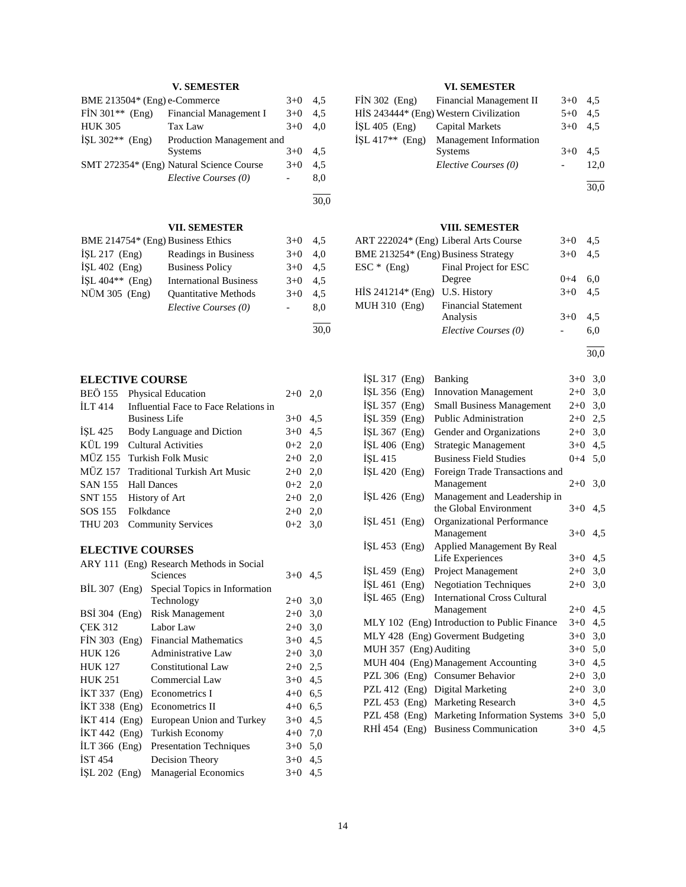### V. SEMESTER

| | | | |
|---|---|---|---|
| BME 213504* (Eng) | e-Commerce | 3+0 | 4,5 |
| FİN 301** (Eng) | Financial Management I | 3+0 | 4,5 |
| HUK 305 | Tax Law | 3+0 | 4,0 |
| İŞL 302** (Eng) | Production Management and Systems | 3+0 | 4,5 |
| SMT 272354* (Eng) | Natural Science Course | 3+0 | 4,5 |
| | *Elective Courses (0)* | - | 8,0 |
| | | | 30,0 |

### VI. SEMESTER

| | | | |
|---|---|---|---|
| FİN 302 (Eng) | Financial Management II | 3+0 | 4,5 |
| HİS 243444* (Eng) | Western Civilization | 5+0 | 4,5 |
| İŞL 405 (Eng) | Capital Markets | 3+0 | 4,5 |
| İŞL 417** (Eng) | Management Information Systems | 3+0 | 4,5 |
| | *Elective Courses (0)* | - | 12,0 |
| | | | 30,0 |

### VII. SEMESTER

| | | | |
|---|---|---|---|
| BME 214754* (Eng) | Business Ethics | 3+0 | 4,5 |
| İŞL 217 (Eng) | Readings in Business | 3+0 | 4,0 |
| İŞL 402 (Eng) | Business Policy | 3+0 | 4,5 |
| İŞL 404** (Eng) | International Business | 3+0 | 4,5 |
| NÜM 305 (Eng) | Quantitative Methods | 3+0 | 4,5 |
| | *Elective Courses (0)* | - | 8,0 |
| | | | 30,0 |

### VIII. SEMESTER

| | | | |
|---|---|---|---|
| ART 222024* (Eng) | Liberal Arts Course | 3+0 | 4,5 |
| BME 213254* (Eng) | Business Strategy | 3+0 | 4,5 |
| ESC * (Eng) | Final Project for ESC Degree | 0+4 | 6,0 |
| HİS 241214* (Eng) | U.S. History | 3+0 | 4,5 |
| MUH 310 (Eng) | Financial Statement Analysis | 3+0 | 4,5 |
| | *Elective Courses (0)* | - | 6,0 |
| | | | 30,0 |

## ELECTIVE COURSE

| | | | |
|---|---|---|---|
| BEÖ 155 | Physical Education | 2+0 | 2,0 |
| İLT 414 | Influential Face to Face Relations in Business Life | 3+0 | 4,5 |
| İŞL 425 | Body Language and Diction | 3+0 | 4,5 |
| KÜL 199 | Cultural Activities | 0+2 | 2,0 |
| MÜZ 155 | Turkish Folk Music | 2+0 | 2,0 |
| MÜZ 157 | Traditional Turkish Art Music | 2+0 | 2,0 |
| SAN 155 | Hall Dances | 0+2 | 2,0 |
| SNT 155 | History of Art | 2+0 | 2,0 |
| SOS 155 | Folkdance | 2+0 | 2,0 |
| THU 203 | Community Services | 0+2 | 3,0 |

## ELECTIVE COURSES

| | | | |
|---|---|---|---|
| ARY 111 (Eng) | Research Methods in Social Sciences | 3+0 | 4,5 |
| BİL 307 (Eng) | Special Topics in Information Technology | 2+0 | 3,0 |
| BSİ 304 (Eng) | Risk Management | 2+0 | 3,0 |
| ÇEK 312 | Labor Law | 2+0 | 3,0 |
| FİN 303 (Eng) | Financial Mathematics | 3+0 | 4,5 |
| HUK 126 | Administrative Law | 2+0 | 3,0 |
| HUK 127 | Constitutional Law | 2+0 | 2,5 |
| HUK 251 | Commercial Law | 3+0 | 4,5 |
| İKT 337 (Eng) | Econometrics I | 4+0 | 6,5 |
| İKT 338 (Eng) | Econometrics II | 4+0 | 6,5 |
| İKT 414 (Eng) | European Union and Turkey | 3+0 | 4,5 |
| İKT 442 (Eng) | Turkish Economy | 4+0 | 7,0 |
| İLT 366 (Eng) | Presentation Techniques | 3+0 | 5,0 |
| İST 454 | Decision Theory | 3+0 | 4,5 |
| İŞL 202 (Eng) | Managerial Economics | 3+0 | 4,5 |
| İŞL 317 (Eng) | Banking | 3+0 | 3,0 |
| İŞL 356 (Eng) | Innovation Management | 2+0 | 3,0 |
| İŞL 357 (Eng) | Small Business Management | 2+0 | 3,0 |
| İŞL 359 (Eng) | Public Administration | 2+0 | 2,5 |
| İŞL 367 (Eng) | Gender and Organizations | 2+0 | 3,0 |
| İŞL 406 (Eng) | Strategic Management | 3+0 | 4,5 |
| İŞL 415 | Business Field Studies | 0+4 | 5,0 |
| İŞL 420 (Eng) | Foreign Trade Transactions and Management | 2+0 | 3,0 |
| İŞL 426 (Eng) | Management and Leadership in the Global Environment | 3+0 | 4,5 |
| İŞL 451 (Eng) | Organizational Performance Management | 3+0 | 4,5 |
| İŞL 453 (Eng) | Applied Management By Real Life Experiences | 3+0 | 4,5 |
| İŞL 459 (Eng) | Project Management | 2+0 | 3,0 |
| İŞL 461 (Eng) | Negotiation Techniques | 2+0 | 3,0 |
| İŞL 465 (Eng) | International Cross Cultural Management | 2+0 | 4,5 |
| MLY 102 (Eng) | Introduction to Public Finance | 3+0 | 4,5 |
| MLY 428 (Eng) | Goverment Budgeting | 3+0 | 3,0 |
| MUH 357 (Eng) | Auditing | 3+0 | 5,0 |
| MUH 404 (Eng) | Management Accounting | 3+0 | 4,5 |
| PZL 306 (Eng) | Consumer Behavior | 2+0 | 3,0 |
| PZL 412 (Eng) | Digital Marketing | 2+0 | 3,0 |
| PZL 453 (Eng) | Marketing Research | 3+0 | 4,5 |
| PZL 458 (Eng) | Marketing Information Systems | 3+0 | 5,0 |
| RHİ 454 (Eng) | Business Communication | 3+0 | 4,5 |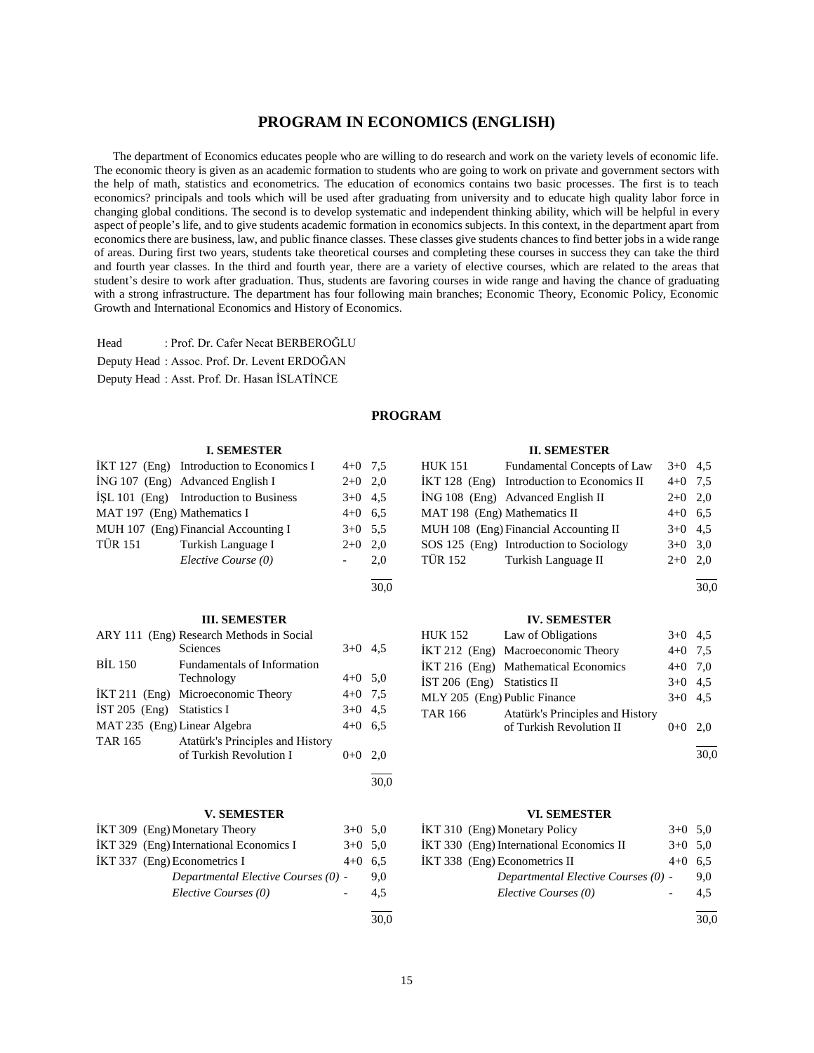# PROGRAM IN ECONOMICS (ENGLISH)

The department of Economics educates people who are willing to do research and work on the variety levels of economic life. The economic theory is given as an academic formation to students who are going to work on private and government sectors with the help of math, statistics and econometrics. The education of economics contains two basic processes. The first is to teach economics? principals and tools which will be used after graduating from university and to educate high quality labor force in changing global conditions. The second is to develop systematic and independent thinking ability, which will be helpful in every aspect of people's life, and to give students academic formation in economics subjects. In this context, in the department apart from economics there are business, law, and public finance classes. These classes give students chances to find better jobs in a wide range of areas. During first two years, students take theoretical courses and completing these courses in success they can take the third and fourth year classes. In the third and fourth year, there are a variety of elective courses, which are related to the areas that student's desire to work after graduation. Thus, students are favoring courses in wide range and having the chance of graduating with a strong infrastructure. The department has four following main branches; Economic Theory, Economic Policy, Economic Growth and International Economics and History of Economics.

Head : Prof. Dr. Cafer Necat BERBEROĞLU

Deputy Head : Assoc. Prof. Dr. Levent ERDOĞAN

Deputy Head : Asst. Prof. Dr. Hasan İSLATİNCE

## PROGRAM

### I. SEMESTER

| Code | Course | Hours | ECTS |
|---|---|---|---|
| İKT 127 (Eng) | Introduction to Economics I | 4+0 | 7,5 |
| İNG 107 (Eng) | Advanced English I | 2+0 | 2,0 |
| İŞL 101 (Eng) | Introduction to Business | 3+0 | 4,5 |
| MAT 197 (Eng) | Mathematics I | 4+0 | 6,5 |
| MUH 107 (Eng) | Financial Accounting I | 3+0 | 5,5 |
| TÜR 151 | Turkish Language I | 2+0 | 2,0 |
| | *Elective Course (0)* | - | 2,0 |
| | | | 30,0 |

### II. SEMESTER

| Code | Course | Hours | ECTS |
|---|---|---|---|
| HUK 151 | Fundamental Concepts of Law | 3+0 | 4,5 |
| İKT 128 (Eng) | Introduction to Economics II | 4+0 | 7,5 |
| İNG 108 (Eng) | Advanced English II | 2+0 | 2,0 |
| MAT 198 (Eng) | Mathematics II | 4+0 | 6,5 |
| MUH 108 (Eng) | Financial Accounting II | 3+0 | 4,5 |
| SOS 125 (Eng) | Introduction to Sociology | 3+0 | 3,0 |
| TÜR 152 | Turkish Language II | 2+0 | 2,0 |
| | | | 30,0 |

### III. SEMESTER

| Code | Course | Hours | ECTS |
|---|---|---|---|
| ARY 111 (Eng) | Research Methods in Social Sciences | 3+0 | 4,5 |
| BİL 150 | Fundamentals of Information Technology | 4+0 | 5,0 |
| İKT 211 (Eng) | Microeconomic Theory | 4+0 | 7,5 |
| İST 205 (Eng) | Statistics I | 3+0 | 4,5 |
| MAT 235 (Eng) | Linear Algebra | 4+0 | 6,5 |
| TAR 165 | Atatürk's Principles and History of Turkish Revolution I | 0+0 | 2,0 |
| | | | 30,0 |

### IV. SEMESTER

| Code | Course | Hours | ECTS |
|---|---|---|---|
| HUK 152 | Law of Obligations | 3+0 | 4,5 |
| İKT 212 (Eng) | Macroeconomic Theory | 4+0 | 7,5 |
| İKT 216 (Eng) | Mathematical Economics | 4+0 | 7,0 |
| İST 206 (Eng) | Statistics II | 3+0 | 4,5 |
| MLY 205 (Eng) | Public Finance | 3+0 | 4,5 |
| TAR 166 | Atatürk's Principles and History of Turkish Revolution II | 0+0 | 2,0 |
| | | | 30,0 |

### V. SEMESTER

| Code | Course | Hours | ECTS |
|---|---|---|---|
| İKT 309 (Eng) | Monetary Theory | 3+0 | 5,0 |
| İKT 329 (Eng) | International Economics I | 3+0 | 5,0 |
| İKT 337 (Eng) | Econometrics I | 4+0 | 6,5 |
| | *Departmental Elective Courses (0)* | - | 9,0 |
| | *Elective Courses (0)* | - | 4,5 |
| | | | 30,0 |

### VI. SEMESTER

| Code | Course | Hours | ECTS |
|---|---|---|---|
| İKT 310 (Eng) | Monetary Policy | 3+0 | 5,0 |
| İKT 330 (Eng) | International Economics II | 3+0 | 5,0 |
| İKT 338 (Eng) | Econometrics II | 4+0 | 6,5 |
| | *Departmental Elective Courses (0)* | - | 9,0 |
| | *Elective Courses (0)* | - | 4,5 |
| | | | 30,0 |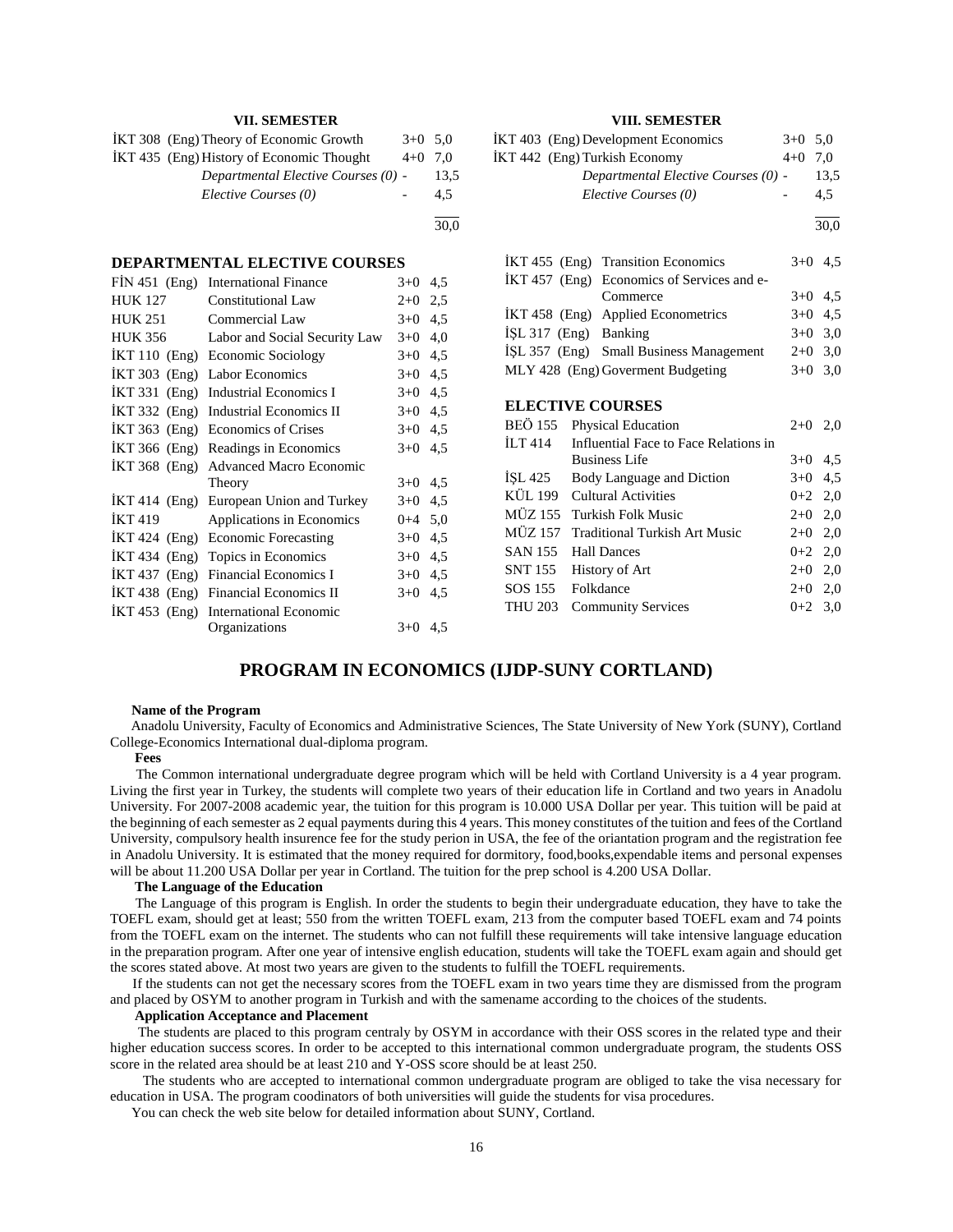### VII. SEMESTER

| Code | Course | Hours | Credits |
|---|---|---|---|
| İKT 308 (Eng) | Theory of Economic Growth | 3+0 | 5,0 |
| İKT 435 (Eng) | History of Economic Thought | 4+0 | 7,0 |
| | *Departmental Elective Courses (0)* | - | 13,5 |
| | *Elective Courses (0)* | - | 4,5 |
| | | | 30,0 |

### VIII. SEMESTER

| Code | Course | Hours | Credits |
|---|---|---|---|
| İKT 403 (Eng) | Development Economics | 3+0 | 5,0 |
| İKT 442 (Eng) | Turkish Economy | 4+0 | 7,0 |
| | *Departmental Elective Courses (0)* | - | 13,5 |
| | *Elective Courses (0)* | - | 4,5 |
| | | | 30,0 |

### DEPARTMENTAL ELECTIVE COURSES

| Code | Course | Hours | Credits |
|---|---|---|---|
| FİN 451 (Eng) | International Finance | 3+0 | 4,5 |
| HUK 127 | Constitutional Law | 2+0 | 2,5 |
| HUK 251 | Commercial Law | 3+0 | 4,5 |
| HUK 356 | Labor and Social Security Law | 3+0 | 4,0 |
| İKT 110 (Eng) | Economic Sociology | 3+0 | 4,5 |
| İKT 303 (Eng) | Labor Economics | 3+0 | 4,5 |
| İKT 331 (Eng) | Industrial Economics I | 3+0 | 4,5 |
| İKT 332 (Eng) | Industrial Economics II | 3+0 | 4,5 |
| İKT 363 (Eng) | Economics of Crises | 3+0 | 4,5 |
| İKT 366 (Eng) | Readings in Economics | 3+0 | 4,5 |
| İKT 368 (Eng) | Advanced Macro Economic Theory | 3+0 | 4,5 |
| İKT 414 (Eng) | European Union and Turkey | 3+0 | 4,5 |
| İKT 419 | Applications in Economics | 0+4 | 5,0 |
| İKT 424 (Eng) | Economic Forecasting | 3+0 | 4,5 |
| İKT 434 (Eng) | Topics in Economics | 3+0 | 4,5 |
| İKT 437 (Eng) | Financial Economics I | 3+0 | 4,5 |
| İKT 438 (Eng) | Financial Economics II | 3+0 | 4,5 |
| İKT 453 (Eng) | International Economic Organizations | 3+0 | 4,5 |
| İKT 455 (Eng) | Transition Economics | 3+0 | 4,5 |
| İKT 457 (Eng) | Economics of Services and e-Commerce | 3+0 | 4,5 |
| İKT 458 (Eng) | Applied Econometrics | 3+0 | 4,5 |
| İŞL 317 (Eng) | Banking | 3+0 | 3,0 |
| İŞL 357 (Eng) | Small Business Management | 2+0 | 3,0 |
| MLY 428 (Eng) | Goverment Budgeting | 3+0 | 3,0 |

### ELECTIVE COURSES

| Code | Course | Hours | Credits |
|---|---|---|---|
| BEÖ 155 | Physical Education | 2+0 | 2,0 |
| İLT 414 | Influential Face to Face Relations in Business Life | 3+0 | 4,5 |
| İŞL 425 | Body Language and Diction | 3+0 | 4,5 |
| KÜL 199 | Cultural Activities | 0+2 | 2,0 |
| MÜZ 155 | Turkish Folk Music | 2+0 | 2,0 |
| MÜZ 157 | Traditional Turkish Art Music | 2+0 | 2,0 |
| SAN 155 | Hall Dances | 0+2 | 2,0 |
| SNT 155 | History of Art | 2+0 | 2,0 |
| SOS 155 | Folkdance | 2+0 | 2,0 |
| THU 203 | Community Services | 0+2 | 3,0 |

## PROGRAM IN ECONOMICS (IJDP-SUNY CORTLAND)

**Name of the Program**

Anadolu University, Faculty of Economics and Administrative Sciences, The State University of New York (SUNY), Cortland College-Economics International dual-diploma program.

**Fees**

The Common international undergraduate degree program which will be held with Cortland University is a 4 year program. Living the first year in Turkey, the students will complete two years of their education life in Cortland and two years in Anadolu University. For 2007-2008 academic year, the tuition for this program is 10.000 USA Dollar per year. This tuition will be paid at the beginning of each semester as 2 equal payments during this 4 years. This money constitutes of the tuition and fees of the Cortland University, compulsory health insurence fee for the study perion in USA, the fee of the oriantation program and the registration fee in Anadolu University. It is estimated that the money required for dormitory, food,books,expendable items and personal expenses will be about 11.200 USA Dollar per year in Cortland. The tuition for the prep school is 4.200 USA Dollar.

**The Language of the Education**

The Language of this program is English. In order the students to begin their undergraduate education, they have to take the TOEFL exam, should get at least; 550 from the written TOEFL exam, 213 from the computer based TOEFL exam and 74 points from the TOEFL exam on the internet. The students who can not fulfill these requirements will take intensive language education in the preparation program. After one year of intensive english education, students will take the TOEFL exam again and should get the scores stated above. At most two years are given to the students to fulfill the TOEFL requirements.

If the students can not get the necessary scores from the TOEFL exam in two years time they are dismissed from the program and placed by OSYM to another program in Turkish and with the samename according to the choices of the students.

**Application Acceptance and Placement**

The students are placed to this program centraly by OSYM in accordance with their OSS scores in the related type and their higher education success scores. In order to be accepted to this international common undergraduate program, the students OSS score in the related area should be at least 210 and Y-OSS score should be at least 250.

The students who are accepted to international common undergraduate program are obliged to take the visa necessary for education in USA. The program coodinators of both universities will guide the students for visa procedures.

You can check the web site below for detailed information about SUNY, Cortland.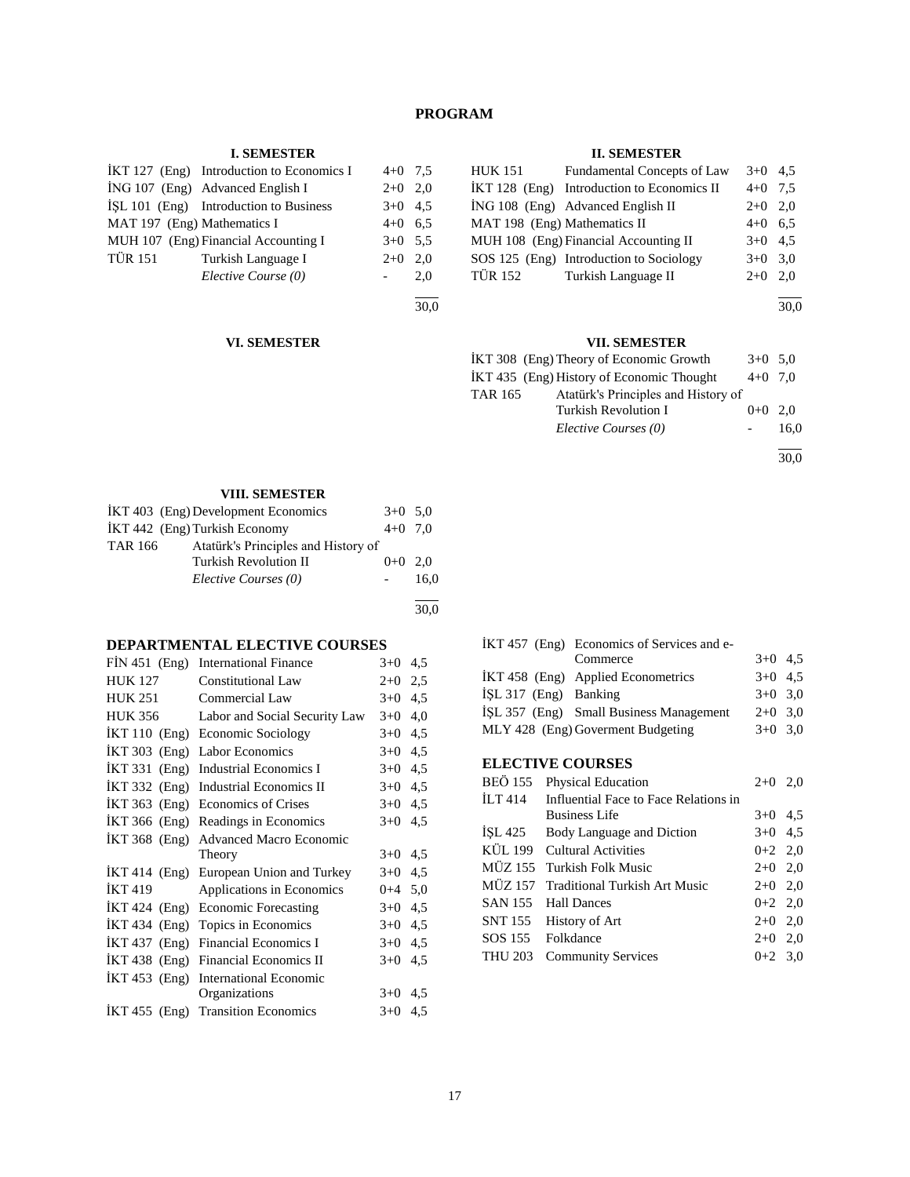# PROGRAM

### I. SEMESTER

| | | | |
|---|---|---|---|
| İKT 127 (Eng) | Introduction to Economics I | 4+0 | 7,5 |
| İNG 107 (Eng) | Advanced English I | 2+0 | 2,0 |
| İŞL 101 (Eng) | Introduction to Business | 3+0 | 4,5 |
| MAT 197 (Eng) | Mathematics I | 4+0 | 6,5 |
| MUH 107 (Eng) | Financial Accounting I | 3+0 | 5,5 |
| TÜR 151 | Turkish Language I | 2+0 | 2,0 |
| | *Elective Course (0)* | - | 2,0 |
| | | | 30,0 |

### II. SEMESTER

| | | | |
|---|---|---|---|
| HUK 151 | Fundamental Concepts of Law | 3+0 | 4,5 |
| İKT 128 (Eng) | Introduction to Economics II | 4+0 | 7,5 |
| İNG 108 (Eng) | Advanced English II | 2+0 | 2,0 |
| MAT 198 (Eng) | Mathematics II | 4+0 | 6,5 |
| MUH 108 (Eng) | Financial Accounting II | 3+0 | 4,5 |
| SOS 125 (Eng) | Introduction to Sociology | 3+0 | 3,0 |
| TÜR 152 | Turkish Language II | 2+0 | 2,0 |
| | | | 30,0 |

### VI. SEMESTER

### VII. SEMESTER

| | | | |
|---|---|---|---|
| İKT 308 (Eng) | Theory of Economic Growth | 3+0 | 5,0 |
| İKT 435 (Eng) | History of Economic Thought | 4+0 | 7,0 |
| TAR 165 | Atatürk's Principles and History of Turkish Revolution I | 0+0 | 2,0 |
| | *Elective Courses (0)* | - | 16,0 |
| | | | 30,0 |

### VIII. SEMESTER

| | | | |
|---|---|---|---|
| İKT 403 (Eng) | Development Economics | 3+0 | 5,0 |
| İKT 442 (Eng) | Turkish Economy | 4+0 | 7,0 |
| TAR 166 | Atatürk's Principles and History of Turkish Revolution II | 0+0 | 2,0 |
| | *Elective Courses (0)* | - | 16,0 |
| | | | 30,0 |

## DEPARTMENTAL ELECTIVE COURSES

| | | | |
|---|---|---|---|
| FİN 451 (Eng) | International Finance | 3+0 | 4,5 |
| HUK 127 | Constitutional Law | 2+0 | 2,5 |
| HUK 251 | Commercial Law | 3+0 | 4,5 |
| HUK 356 | Labor and Social Security Law | 3+0 | 4,0 |
| İKT 110 (Eng) | Economic Sociology | 3+0 | 4,5 |
| İKT 303 (Eng) | Labor Economics | 3+0 | 4,5 |
| İKT 331 (Eng) | Industrial Economics I | 3+0 | 4,5 |
| İKT 332 (Eng) | Industrial Economics II | 3+0 | 4,5 |
| İKT 363 (Eng) | Economics of Crises | 3+0 | 4,5 |
| İKT 366 (Eng) | Readings in Economics | 3+0 | 4,5 |
| İKT 368 (Eng) | Advanced Macro Economic Theory | 3+0 | 4,5 |
| İKT 414 (Eng) | European Union and Turkey | 3+0 | 4,5 |
| İKT 419 | Applications in Economics | 0+4 | 5,0 |
| İKT 424 (Eng) | Economic Forecasting | 3+0 | 4,5 |
| İKT 434 (Eng) | Topics in Economics | 3+0 | 4,5 |
| İKT 437 (Eng) | Financial Economics I | 3+0 | 4,5 |
| İKT 438 (Eng) | Financial Economics II | 3+0 | 4,5 |
| İKT 453 (Eng) | International Economic Organizations | 3+0 | 4,5 |
| İKT 455 (Eng) | Transition Economics | 3+0 | 4,5 |
| İKT 457 (Eng) | Economics of Services and e-Commerce | 3+0 | 4,5 |
| İKT 458 (Eng) | Applied Econometrics | 3+0 | 4,5 |
| İŞL 317 (Eng) | Banking | 3+0 | 3,0 |
| İŞL 357 (Eng) | Small Business Management | 2+0 | 3,0 |
| MLY 428 (Eng) | Goverment Budgeting | 3+0 | 3,0 |

## ELECTIVE COURSES

| | | | |
|---|---|---|---|
| BEÖ 155 | Physical Education | 2+0 | 2,0 |
| İLT 414 | Influential Face to Face Relations in Business Life | 3+0 | 4,5 |
| İŞL 425 | Body Language and Diction | 3+0 | 4,5 |
| KÜL 199 | Cultural Activities | 0+2 | 2,0 |
| MÜZ 155 | Turkish Folk Music | 2+0 | 2,0 |
| MÜZ 157 | Traditional Turkish Art Music | 2+0 | 2,0 |
| SAN 155 | Hall Dances | 0+2 | 2,0 |
| SNT 155 | History of Art | 2+0 | 2,0 |
| SOS 155 | Folkdance | 2+0 | 2,0 |
| THU 203 | Community Services | 0+2 | 3,0 |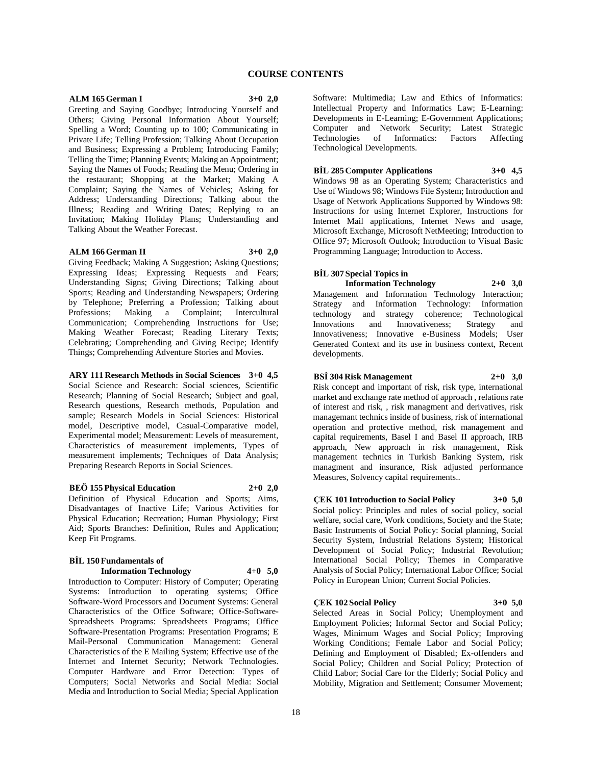# COURSE CONTENTS

**ALM 165 German I 3+0 2,0**

Greeting and Saying Goodbye; Introducing Yourself and Others; Giving Personal Information About Yourself; Spelling a Word; Counting up to 100; Communicating in Private Life; Telling Profession; Talking About Occupation and Business; Expressing a Problem; Introducing Family; Telling the Time; Planning Events; Making an Appointment; Saying the Names of Foods; Reading the Menu; Ordering in the restaurant; Shopping at the Market; Making A Complaint; Saying the Names of Vehicles; Asking for Address; Understanding Directions; Talking about the Illness; Reading and Writing Dates; Replying to an Invitation; Making Holiday Plans; Understanding and Talking About the Weather Forecast.

**ALM 166 German II 3+0 2,0**

Giving Feedback; Making A Suggestion; Asking Questions; Expressing Ideas; Expressing Requests and Fears; Understanding Signs; Giving Directions; Talking about Sports; Reading and Understanding Newspapers; Ordering by Telephone; Preferring a Profession; Talking about Professions; Making a Complaint; Intercultural Communication; Comprehending Instructions for Use; Making Weather Forecast; Reading Literary Texts; Celebrating; Comprehending and Giving Recipe; Identify Things; Comprehending Adventure Stories and Movies.

**ARY 111 Research Methods in Social Sciences 3+0 4,5**

Social Science and Research: Social sciences, Scientific Research; Planning of Social Research; Subject and goal, Research questions, Research methods, Population and sample; Research Models in Social Sciences: Historical model, Descriptive model, Casual-Comparative model, Experimental model; Measurement: Levels of measurement, Characteristics of measurement implements, Types of measurement implements; Techniques of Data Analysis; Preparing Research Reports in Social Sciences.

**BEÖ 155 Physical Education 2+0 2,0**

Definition of Physical Education and Sports; Aims, Disadvantages of Inactive Life; Various Activities for Physical Education; Recreation; Human Physiology; First Aid; Sports Branches: Definition, Rules and Application; Keep Fit Programs.

**BİL 150 Fundamentals of Information Technology 4+0 5,0**

Introduction to Computer: History of Computer; Operating Systems: Introduction to operating systems; Office Software-Word Processors and Document Systems: General Characteristics of the Office Software; Office-Software-Spreadsheets Programs: Spreadsheets Programs; Office Software-Presentation Programs: Presentation Programs; E Mail-Personal Communication Management: General Characteristics of the E Mailing System; Effective use of the Internet and Internet Security; Network Technologies. Computer Hardware and Error Detection: Types of Computers; Social Networks and Social Media: Social Media and Introduction to Social Media; Special Application Software: Multimedia; Law and Ethics of Informatics: Intellectual Property and Informatics Law; E-Learning: Developments in E-Learning; E-Government Applications; Computer and Network Security; Latest Strategic Technologies of Informatics: Factors Affecting Technological Developments.

**BİL 285 Computer Applications 3+0 4,5**

Windows 98 as an Operating System; Characteristics and Use of Windows 98; Windows File System; Introduction and Usage of Network Applications Supported by Windows 98: Instructions for using Internet Explorer, Instructions for Internet Mail applications, Internet News and usage, Microsoft Exchange, Microsoft NetMeeting; Introduction to Office 97; Microsoft Outlook; Introduction to Visual Basic Programming Language; Introduction to Access.

**BİL 307 Special Topics in Information Technology 2+0 3,0**

Management and Information Technology Interaction; Strategy and Information Technology: Information technology and strategy coherence; Technological Innovations and Innovativeness; Strategy and Innovativeness; Innovative e-Business Models; User Generated Context and its use in business context, Recent developments.

**BSİ 304 Risk Management 2+0 3,0**

Risk concept and important of risk, risk type, international market and exchange rate method of approach , relations rate of interest and risk, , risk managment and derivatives, risk managemant technics inside of business, risk of international operation and protective method, risk management and capital requirements, Basel I and Basel II approach, IRB approach, New approach in risk management, Risk management technics in Turkish Banking System, risk managment and insurance, Risk adjusted performance Measures, Solvency capital requirements..

**ÇEK 101 Introduction to Social Policy 3+0 5,0**

Social policy: Principles and rules of social policy, social welfare, social care, Work conditions, Society and the State; Basic Instruments of Social Policy: Social planning, Social Security System, Industrial Relations System; Historical Development of Social Policy; Industrial Revolution; International Social Policy; Themes in Comparative Analysis of Social Policy; International Labor Office; Social Policy in European Union; Current Social Policies.

**ÇEK 102 Social Policy 3+0 5,0**

Selected Areas in Social Policy; Unemployment and Employment Policies; Informal Sector and Social Policy; Wages, Minimum Wages and Social Policy; Improving Working Conditions; Female Labor and Social Policy; Defining and Employment of Disabled; Ex-offenders and Social Policy; Children and Social Policy; Protection of Child Labor; Social Care for the Elderly; Social Policy and Mobility, Migration and Settlement; Consumer Movement;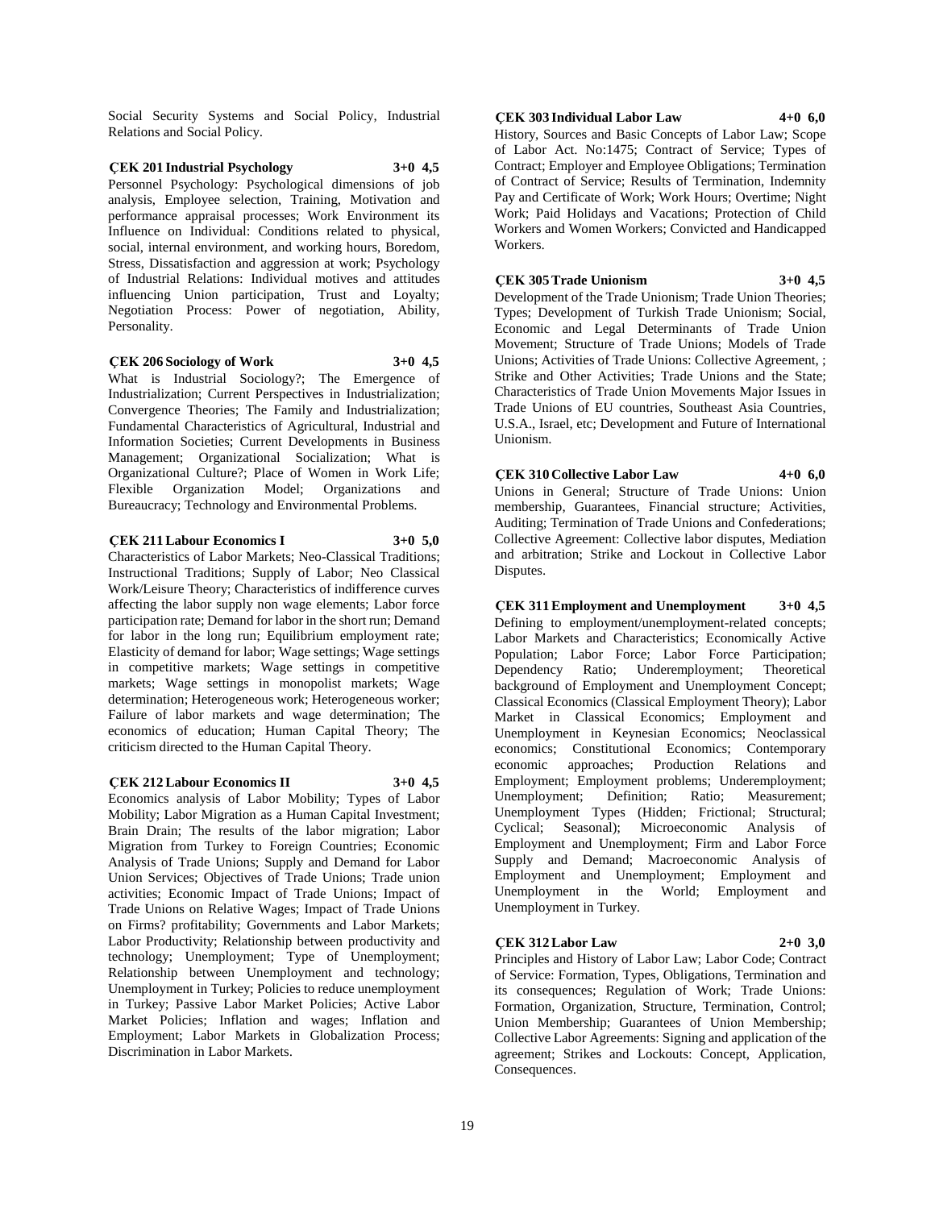Social Security Systems and Social Policy, Industrial Relations and Social Policy.

**ÇEK 201 Industrial Psychology 3+0 4,5**

Personnel Psychology: Psychological dimensions of job analysis, Employee selection, Training, Motivation and performance appraisal processes; Work Environment its Influence on Individual: Conditions related to physical, social, internal environment, and working hours, Boredom, Stress, Dissatisfaction and aggression at work; Psychology of Industrial Relations: Individual motives and attitudes influencing Union participation, Trust and Loyalty; Negotiation Process: Power of negotiation, Ability, Personality.

**ÇEK 206 Sociology of Work 3+0 4,5**

What is Industrial Sociology?; The Emergence of Industrialization; Current Perspectives in Industrialization; Convergence Theories; The Family and Industrialization; Fundamental Characteristics of Agricultural, Industrial and Information Societies; Current Developments in Business Management; Organizational Socialization; What is Organizational Culture?; Place of Women in Work Life; Flexible Organization Model; Organizations and Bureaucracy; Technology and Environmental Problems.

**ÇEK 211 Labour Economics I 3+0 5,0**

Characteristics of Labor Markets; Neo-Classical Traditions; Instructional Traditions; Supply of Labor; Neo Classical Work/Leisure Theory; Characteristics of indifference curves affecting the labor supply non wage elements; Labor force participation rate; Demand for labor in the short run; Demand for labor in the long run; Equilibrium employment rate; Elasticity of demand for labor; Wage settings; Wage settings in competitive markets; Wage settings in competitive markets; Wage settings in monopolist markets; Wage determination; Heterogeneous work; Heterogeneous worker; Failure of labor markets and wage determination; The economics of education; Human Capital Theory; The criticism directed to the Human Capital Theory.

**ÇEK 212 Labour Economics II 3+0 4,5**

Economics analysis of Labor Mobility; Types of Labor Mobility; Labor Migration as a Human Capital Investment; Brain Drain; The results of the labor migration; Labor Migration from Turkey to Foreign Countries; Economic Analysis of Trade Unions; Supply and Demand for Labor Union Services; Objectives of Trade Unions; Trade union activities; Economic Impact of Trade Unions; Impact of Trade Unions on Relative Wages; Impact of Trade Unions on Firms? profitability; Governments and Labor Markets; Labor Productivity; Relationship between productivity and technology; Unemployment; Type of Unemployment; Relationship between Unemployment and technology; Unemployment in Turkey; Policies to reduce unemployment in Turkey; Passive Labor Market Policies; Active Labor Market Policies; Inflation and wages; Inflation and Employment; Labor Markets in Globalization Process; Discrimination in Labor Markets.

**ÇEK 303 Individual Labor Law 4+0 6,0**

History, Sources and Basic Concepts of Labor Law; Scope of Labor Act. No:1475; Contract of Service; Types of Contract; Employer and Employee Obligations; Termination of Contract of Service; Results of Termination, Indemnity Pay and Certificate of Work; Work Hours; Overtime; Night Work; Paid Holidays and Vacations; Protection of Child Workers and Women Workers; Convicted and Handicapped Workers.

**ÇEK 305 Trade Unionism 3+0 4,5**

Development of the Trade Unionism; Trade Union Theories; Types; Development of Turkish Trade Unionism; Social, Economic and Legal Determinants of Trade Union Movement; Structure of Trade Unions; Models of Trade Unions; Activities of Trade Unions: Collective Agreement, ; Strike and Other Activities; Trade Unions and the State; Characteristics of Trade Union Movements Major Issues in Trade Unions of EU countries, Southeast Asia Countries, U.S.A., Israel, etc; Development and Future of International Unionism.

**ÇEK 310 Collective Labor Law 4+0 6,0**

Unions in General; Structure of Trade Unions: Union membership, Guarantees, Financial structure; Activities, Auditing; Termination of Trade Unions and Confederations; Collective Agreement: Collective labor disputes, Mediation and arbitration; Strike and Lockout in Collective Labor Disputes.

**ÇEK 311 Employment and Unemployment 3+0 4,5**

Defining to employment/unemployment-related concepts; Labor Markets and Characteristics; Economically Active Population; Labor Force; Labor Force Participation; Dependency Ratio; Underemployment; Theoretical background of Employment and Unemployment Concept; Classical Economics (Classical Employment Theory); Labor Market in Classical Economics; Employment and Unemployment in Keynesian Economics; Neoclassical economics; Constitutional Economics; Contemporary economic approaches; Production Relations and Employment; Employment problems; Underemployment; Unemployment; Definition; Ratio; Measurement; Unemployment Types (Hidden; Frictional; Structural; Cyclical; Seasonal); Microeconomic Analysis of Employment and Unemployment; Firm and Labor Force Supply and Demand; Macroeconomic Analysis of Employment and Unemployment; Employment and Unemployment in the World; Employment and Unemployment in Turkey.

**ÇEK 312 Labor Law 2+0 3,0**

Principles and History of Labor Law; Labor Code; Contract of Service: Formation, Types, Obligations, Termination and its consequences; Regulation of Work; Trade Unions: Formation, Organization, Structure, Termination, Control; Union Membership; Guarantees of Union Membership; Collective Labor Agreements: Signing and application of the agreement; Strikes and Lockouts: Concept, Application, Consequences.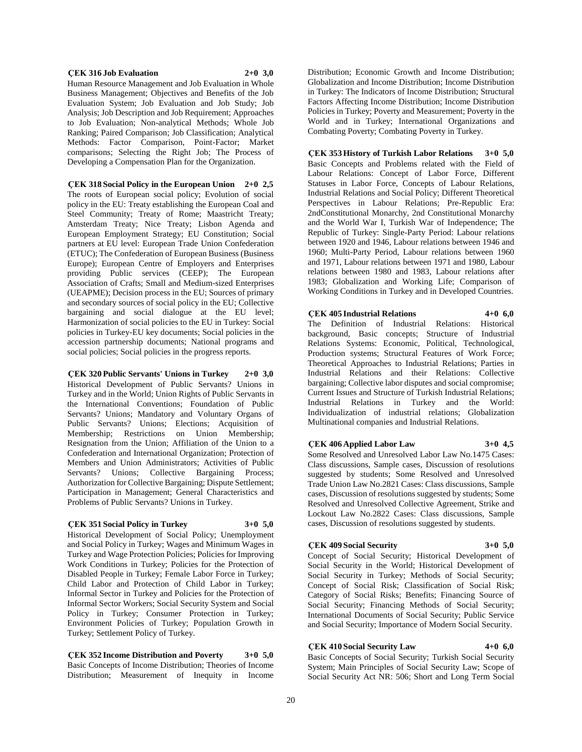**ÇEK 316 Job Evaluation 2+0 3,0**

Human Resource Management and Job Evaluation in Whole Business Management; Objectives and Benefits of the Job Evaluation System; Job Evaluation and Job Study; Job Analysis; Job Description and Job Requirement; Approaches to Job Evaluation; Non-analytical Methods; Whole Job Ranking; Paired Comparison; Job Classification; Analytical Methods: Factor Comparison, Point-Factor; Market comparisons; Selecting the Right Job; The Process of Developing a Compensation Plan for the Organization.

**ÇEK 318 Social Policy in the European Union 2+0 2,5**

The roots of European social policy; Evolution of social policy in the EU: Treaty establishing the European Coal and Steel Community; Treaty of Rome; Maastricht Treaty; Amsterdam Treaty; Nice Treaty; Lisbon Agenda and European Employment Strategy; EU Constitution; Social partners at EU level: European Trade Union Confederation (ETUC); The Confederation of European Business (Business Europe); European Centre of Employers and Enterprises providing Public services (CEEP); The European Association of Crafts; Small and Medium-sized Enterprises (UEAPME); Decision process in the EU; Sources of primary and secondary sources of social policy in the EU; Collective bargaining and social dialogue at the EU level; Harmonization of social policies to the EU in Turkey: Social policies in Turkey-EU key documents; Social policies in the accession partnership documents; National programs and social policies; Social policies in the progress reports.

**ÇEK 320 Public Servants' Unions in Turkey 2+0 3,0**

Historical Development of Public Servants? Unions in Turkey and in the World; Union Rights of Public Servants in the International Conventions; Foundation of Public Servants? Unions; Mandatory and Voluntary Organs of Public Servants? Unions; Elections; Acquisition of Membership; Restrictions on Union Membership; Resignation from the Union; Affiliation of the Union to a Confederation and International Organization; Protection of Members and Union Administrators; Activities of Public Servants? Unions; Collective Bargaining Process; Authorization for Collective Bargaining; Dispute Settlement; Participation in Management; General Characteristics and Problems of Public Servants? Unions in Turkey.

**ÇEK 351 Social Policy in Turkey 3+0 5,0**

Historical Development of Social Policy; Unemployment and Social Policy in Turkey; Wages and Minimum Wages in Turkey and Wage Protection Policies; Policies for Improving Work Conditions in Turkey; Policies for the Protection of Disabled People in Turkey; Female Labor Force in Turkey; Child Labor and Protection of Child Labor in Turkey; Informal Sector in Turkey and Policies for the Protection of Informal Sector Workers; Social Security System and Social Policy in Turkey; Consumer Protection in Turkey; Environment Policies of Turkey; Population Growth in Turkey; Settlement Policy of Turkey.

**ÇEK 352 Income Distribution and Poverty 3+0 5,0**

Basic Concepts of Income Distribution; Theories of Income Distribution; Measurement of Inequity in Income Distribution; Economic Growth and Income Distribution; Globalization and Income Distribution; Income Distribution in Turkey: The Indicators of Income Distribution; Structural Factors Affecting Income Distribution; Income Distribution Policies in Turkey; Poverty and Measurement; Poverty in the World and in Turkey; International Organizations and Combating Poverty; Combating Poverty in Turkey.

**ÇEK 353 History of Turkish Labor Relations 3+0 5,0**

Basic Concepts and Problems related with the Field of Labour Relations: Concept of Labor Force, Different Statuses in Labor Force, Concepts of Labour Relations, Industrial Relations and Social Policy; Different Theoretical Perspectives in Labour Relations; Pre-Republic Era: 2ndConstitutional Monarchy, 2nd Constitutional Monarchy and the World War I, Turkish War of Independence; The Republic of Turkey: Single-Party Period: Labour relations between 1920 and 1946, Labour relations between 1946 and 1960; Multi-Party Period, Labour relations between 1960 and 1971, Labour relations between 1971 and 1980, Labour relations between 1980 and 1983, Labour relations after 1983; Globalization and Working Life; Comparison of Working Conditions in Turkey and in Developed Countries.

**ÇEK 405 Industrial Relations 4+0 6,0**

The Definition of Industrial Relations: Historical background, Basic concepts; Structure of Industrial Relations Systems: Economic, Political, Technological, Production systems; Structural Features of Work Force; Theoretical Approaches to Industrial Relations; Parties in Industrial Relations and their Relations: Collective bargaining; Collective labor disputes and social compromise; Current Issues and Structure of Turkish Industrial Relations; Industrial Relations in Turkey and the World: Individualization of industrial relations; Globalization Multinational companies and Industrial Relations.

**ÇEK 406 Applied Labor Law 3+0 4,5**

Some Resolved and Unresolved Labor Law No.1475 Cases: Class discussions, Sample cases, Discussion of resolutions suggested by students; Some Resolved and Unresolved Trade Union Law No.2821 Cases: Class discussions, Sample cases, Discussion of resolutions suggested by students; Some Resolved and Unresolved Collective Agreement, Strike and Lockout Law No.2822 Cases: Class discussions, Sample cases, Discussion of resolutions suggested by students.

**ÇEK 409 Social Security 3+0 5,0**

Concept of Social Security; Historical Development of Social Security in the World; Historical Development of Social Security in Turkey; Methods of Social Security; Concept of Social Risk; Classification of Social Risk; Category of Social Risks; Benefits; Financing Source of Social Security; Financing Methods of Social Security; International Documents of Social Security; Public Service and Social Security; Importance of Modern Social Security.

**ÇEK 410 Social Security Law 4+0 6,0**

Basic Concepts of Social Security; Turkish Social Security System; Main Principles of Social Security Law; Scope of Social Security Act NR: 506; Short and Long Term Social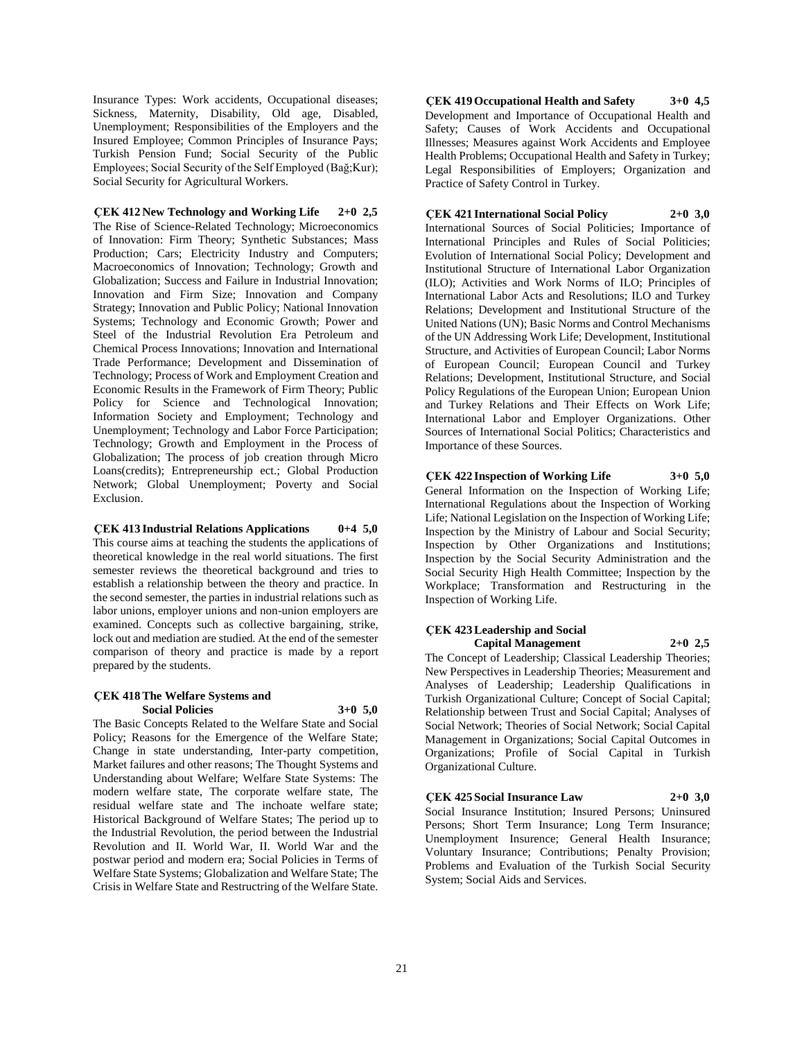Insurance Types: Work accidents, Occupational diseases; Sickness, Maternity, Disability, Old age, Disabled, Unemployment; Responsibilities of the Employers and the Insured Employee; Common Principles of Insurance Pays; Turkish Pension Fund; Social Security of the Public Employees; Social Security of the Self Employed (Bağ;Kur); Social Security for Agricultural Workers.

**ÇEK 412 New Technology and Working Life 2+0 2,5**

The Rise of Science-Related Technology; Microeconomics of Innovation: Firm Theory; Synthetic Substances; Mass Production; Cars; Electricity Industry and Computers; Macroeconomics of Innovation; Technology; Growth and Globalization; Success and Failure in Industrial Innovation; Innovation and Firm Size; Innovation and Company Strategy; Innovation and Public Policy; National Innovation Systems; Technology and Economic Growth; Power and Steel of the Industrial Revolution Era Petroleum and Chemical Process Innovations; Innovation and International Trade Performance; Development and Dissemination of Technology; Process of Work and Employment Creation and Economic Results in the Framework of Firm Theory; Public Policy for Science and Technological Innovation; Information Society and Employment; Technology and Unemployment; Technology and Labor Force Participation; Technology; Growth and Employment in the Process of Globalization; The process of job creation through Micro Loans(credits); Entrepreneurship ect.; Global Production Network; Global Unemployment; Poverty and Social Exclusion.

**ÇEK 413 Industrial Relations Applications 0+4 5,0**

This course aims at teaching the students the applications of theoretical knowledge in the real world situations. The first semester reviews the theoretical background and tries to establish a relationship between the theory and practice. In the second semester, the parties in industrial relations such as labor unions, employer unions and non-union employers are examined. Concepts such as collective bargaining, strike, lock out and mediation are studied. At the end of the semester comparison of theory and practice is made by a report prepared by the students.

**ÇEK 418 The Welfare Systems and Social Policies 3+0 5,0**

The Basic Concepts Related to the Welfare State and Social Policy; Reasons for the Emergence of the Welfare State; Change in state understanding, Inter-party competition, Market failures and other reasons; The Thought Systems and Understanding about Welfare; Welfare State Systems: The modern welfare state, The corporate welfare state, The residual welfare state and The inchoate welfare state; Historical Background of Welfare States; The period up to the Industrial Revolution, the period between the Industrial Revolution and II. World War, II. World War and the postwar period and modern era; Social Policies in Terms of Welfare State Systems; Globalization and Welfare State; The Crisis in Welfare State and Restructring of the Welfare State.

**ÇEK 419 Occupational Health and Safety 3+0 4,5**

Development and Importance of Occupational Health and Safety; Causes of Work Accidents and Occupational Illnesses; Measures against Work Accidents and Employee Health Problems; Occupational Health and Safety in Turkey; Legal Responsibilities of Employers; Organization and Practice of Safety Control in Turkey.

**ÇEK 421 International Social Policy 2+0 3,0**

International Sources of Social Politicies; Importance of International Principles and Rules of Social Politicies; Evolution of International Social Policy; Development and Institutional Structure of International Labor Organization (ILO); Activities and Work Norms of ILO; Principles of International Labor Acts and Resolutions; ILO and Turkey Relations; Development and Institutional Structure of the United Nations (UN); Basic Norms and Control Mechanisms of the UN Addressing Work Life; Development, Institutional Structure, and Activities of European Council; Labor Norms of European Council; European Council and Turkey Relations; Development, Institutional Structure, and Social Policy Regulations of the European Union; European Union and Turkey Relations and Their Effects on Work Life; International Labor and Employer Organizations. Other Sources of International Social Politics; Characteristics and Importance of these Sources.

**ÇEK 422 Inspection of Working Life 3+0 5,0**

General Information on the Inspection of Working Life; International Regulations about the Inspection of Working Life; National Legislation on the Inspection of Working Life; Inspection by the Ministry of Labour and Social Security; Inspection by Other Organizations and Institutions; Inspection by the Social Security Administration and the Social Security High Health Committee; Inspection by the Workplace; Transformation and Restructuring in the Inspection of Working Life.

**ÇEK 423 Leadership and Social Capital Management 2+0 2,5**

The Concept of Leadership; Classical Leadership Theories; New Perspectives in Leadership Theories; Measurement and Analyses of Leadership; Leadership Qualifications in Turkish Organizational Culture; Concept of Social Capital; Relationship between Trust and Social Capital; Analyses of Social Network; Theories of Social Network; Social Capital Management in Organizations; Social Capital Outcomes in Organizations; Profile of Social Capital in Turkish Organizational Culture.

**ÇEK 425 Social Insurance Law 2+0 3,0**

Social Insurance Institution; Insured Persons; Uninsured Persons; Short Term Insurance; Long Term Insurance; Unemployment Insurence; General Health Insurance; Voluntary Insurance; Contributions; Penalty Provision; Problems and Evaluation of the Turkish Social Security System; Social Aids and Services.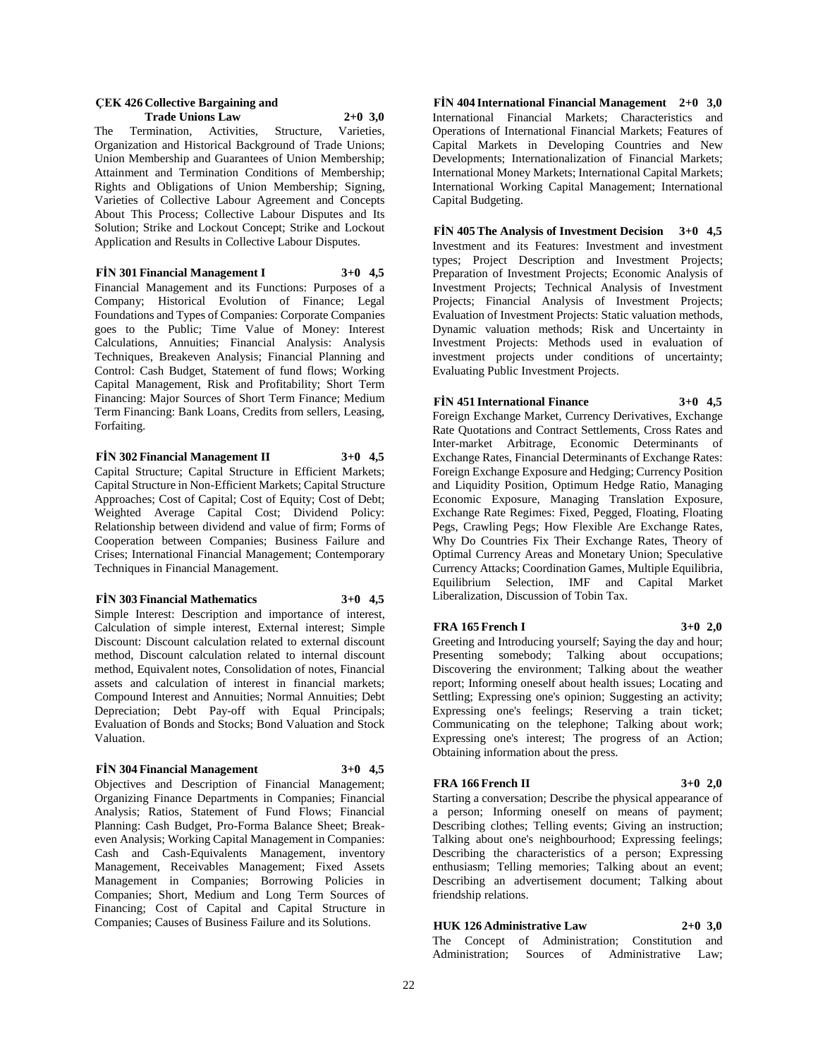**ÇEK 426 Collective Bargaining and Trade Unions Law 2+0 3,0**

The Termination, Activities, Structure, Varieties, Organization and Historical Background of Trade Unions; Union Membership and Guarantees of Union Membership; Attainment and Termination Conditions of Membership; Rights and Obligations of Union Membership; Signing, Varieties of Collective Labour Agreement and Concepts About This Process; Collective Labour Disputes and Its Solution; Strike and Lockout Concept; Strike and Lockout Application and Results in Collective Labour Disputes.

**FİN 301 Financial Management I 3+0 4,5**

Financial Management and its Functions: Purposes of a Company; Historical Evolution of Finance; Legal Foundations and Types of Companies: Corporate Companies goes to the Public; Time Value of Money: Interest Calculations, Annuities; Financial Analysis: Analysis Techniques, Breakeven Analysis; Financial Planning and Control: Cash Budget, Statement of fund flows; Working Capital Management, Risk and Profitability; Short Term Financing: Major Sources of Short Term Finance; Medium Term Financing: Bank Loans, Credits from sellers, Leasing, Forfaiting.

**FİN 302 Financial Management II 3+0 4,5**

Capital Structure; Capital Structure in Efficient Markets; Capital Structure in Non-Efficient Markets; Capital Structure Approaches; Cost of Capital; Cost of Equity; Cost of Debt; Weighted Average Capital Cost; Dividend Policy: Relationship between dividend and value of firm; Forms of Cooperation between Companies; Business Failure and Crises; International Financial Management; Contemporary Techniques in Financial Management.

**FİN 303 Financial Mathematics 3+0 4,5**

Simple Interest: Description and importance of interest, Calculation of simple interest, External interest; Simple Discount: Discount calculation related to external discount method, Discount calculation related to internal discount method, Equivalent notes, Consolidation of notes, Financial assets and calculation of interest in financial markets; Compound Interest and Annuities; Normal Annuities; Debt Depreciation; Debt Pay-off with Equal Principals; Evaluation of Bonds and Stocks; Bond Valuation and Stock Valuation.

**FİN 304 Financial Management 3+0 4,5**

Objectives and Description of Financial Management; Organizing Finance Departments in Companies; Financial Analysis; Ratios, Statement of Fund Flows; Financial Planning: Cash Budget, Pro-Forma Balance Sheet; Break-even Analysis; Working Capital Management in Companies: Cash and Cash-Equivalents Management, inventory Management, Receivables Management; Fixed Assets Management in Companies; Borrowing Policies in Companies; Short, Medium and Long Term Sources of Financing; Cost of Capital and Capital Structure in Companies; Causes of Business Failure and its Solutions.

**FİN 404 International Financial Management 2+0 3,0**

International Financial Markets; Characteristics and Operations of International Financial Markets; Features of Capital Markets in Developing Countries and New Developments; Internationalization of Financial Markets; International Money Markets; International Capital Markets; International Working Capital Management; International Capital Budgeting.

**FİN 405 The Analysis of Investment Decision 3+0 4,5**

Investment and its Features: Investment and investment types; Project Description and Investment Projects; Preparation of Investment Projects; Economic Analysis of Investment Projects; Technical Analysis of Investment Projects; Financial Analysis of Investment Projects; Evaluation of Investment Projects: Static valuation methods, Dynamic valuation methods; Risk and Uncertainty in Investment Projects: Methods used in evaluation of investment projects under conditions of uncertainty; Evaluating Public Investment Projects.

**FİN 451 International Finance 3+0 4,5**

Foreign Exchange Market, Currency Derivatives, Exchange Rate Quotations and Contract Settlements, Cross Rates and Inter-market Arbitrage, Economic Determinants of Exchange Rates, Financial Determinants of Exchange Rates: Foreign Exchange Exposure and Hedging; Currency Position and Liquidity Position, Optimum Hedge Ratio, Managing Economic Exposure, Managing Translation Exposure, Exchange Rate Regimes: Fixed, Pegged, Floating, Floating Pegs, Crawling Pegs; How Flexible Are Exchange Rates, Why Do Countries Fix Their Exchange Rates, Theory of Optimal Currency Areas and Monetary Union; Speculative Currency Attacks; Coordination Games, Multiple Equilibria, Equilibrium Selection, IMF and Capital Market Liberalization, Discussion of Tobin Tax.

**FRA 165 French I 3+0 2,0**

Greeting and Introducing yourself; Saying the day and hour; Presenting somebody; Talking about occupations; Discovering the environment; Talking about the weather report; Informing oneself about health issues; Locating and Settling; Expressing one's opinion; Suggesting an activity; Expressing one's feelings; Reserving a train ticket; Communicating on the telephone; Talking about work; Expressing one's interest; The progress of an Action; Obtaining information about the press.

**FRA 166 French II 3+0 2,0**

Starting a conversation; Describe the physical appearance of a person; Informing oneself on means of payment; Describing clothes; Telling events; Giving an instruction; Talking about one's neighbourhood; Expressing feelings; Describing the characteristics of a person; Expressing enthusiasm; Telling memories; Talking about an event; Describing an advertisement document; Talking about friendship relations.

**HUK 126 Administrative Law 2+0 3,0**

The Concept of Administration; Constitution and Administration; Sources of Administrative Law;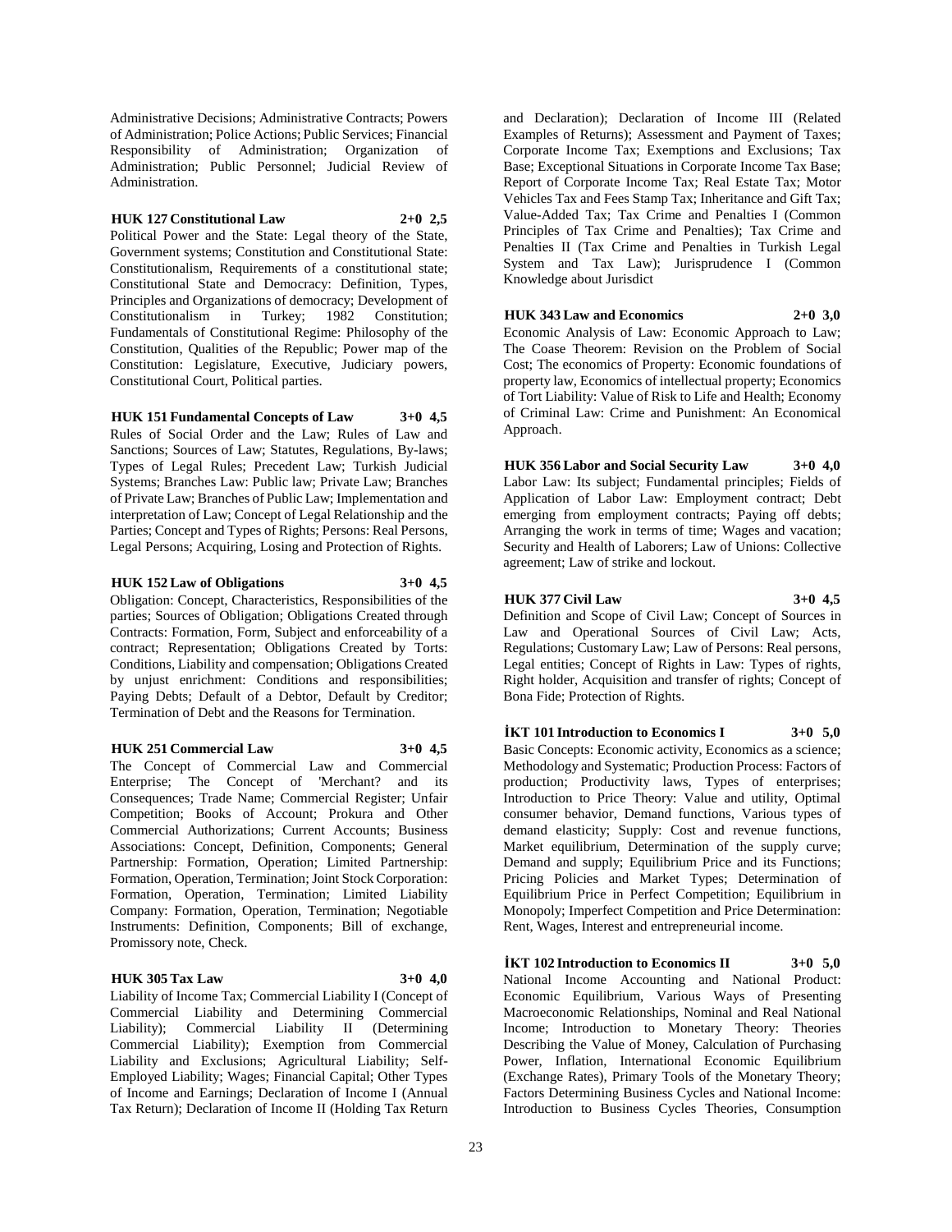Administrative Decisions; Administrative Contracts; Powers of Administration; Police Actions; Public Services; Financial Responsibility of Administration; Organization of Administration; Public Personnel; Judicial Review of Administration.

**HUK 127 Constitutional Law 2+0 2,5**

Political Power and the State: Legal theory of the State, Government systems; Constitution and Constitutional State: Constitutionalism, Requirements of a constitutional state; Constitutional State and Democracy: Definition, Types, Principles and Organizations of democracy; Development of Constitutionalism in Turkey; 1982 Constitution; Fundamentals of Constitutional Regime: Philosophy of the Constitution, Qualities of the Republic; Power map of the Constitution: Legislature, Executive, Judiciary powers, Constitutional Court, Political parties.

**HUK 151 Fundamental Concepts of Law 3+0 4,5**

Rules of Social Order and the Law; Rules of Law and Sanctions; Sources of Law; Statutes, Regulations, By-laws; Types of Legal Rules; Precedent Law; Turkish Judicial Systems; Branches Law: Public law; Private Law; Branches of Private Law; Branches of Public Law; Implementation and interpretation of Law; Concept of Legal Relationship and the Parties; Concept and Types of Rights; Persons: Real Persons, Legal Persons; Acquiring, Losing and Protection of Rights.

**HUK 152 Law of Obligations 3+0 4,5**

Obligation: Concept, Characteristics, Responsibilities of the parties; Sources of Obligation; Obligations Created through Contracts: Formation, Form, Subject and enforceability of a contract; Representation; Obligations Created by Torts: Conditions, Liability and compensation; Obligations Created by unjust enrichment: Conditions and responsibilities; Paying Debts; Default of a Debtor, Default by Creditor; Termination of Debt and the Reasons for Termination.

**HUK 251 Commercial Law 3+0 4,5**

The Concept of Commercial Law and Commercial Enterprise; The Concept of 'Merchant? and its Consequences; Trade Name; Commercial Register; Unfair Competition; Books of Account; Prokura and Other Commercial Authorizations; Current Accounts; Business Associations: Concept, Definition, Components; General Partnership: Formation, Operation; Limited Partnership: Formation, Operation, Termination; Joint Stock Corporation: Formation, Operation, Termination; Limited Liability Company: Formation, Operation, Termination; Negotiable Instruments: Definition, Components; Bill of exchange, Promissory note, Check.

**HUK 305 Tax Law 3+0 4,0**

Liability of Income Tax; Commercial Liability I (Concept of Commercial Liability and Determining Commercial Liability); Commercial Liability II (Determining Commercial Liability); Exemption from Commercial Liability and Exclusions; Agricultural Liability; Self-Employed Liability; Wages; Financial Capital; Other Types of Income and Earnings; Declaration of Income I (Annual Tax Return); Declaration of Income II (Holding Tax Return and Declaration); Declaration of Income III (Related Examples of Returns); Assessment and Payment of Taxes; Corporate Income Tax; Exemptions and Exclusions; Tax Base; Exceptional Situations in Corporate Income Tax Base; Report of Corporate Income Tax; Real Estate Tax; Motor Vehicles Tax and Fees Stamp Tax; Inheritance and Gift Tax; Value-Added Tax; Tax Crime and Penalties I (Common Principles of Tax Crime and Penalties); Tax Crime and Penalties II (Tax Crime and Penalties in Turkish Legal System and Tax Law); Jurisprudence I (Common Knowledge about Jurisdict

**HUK 343 Law and Economics 2+0 3,0**

Economic Analysis of Law: Economic Approach to Law; The Coase Theorem: Revision on the Problem of Social Cost; The economics of Property: Economic foundations of property law, Economics of intellectual property; Economics of Tort Liability: Value of Risk to Life and Health; Economy of Criminal Law: Crime and Punishment: An Economical Approach.

**HUK 356 Labor and Social Security Law 3+0 4,0**

Labor Law: Its subject; Fundamental principles; Fields of Application of Labor Law: Employment contract; Debt emerging from employment contracts; Paying off debts; Arranging the work in terms of time; Wages and vacation; Security and Health of Laborers; Law of Unions: Collective agreement; Law of strike and lockout.

**HUK 377 Civil Law 3+0 4,5**

Definition and Scope of Civil Law; Concept of Sources in Law and Operational Sources of Civil Law; Acts, Regulations; Customary Law; Law of Persons: Real persons, Legal entities; Concept of Rights in Law: Types of rights, Right holder, Acquisition and transfer of rights; Concept of Bona Fide; Protection of Rights.

**İKT 101 Introduction to Economics I 3+0 5,0**

Basic Concepts: Economic activity, Economics as a science; Methodology and Systematic; Production Process: Factors of production; Productivity laws, Types of enterprises; Introduction to Price Theory: Value and utility, Optimal consumer behavior, Demand functions, Various types of demand elasticity; Supply: Cost and revenue functions, Market equilibrium, Determination of the supply curve; Demand and supply; Equilibrium Price and its Functions; Pricing Policies and Market Types; Determination of Equilibrium Price in Perfect Competition; Equilibrium in Monopoly; Imperfect Competition and Price Determination: Rent, Wages, Interest and entrepreneurial income.

**İKT 102 Introduction to Economics II 3+0 5,0**

National Income Accounting and National Product: Economic Equilibrium, Various Ways of Presenting Macroeconomic Relationships, Nominal and Real National Income; Introduction to Monetary Theory: Theories Describing the Value of Money, Calculation of Purchasing Power, Inflation, International Economic Equilibrium (Exchange Rates), Primary Tools of the Monetary Theory; Factors Determining Business Cycles and National Income: Introduction to Business Cycles Theories, Consumption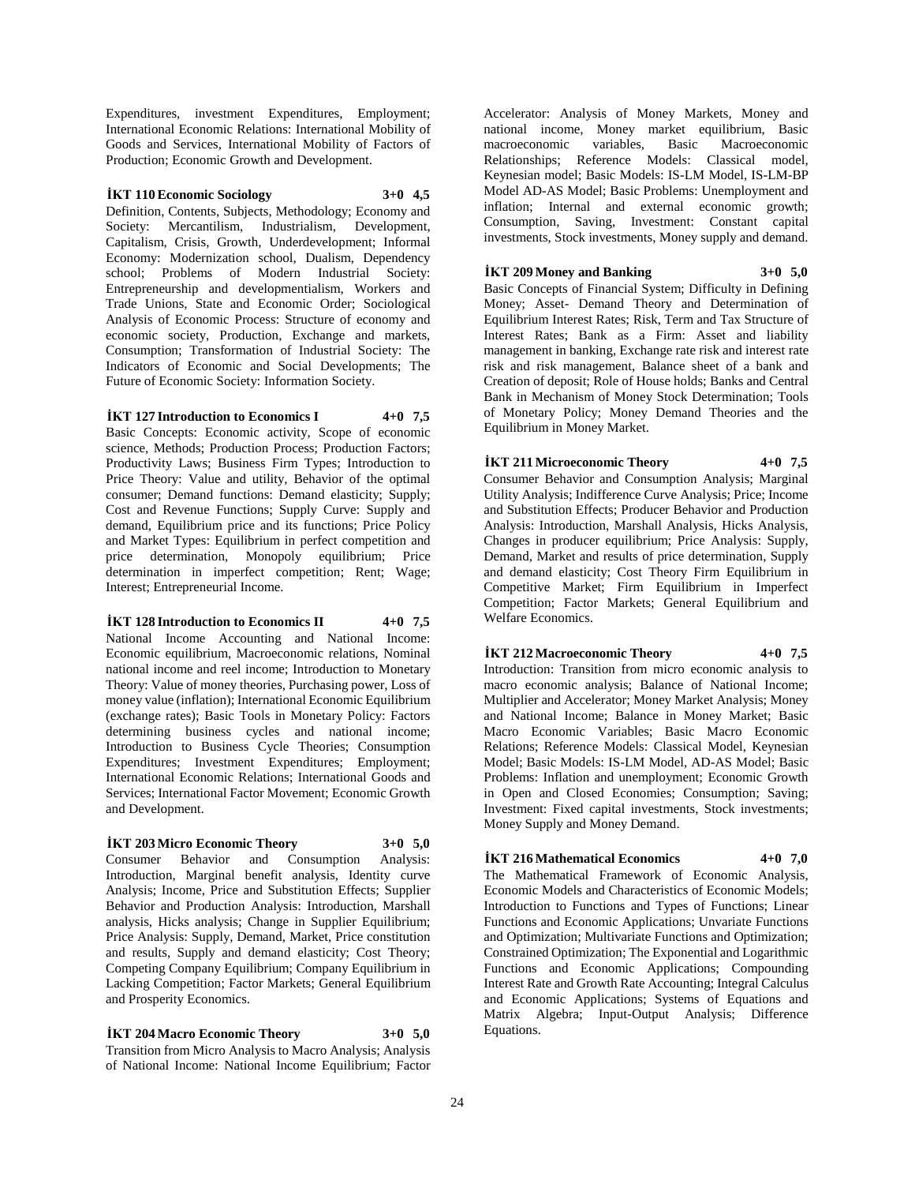Expenditures, investment Expenditures, Employment; International Economic Relations: International Mobility of Goods and Services, International Mobility of Factors of Production; Economic Growth and Development.

**İKT 110 Economic Sociology 3+0 4,5**

Definition, Contents, Subjects, Methodology; Economy and Society: Mercantilism, Industrialism, Development, Capitalism, Crisis, Growth, Underdevelopment; Informal Economy: Modernization school, Dualism, Dependency school; Problems of Modern Industrial Society: Entrepreneurship and developmentialism, Workers and Trade Unions, State and Economic Order; Sociological Analysis of Economic Process: Structure of economy and economic society, Production, Exchange and markets, Consumption; Transformation of Industrial Society: The Indicators of Economic and Social Developments; The Future of Economic Society: Information Society.

**İKT 127 Introduction to Economics I 4+0 7,5**

Basic Concepts: Economic activity, Scope of economic science, Methods; Production Process; Production Factors; Productivity Laws; Business Firm Types; Introduction to Price Theory: Value and utility, Behavior of the optimal consumer; Demand functions: Demand elasticity; Supply; Cost and Revenue Functions; Supply Curve: Supply and demand, Equilibrium price and its functions; Price Policy and Market Types: Equilibrium in perfect competition and price determination, Monopoly equilibrium; Price determination in imperfect competition; Rent; Wage; Interest; Entrepreneurial Income.

**İKT 128 Introduction to Economics II 4+0 7,5**

National Income Accounting and National Income: Economic equilibrium, Macroeconomic relations, Nominal national income and reel income; Introduction to Monetary Theory: Value of money theories, Purchasing power, Loss of money value (inflation); International Economic Equilibrium (exchange rates); Basic Tools in Monetary Policy: Factors determining business cycles and national income; Introduction to Business Cycle Theories; Consumption Expenditures; Investment Expenditures; Employment; International Economic Relations; International Goods and Services; International Factor Movement; Economic Growth and Development.

**İKT 203 Micro Economic Theory 3+0 5,0**

Consumer Behavior and Consumption Analysis: Introduction, Marginal benefit analysis, Identity curve Analysis; Income, Price and Substitution Effects; Supplier Behavior and Production Analysis: Introduction, Marshall analysis, Hicks analysis; Change in Supplier Equilibrium; Price Analysis: Supply, Demand, Market, Price constitution and results, Supply and demand elasticity; Cost Theory; Competing Company Equilibrium; Company Equilibrium in Lacking Competition; Factor Markets; General Equilibrium and Prosperity Economics.

**İKT 204 Macro Economic Theory 3+0 5,0**

Transition from Micro Analysis to Macro Analysis; Analysis of National Income: National Income Equilibrium; Factor Accelerator: Analysis of Money Markets, Money and national income, Money market equilibrium, Basic macroeconomic variables, Basic Macroeconomic Relationships; Reference Models: Classical model, Keynesian model; Basic Models: IS-LM Model, IS-LM-BP Model AD-AS Model; Basic Problems: Unemployment and inflation; Internal and external economic growth; Consumption, Saving, Investment: Constant capital investments, Stock investments, Money supply and demand.

**İKT 209 Money and Banking 3+0 5,0**

Basic Concepts of Financial System; Difficulty in Defining Money; Asset- Demand Theory and Determination of Equilibrium Interest Rates; Risk, Term and Tax Structure of Interest Rates; Bank as a Firm: Asset and liability management in banking, Exchange rate risk and interest rate risk and risk management, Balance sheet of a bank and Creation of deposit; Role of House holds; Banks and Central Bank in Mechanism of Money Stock Determination; Tools of Monetary Policy; Money Demand Theories and the Equilibrium in Money Market.

**İKT 211 Microeconomic Theory 4+0 7,5**

Consumer Behavior and Consumption Analysis; Marginal Utility Analysis; Indifference Curve Analysis; Price; Income and Substitution Effects; Producer Behavior and Production Analysis: Introduction, Marshall Analysis, Hicks Analysis, Changes in producer equilibrium; Price Analysis: Supply, Demand, Market and results of price determination, Supply and demand elasticity; Cost Theory Firm Equilibrium in Competitive Market; Firm Equilibrium in Imperfect Competition; Factor Markets; General Equilibrium and Welfare Economics.

**İKT 212 Macroeconomic Theory 4+0 7,5**

Introduction: Transition from micro economic analysis to macro economic analysis; Balance of National Income; Multiplier and Accelerator; Money Market Analysis; Money and National Income; Balance in Money Market; Basic Macro Economic Variables; Basic Macro Economic Relations; Reference Models: Classical Model, Keynesian Model; Basic Models: IS-LM Model, AD-AS Model; Basic Problems: Inflation and unemployment; Economic Growth in Open and Closed Economies; Consumption; Saving; Investment: Fixed capital investments, Stock investments; Money Supply and Money Demand.

**İKT 216 Mathematical Economics 4+0 7,0**

The Mathematical Framework of Economic Analysis, Economic Models and Characteristics of Economic Models; Introduction to Functions and Types of Functions; Linear Functions and Economic Applications; Unvariate Functions and Optimization; Multivariate Functions and Optimization; Constrained Optimization; The Exponential and Logarithmic Functions and Economic Applications; Compounding Interest Rate and Growth Rate Accounting; Integral Calculus and Economic Applications; Systems of Equations and Matrix Algebra; Input-Output Analysis; Difference Equations.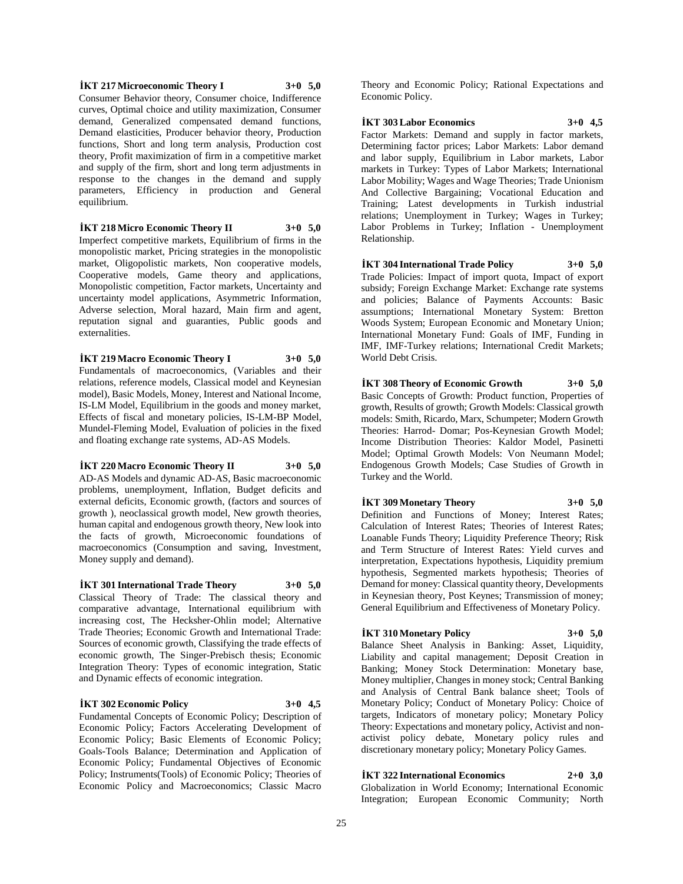**İKT 217 Microeconomic Theory I 3+0 5,0**

Consumer Behavior theory, Consumer choice, Indifference curves, Optimal choice and utility maximization, Consumer demand, Generalized compensated demand functions, Demand elasticities, Producer behavior theory, Production functions, Short and long term analysis, Production cost theory, Profit maximization of firm in a competitive market and supply of the firm, short and long term adjustments in response to the changes in the demand and supply parameters, Efficiency in production and General equilibrium.

**İKT 218 Micro Economic Theory II 3+0 5,0**

Imperfect competitive markets, Equilibrium of firms in the monopolistic market, Pricing strategies in the monopolistic market, Oligopolistic markets, Non cooperative models, Cooperative models, Game theory and applications, Monopolistic competition, Factor markets, Uncertainty and uncertainty model applications, Asymmetric Information, Adverse selection, Moral hazard, Main firm and agent, reputation signal and guaranties, Public goods and externalities.

**İKT 219 Macro Economic Theory I 3+0 5,0**

Fundamentals of macroeconomics, (Variables and their relations, reference models, Classical model and Keynesian model), Basic Models, Money, Interest and National Income, IS-LM Model, Equilibrium in the goods and money market, Effects of fiscal and monetary policies, IS-LM-BP Model, Mundel-Fleming Model, Evaluation of policies in the fixed and floating exchange rate systems, AD-AS Models.

**İKT 220 Macro Economic Theory II 3+0 5,0**

AD-AS Models and dynamic AD-AS, Basic macroeconomic problems, unemployment, Inflation, Budget deficits and external deficits, Economic growth, (factors and sources of growth ), neoclassical growth model, New growth theories, human capital and endogenous growth theory, New look into the facts of growth, Microeconomic foundations of macroeconomics (Consumption and saving, Investment, Money supply and demand).

**İKT 301 International Trade Theory 3+0 5,0**

Classical Theory of Trade: The classical theory and comparative advantage, International equilibrium with increasing cost, The Hecksher-Ohlin model; Alternative Trade Theories; Economic Growth and International Trade: Sources of economic growth, Classifying the trade effects of economic growth, The Singer-Prebisch thesis; Economic Integration Theory: Types of economic integration, Static and Dynamic effects of economic integration.

**İKT 302 Economic Policy 3+0 4,5**

Fundamental Concepts of Economic Policy; Description of Economic Policy; Factors Accelerating Development of Economic Policy; Basic Elements of Economic Policy; Goals-Tools Balance; Determination and Application of Economic Policy; Fundamental Objectives of Economic Policy; Instruments(Tools) of Economic Policy; Theories of Economic Policy and Macroeconomics; Classic Macro Theory and Economic Policy; Rational Expectations and Economic Policy.

**İKT 303 Labor Economics 3+0 4,5**

Factor Markets: Demand and supply in factor markets, Determining factor prices; Labor Markets: Labor demand and labor supply, Equilibrium in Labor markets, Labor markets in Turkey: Types of Labor Markets; International Labor Mobility; Wages and Wage Theories; Trade Unionism And Collective Bargaining; Vocational Education and Training; Latest developments in Turkish industrial relations; Unemployment in Turkey; Wages in Turkey; Labor Problems in Turkey; Inflation - Unemployment Relationship.

**İKT 304 International Trade Policy 3+0 5,0**

Trade Policies: Impact of import quota, Impact of export subsidy; Foreign Exchange Market: Exchange rate systems and policies; Balance of Payments Accounts: Basic assumptions; International Monetary System: Bretton Woods System; European Economic and Monetary Union; International Monetary Fund: Goals of IMF, Funding in IMF, IMF-Turkey relations; International Credit Markets; World Debt Crisis.

**İKT 308 Theory of Economic Growth 3+0 5,0**

Basic Concepts of Growth: Product function, Properties of growth, Results of growth; Growth Models: Classical growth models: Smith, Ricardo, Marx, Schumpeter; Modern Growth Theories: Harrod- Domar; Pos-Keynesian Growth Model; Income Distribution Theories: Kaldor Model, Pasinetti Model; Optimal Growth Models: Von Neumann Model; Endogenous Growth Models; Case Studies of Growth in Turkey and the World.

**İKT 309 Monetary Theory 3+0 5,0**

Definition and Functions of Money; Interest Rates; Calculation of Interest Rates; Theories of Interest Rates; Loanable Funds Theory; Liquidity Preference Theory; Risk and Term Structure of Interest Rates: Yield curves and interpretation, Expectations hypothesis, Liquidity premium hypothesis, Segmented markets hypothesis; Theories of Demand for money: Classical quantity theory, Developments in Keynesian theory, Post Keynes; Transmission of money; General Equilibrium and Effectiveness of Monetary Policy.

**İKT 310 Monetary Policy 3+0 5,0**

Balance Sheet Analysis in Banking: Asset, Liquidity, Liability and capital management; Deposit Creation in Banking; Money Stock Determination: Monetary base, Money multiplier, Changes in money stock; Central Banking and Analysis of Central Bank balance sheet; Tools of Monetary Policy; Conduct of Monetary Policy: Choice of targets, Indicators of monetary policy; Monetary Policy Theory: Expectations and monetary policy, Activist and non-activist policy debate, Monetary policy rules and discretionary monetary policy; Monetary Policy Games.

**İKT 322 International Economics 2+0 3,0**

Globalization in World Economy; International Economic Integration; European Economic Community; North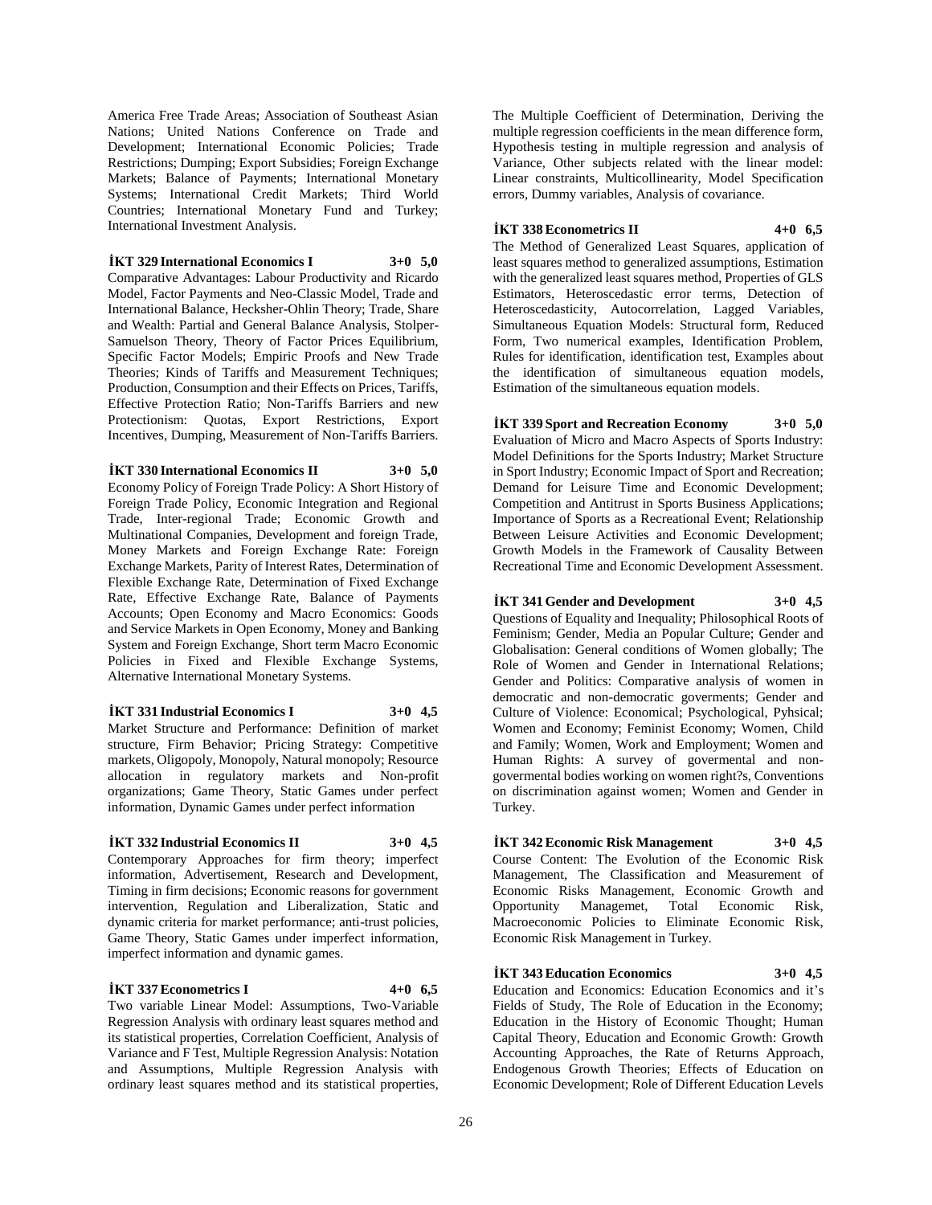America Free Trade Areas; Association of Southeast Asian Nations; United Nations Conference on Trade and Development; International Economic Policies; Trade Restrictions; Dumping; Export Subsidies; Foreign Exchange Markets; Balance of Payments; International Monetary Systems; International Credit Markets; Third World Countries; International Monetary Fund and Turkey; International Investment Analysis.

**İKT 329 International Economics I 3+0 5,0**

Comparative Advantages: Labour Productivity and Ricardo Model, Factor Payments and Neo-Classic Model, Trade and International Balance, Hecksher-Ohlin Theory; Trade, Share and Wealth: Partial and General Balance Analysis, Stolper-Samuelson Theory, Theory of Factor Prices Equilibrium, Specific Factor Models; Empiric Proofs and New Trade Theories; Kinds of Tariffs and Measurement Techniques; Production, Consumption and their Effects on Prices, Tariffs, Effective Protection Ratio; Non-Tariffs Barriers and new Protectionism: Quotas, Export Restrictions, Export Incentives, Dumping, Measurement of Non-Tariffs Barriers.

**İKT 330 International Economics II 3+0 5,0**

Economy Policy of Foreign Trade Policy: A Short History of Foreign Trade Policy, Economic Integration and Regional Trade, Inter-regional Trade; Economic Growth and Multinational Companies, Development and foreign Trade, Money Markets and Foreign Exchange Rate: Foreign Exchange Markets, Parity of Interest Rates, Determination of Flexible Exchange Rate, Determination of Fixed Exchange Rate, Effective Exchange Rate, Balance of Payments Accounts; Open Economy and Macro Economics: Goods and Service Markets in Open Economy, Money and Banking System and Foreign Exchange, Short term Macro Economic Policies in Fixed and Flexible Exchange Systems, Alternative International Monetary Systems.

**İKT 331 Industrial Economics I 3+0 4,5**

Market Structure and Performance: Definition of market structure, Firm Behavior; Pricing Strategy: Competitive markets, Oligopoly, Monopoly, Natural monopoly; Resource allocation in regulatory markets and Non-profit organizations; Game Theory, Static Games under perfect information, Dynamic Games under perfect information

**İKT 332 Industrial Economics II 3+0 4,5**

Contemporary Approaches for firm theory; imperfect information, Advertisement, Research and Development, Timing in firm decisions; Economic reasons for government intervention, Regulation and Liberalization, Static and dynamic criteria for market performance; anti-trust policies, Game Theory, Static Games under imperfect information, imperfect information and dynamic games.

**İKT 337 Econometrics I 4+0 6,5**

Two variable Linear Model: Assumptions, Two-Variable Regression Analysis with ordinary least squares method and its statistical properties, Correlation Coefficient, Analysis of Variance and F Test, Multiple Regression Analysis: Notation and Assumptions, Multiple Regression Analysis with ordinary least squares method and its statistical properties, The Multiple Coefficient of Determination, Deriving the multiple regression coefficients in the mean difference form, Hypothesis testing in multiple regression and analysis of Variance, Other subjects related with the linear model: Linear constraints, Multicollinearity, Model Specification errors, Dummy variables, Analysis of covariance.

**İKT 338 Econometrics II 4+0 6,5**

The Method of Generalized Least Squares, application of least squares method to generalized assumptions, Estimation with the generalized least squares method, Properties of GLS Estimators, Heteroscedastic error terms, Detection of Heteroscedasticity, Autocorrelation, Lagged Variables, Simultaneous Equation Models: Structural form, Reduced Form, Two numerical examples, Identification Problem, Rules for identification, identification test, Examples about the identification of simultaneous equation models, Estimation of the simultaneous equation models.

**İKT 339 Sport and Recreation Economy 3+0 5,0**

Evaluation of Micro and Macro Aspects of Sports Industry: Model Definitions for the Sports Industry; Market Structure in Sport Industry; Economic Impact of Sport and Recreation; Demand for Leisure Time and Economic Development; Competition and Antitrust in Sports Business Applications; Importance of Sports as a Recreational Event; Relationship Between Leisure Activities and Economic Development; Growth Models in the Framework of Causality Between Recreational Time and Economic Development Assessment.

**İKT 341 Gender and Development 3+0 4,5**

Questions of Equality and Inequality; Philosophical Roots of Feminism; Gender, Media an Popular Culture; Gender and Globalisation: General conditions of Women globally; The Role of Women and Gender in International Relations; Gender and Politics: Comparative analysis of women in democratic and non-democratic goverments; Gender and Culture of Violence: Economical; Psychological, Pyhsical; Women and Economy; Feminist Economy; Women, Child and Family; Women, Work and Employment; Women and Human Rights: A survey of govermental and non-govermental bodies working on women right?s, Conventions on discrimination against women; Women and Gender in Turkey.

**İKT 342 Economic Risk Management 3+0 4,5**

Course Content: The Evolution of the Economic Risk Management, The Classification and Measurement of Economic Risks Management, Economic Growth and Opportunity Managemet, Total Economic Risk, Macroeconomic Policies to Eliminate Economic Risk, Economic Risk Management in Turkey.

**İKT 343 Education Economics 3+0 4,5**

Education and Economics: Education Economics and it's Fields of Study, The Role of Education in the Economy; Education in the History of Economic Thought; Human Capital Theory, Education and Economic Growth: Growth Accounting Approaches, the Rate of Returns Approach, Endogenous Growth Theories; Effects of Education on Economic Development; Role of Different Education Levels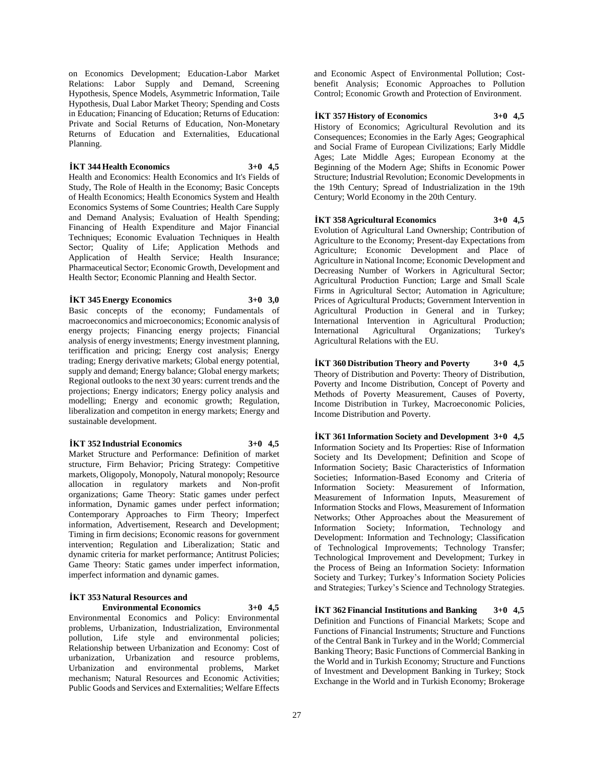on Economics Development; Education-Labor Market Relations: Labor Supply and Demand, Screening Hypothesis, Spence Models, Asymmetric Information, Taile Hypothesis, Dual Labor Market Theory; Spending and Costs in Education; Financing of Education; Returns of Education: Private and Social Returns of Education, Non-Monetary Returns of Education and Externalities, Educational Planning.

**İKT 344 Health Economics 3+0 4,5**

Health and Economics: Health Economics and It's Fields of Study, The Role of Health in the Economy; Basic Concepts of Health Economics; Health Economics System and Health Economics Systems of Some Countries; Health Care Supply and Demand Analysis; Evaluation of Health Spending; Financing of Health Expenditure and Major Financial Techniques; Economic Evaluation Techniques in Health Sector; Quality of Life; Application Methods and Application of Health Service; Health Insurance; Pharmaceutical Sector; Economic Growth, Development and Health Sector; Economic Planning and Health Sector.

**İKT 345 Energy Economics 3+0 3,0**

Basic concepts of the economy; Fundamentals of macroeconomics and microeconomics; Economic analysis of energy projects; Financing energy projects; Financial analysis of energy investments; Energy investment planning, teriffication and pricing; Energy cost analysis; Energy trading; Energy derivative markets; Global energy potential, supply and demand; Energy balance; Global energy markets; Regional outlooks to the next 30 years: current trends and the projections; Energy indicators; Energy policy analysis and modelling; Energy and economic growth; Regulation, liberalization and competiton in energy markets; Energy and sustainable development.

**İKT 352 Industrial Economics 3+0 4,5**

Market Structure and Performance: Definition of market structure, Firm Behavior; Pricing Strategy: Competitive markets, Oligopoly, Monopoly, Natural monopoly; Resource allocation in regulatory markets and Non-profit organizations; Game Theory: Static games under perfect information, Dynamic games under perfect information; Contemporary Approaches to Firm Theory; Imperfect information, Advertisement, Research and Development; Timing in firm decisions; Economic reasons for government intervention; Regulation and Liberalization; Static and dynamic criteria for market performance; Antitrust Policies; Game Theory: Static games under imperfect information, imperfect information and dynamic games.

**İKT 353 Natural Resources and Environmental Economics 3+0 4,5**

Environmental Economics and Policy: Environmental problems, Urbanization, Industrialization, Environmental pollution, Life style and environmental policies; Relationship between Urbanization and Economy: Cost of urbanization, Urbanization and resource problems, Urbanization and environmental problems, Market mechanism; Natural Resources and Economic Activities; Public Goods and Services and Externalities; Welfare Effects and Economic Aspect of Environmental Pollution; Cost-benefit Analysis; Economic Approaches to Pollution Control; Economic Growth and Protection of Environment.

**İKT 357 History of Economics 3+0 4,5**

History of Economics; Agricultural Revolution and its Consequences; Economies in the Early Ages; Geographical and Social Frame of European Civilizations; Early Middle Ages; Late Middle Ages; European Economy at the Beginning of the Modern Age; Shifts in Economic Power Structure; Industrial Revolution; Economic Developments in the 19th Century; Spread of Industrialization in the 19th Century; World Economy in the 20th Century.

**İKT 358 Agricultural Economics 3+0 4,5**

Evolution of Agricultural Land Ownership; Contribution of Agriculture to the Economy; Present-day Expectations from Agriculture; Economic Development and Place of Agriculture in National Income; Economic Development and Decreasing Number of Workers in Agricultural Sector; Agricultural Production Function; Large and Small Scale Firms in Agricultural Sector; Automation in Agriculture; Prices of Agricultural Products; Government Intervention in Agricultural Production in General and in Turkey; International Intervention in Agricultural Production; International Agricultural Organizations; Turkey's Agricultural Relations with the EU.

**İKT 360 Distribution Theory and Poverty 3+0 4,5**

Theory of Distribution and Poverty: Theory of Distribution, Poverty and Income Distribution, Concept of Poverty and Methods of Poverty Measurement, Causes of Poverty, Income Distribution in Turkey, Macroeconomic Policies, Income Distribution and Poverty.

**İKT 361 Information Society and Development 3+0 4,5**

Information Society and Its Properties: Rise of Information Society and Its Development; Definition and Scope of Information Society; Basic Characteristics of Information Societies; Information-Based Economy and Criteria of Information Society: Measurement of Information, Measurement of Information Inputs, Measurement of Information Stocks and Flows, Measurement of Information Networks; Other Approaches about the Measurement of Information Society; Information, Technology and Development: Information and Technology; Classification of Technological Improvements; Technology Transfer; Technological Improvement and Development; Turkey in the Process of Being an Information Society: Information Society and Turkey; Turkey's Information Society Policies and Strategies; Turkey's Science and Technology Strategies.

**İKT 362 Financial Institutions and Banking 3+0 4,5**

Definition and Functions of Financial Markets; Scope and Functions of Financial Instruments; Structure and Functions of the Central Bank in Turkey and in the World; Commercial Banking Theory; Basic Functions of Commercial Banking in the World and in Turkish Economy; Structure and Functions of Investment and Development Banking in Turkey; Stock Exchange in the World and in Turkish Economy; Brokerage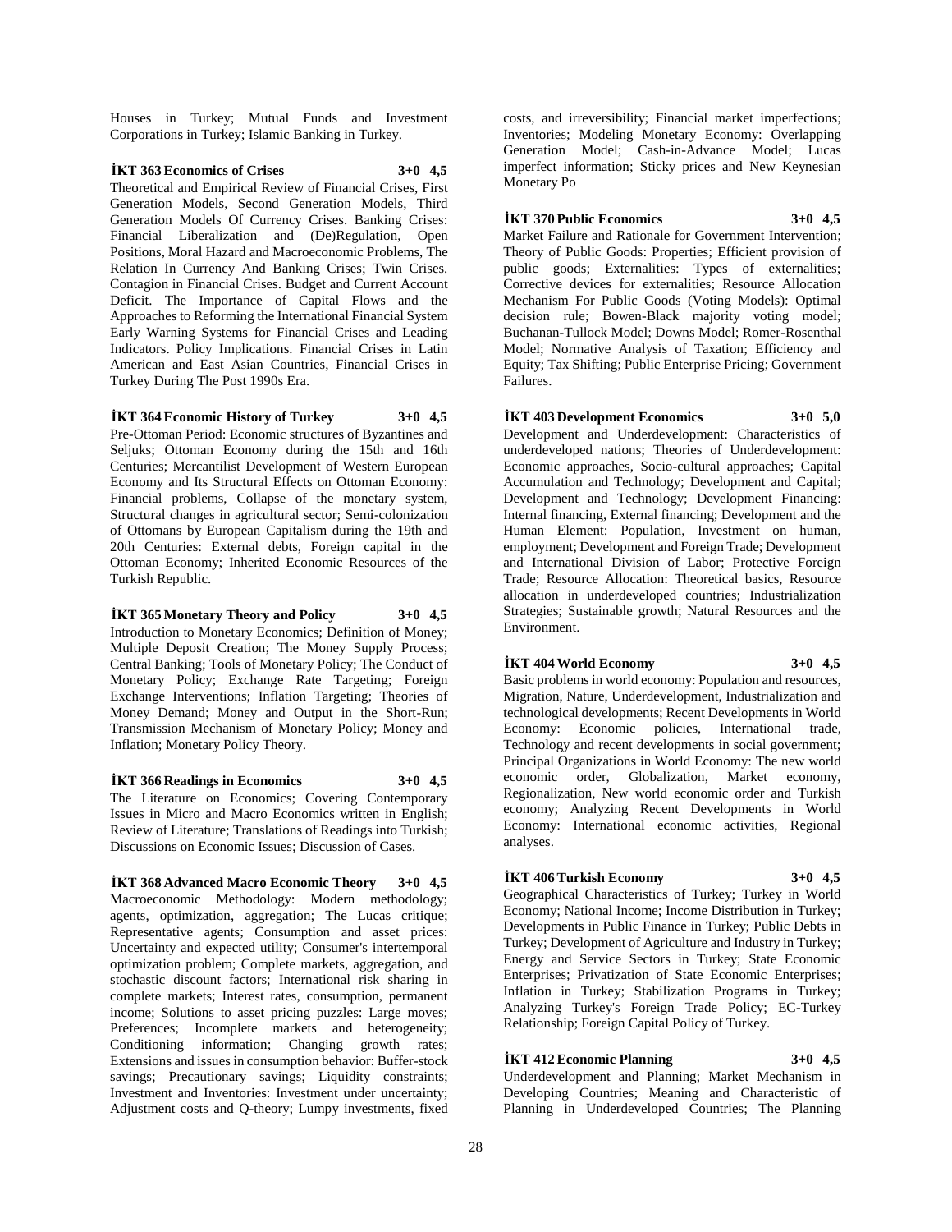Houses in Turkey; Mutual Funds and Investment Corporations in Turkey; Islamic Banking in Turkey.

**İKT 363 Economics of Crises 3+0 4,5**

Theoretical and Empirical Review of Financial Crises, First Generation Models, Second Generation Models, Third Generation Models Of Currency Crises. Banking Crises: Financial Liberalization and (De)Regulation, Open Positions, Moral Hazard and Macroeconomic Problems, The Relation In Currency And Banking Crises; Twin Crises. Contagion in Financial Crises. Budget and Current Account Deficit. The Importance of Capital Flows and the Approaches to Reforming the International Financial System Early Warning Systems for Financial Crises and Leading Indicators. Policy Implications. Financial Crises in Latin American and East Asian Countries, Financial Crises in Turkey During The Post 1990s Era.

**İKT 364 Economic History of Turkey 3+0 4,5**

Pre-Ottoman Period: Economic structures of Byzantines and Seljuks; Ottoman Economy during the 15th and 16th Centuries; Mercantilist Development of Western European Economy and Its Structural Effects on Ottoman Economy: Financial problems, Collapse of the monetary system, Structural changes in agricultural sector; Semi-colonization of Ottomans by European Capitalism during the 19th and 20th Centuries: External debts, Foreign capital in the Ottoman Economy; Inherited Economic Resources of the Turkish Republic.

**İKT 365 Monetary Theory and Policy 3+0 4,5**

Introduction to Monetary Economics; Definition of Money; Multiple Deposit Creation; The Money Supply Process; Central Banking; Tools of Monetary Policy; The Conduct of Monetary Policy; Exchange Rate Targeting; Foreign Exchange Interventions; Inflation Targeting; Theories of Money Demand; Money and Output in the Short-Run; Transmission Mechanism of Monetary Policy; Money and Inflation; Monetary Policy Theory.

**İKT 366 Readings in Economics 3+0 4,5**

The Literature on Economics; Covering Contemporary Issues in Micro and Macro Economics written in English; Review of Literature; Translations of Readings into Turkish; Discussions on Economic Issues; Discussion of Cases.

**İKT 368 Advanced Macro Economic Theory 3+0 4,5**

Macroeconomic Methodology: Modern methodology; agents, optimization, aggregation; The Lucas critique; Representative agents; Consumption and asset prices: Uncertainty and expected utility; Consumer's intertemporal optimization problem; Complete markets, aggregation, and stochastic discount factors; International risk sharing in complete markets; Interest rates, consumption, permanent income; Solutions to asset pricing puzzles: Large moves; Preferences; Incomplete markets and heterogeneity; Conditioning information; Changing growth rates; Extensions and issues in consumption behavior: Buffer-stock savings; Precautionary savings; Liquidity constraints; Investment and Inventories: Investment under uncertainty; Adjustment costs and Q-theory; Lumpy investments, fixed costs, and irreversibility; Financial market imperfections; Inventories; Modeling Monetary Economy: Overlapping Generation Model; Cash-in-Advance Model; Lucas imperfect information; Sticky prices and New Keynesian Monetary Po

**İKT 370 Public Economics 3+0 4,5**

Market Failure and Rationale for Government Intervention; Theory of Public Goods: Properties; Efficient provision of public goods; Externalities: Types of externalities; Corrective devices for externalities; Resource Allocation Mechanism For Public Goods (Voting Models): Optimal decision rule; Bowen-Black majority voting model; Buchanan-Tullock Model; Downs Model; Romer-Rosenthal Model; Normative Analysis of Taxation; Efficiency and Equity; Tax Shifting; Public Enterprise Pricing; Government Failures.

**İKT 403 Development Economics 3+0 5,0**

Development and Underdevelopment: Characteristics of underdeveloped nations; Theories of Underdevelopment: Economic approaches, Socio-cultural approaches; Capital Accumulation and Technology; Development and Capital; Development and Technology; Development Financing: Internal financing, External financing; Development and the Human Element: Population, Investment on human, employment; Development and Foreign Trade; Development and International Division of Labor; Protective Foreign Trade; Resource Allocation: Theoretical basics, Resource allocation in underdeveloped countries; Industrialization Strategies; Sustainable growth; Natural Resources and the Environment.

**İKT 404 World Economy 3+0 4,5**

Basic problems in world economy: Population and resources, Migration, Nature, Underdevelopment, Industrialization and technological developments; Recent Developments in World Economy: Economic policies, International trade, Technology and recent developments in social government; Principal Organizations in World Economy: The new world economic order, Globalization, Market economy, Regionalization, New world economic order and Turkish economy; Analyzing Recent Developments in World Economy: International economic activities, Regional analyses.

**İKT 406 Turkish Economy 3+0 4,5**

Geographical Characteristics of Turkey; Turkey in World Economy; National Income; Income Distribution in Turkey; Developments in Public Finance in Turkey; Public Debts in Turkey; Development of Agriculture and Industry in Turkey; Energy and Service Sectors in Turkey; State Economic Enterprises; Privatization of State Economic Enterprises; Inflation in Turkey; Stabilization Programs in Turkey; Analyzing Turkey's Foreign Trade Policy; EC-Turkey Relationship; Foreign Capital Policy of Turkey.

**İKT 412 Economic Planning 3+0 4,5**

Underdevelopment and Planning; Market Mechanism in Developing Countries; Meaning and Characteristic of Planning in Underdeveloped Countries; The Planning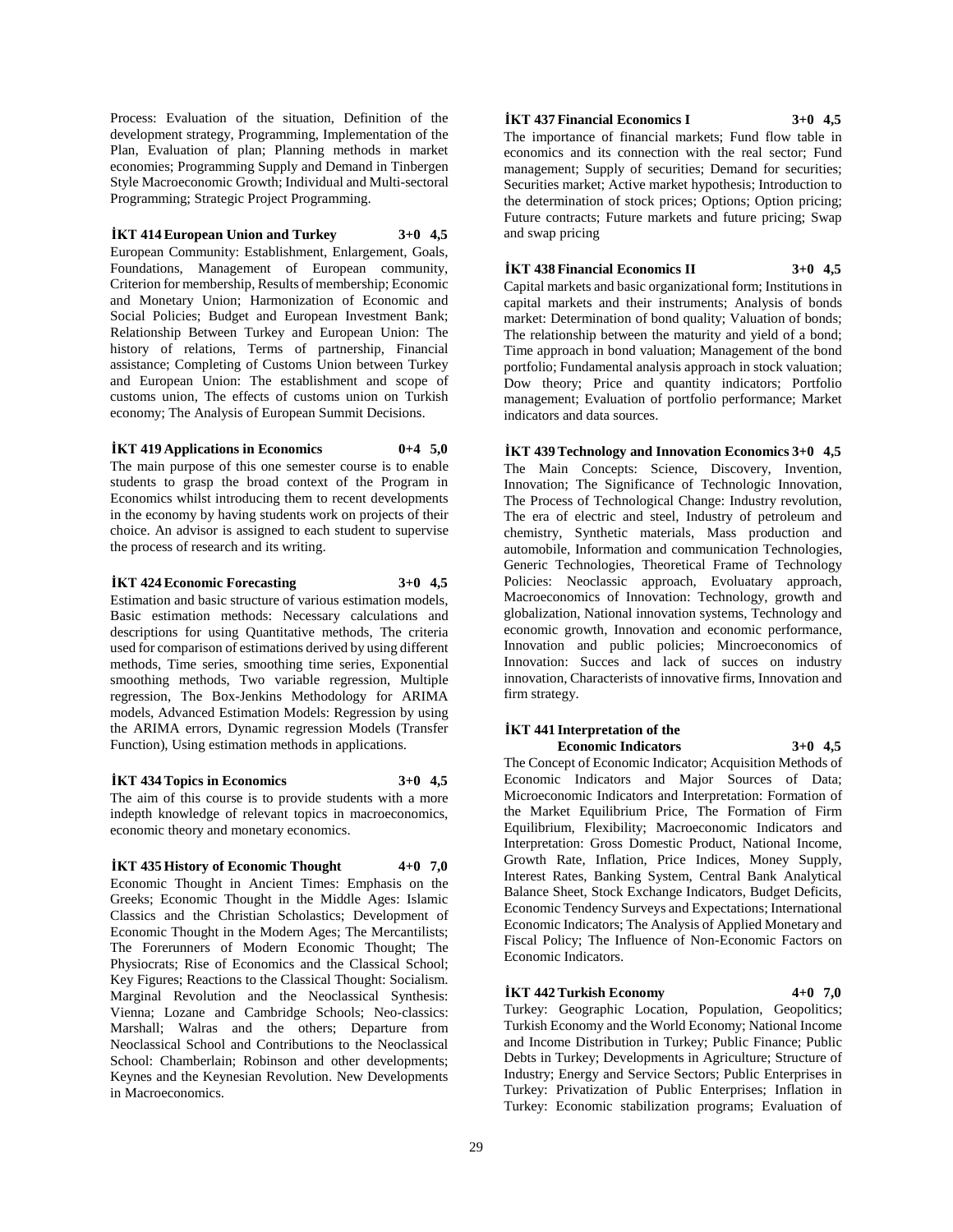Process: Evaluation of the situation, Definition of the development strategy, Programming, Implementation of the Plan, Evaluation of plan; Planning methods in market economies; Programming Supply and Demand in Tinbergen Style Macroeconomic Growth; Individual and Multi-sectoral Programming; Strategic Project Programming.

**İKT 414 European Union and Turkey 3+0 4,5**

European Community: Establishment, Enlargement, Goals, Foundations, Management of European community, Criterion for membership, Results of membership; Economic and Monetary Union; Harmonization of Economic and Social Policies; Budget and European Investment Bank; Relationship Between Turkey and European Union: The history of relations, Terms of partnership, Financial assistance; Completing of Customs Union between Turkey and European Union: The establishment and scope of customs union, The effects of customs union on Turkish economy; The Analysis of European Summit Decisions.

**İKT 419 Applications in Economics 0+4 5,0**

The main purpose of this one semester course is to enable students to grasp the broad context of the Program in Economics whilst introducing them to recent developments in the economy by having students work on projects of their choice. An advisor is assigned to each student to supervise the process of research and its writing.

**İKT 424 Economic Forecasting 3+0 4,5**

Estimation and basic structure of various estimation models, Basic estimation methods: Necessary calculations and descriptions for using Quantitative methods, The criteria used for comparison of estimations derived by using different methods, Time series, smoothing time series, Exponential smoothing methods, Two variable regression, Multiple regression, The Box-Jenkins Methodology for ARIMA models, Advanced Estimation Models: Regression by using the ARIMA errors, Dynamic regression Models (Transfer Function), Using estimation methods in applications.

**İKT 434 Topics in Economics 3+0 4,5**

The aim of this course is to provide students with a more indepth knowledge of relevant topics in macroeconomics, economic theory and monetary economics.

**İKT 435 History of Economic Thought 4+0 7,0**

Economic Thought in Ancient Times: Emphasis on the Greeks; Economic Thought in the Middle Ages: Islamic Classics and the Christian Scholastics; Development of Economic Thought in the Modern Ages; The Mercantilists; The Forerunners of Modern Economic Thought; The Physiocrats; Rise of Economics and the Classical School; Key Figures; Reactions to the Classical Thought: Socialism. Marginal Revolution and the Neoclassical Synthesis: Vienna; Lozane and Cambridge Schools; Neo-classics: Marshall; Walras and the others; Departure from Neoclassical School and Contributions to the Neoclassical School: Chamberlain; Robinson and other developments; Keynes and the Keynesian Revolution. New Developments in Macroeconomics.

**İKT 437 Financial Economics I 3+0 4,5**

The importance of financial markets; Fund flow table in economics and its connection with the real sector; Fund management; Supply of securities; Demand for securities; Securities market; Active market hypothesis; Introduction to the determination of stock prices; Options; Option pricing; Future contracts; Future markets and future pricing; Swap and swap pricing

**İKT 438 Financial Economics II 3+0 4,5**

Capital markets and basic organizational form; Institutions in capital markets and their instruments; Analysis of bonds market: Determination of bond quality; Valuation of bonds; The relationship between the maturity and yield of a bond; Time approach in bond valuation; Management of the bond portfolio; Fundamental analysis approach in stock valuation; Dow theory; Price and quantity indicators; Portfolio management; Evaluation of portfolio performance; Market indicators and data sources.

**İKT 439 Technology and Innovation Economics 3+0 4,5**

The Main Concepts: Science, Discovery, Invention, Innovation; The Significance of Technologic Innovation, The Process of Technological Change: Industry revolution, The era of electric and steel, Industry of petroleum and chemistry, Synthetic materials, Mass production and automobile, Information and communication Technologies, Generic Technologies, Theoretical Frame of Technology Policies: Neoclassic approach, Evoluatary approach, Macroeconomics of Innovation: Technology, growth and globalization, National innovation systems, Technology and economic growth, Innovation and economic performance, Innovation and public policies; Mincroeconomics of Innovation: Succes and lack of succes on industry innovation, Characterists of innovative firms, Innovation and firm strategy.

**İKT 441 Interpretation of the Economic Indicators 3+0 4,5**

The Concept of Economic Indicator; Acquisition Methods of Economic Indicators and Major Sources of Data; Microeconomic Indicators and Interpretation: Formation of the Market Equilibrium Price, The Formation of Firm Equilibrium, Flexibility; Macroeconomic Indicators and Interpretation: Gross Domestic Product, National Income, Growth Rate, Inflation, Price Indices, Money Supply, Interest Rates, Banking System, Central Bank Analytical Balance Sheet, Stock Exchange Indicators, Budget Deficits, Economic Tendency Surveys and Expectations; International Economic Indicators; The Analysis of Applied Monetary and Fiscal Policy; The Influence of Non-Economic Factors on Economic Indicators.

**İKT 442 Turkish Economy 4+0 7,0**

Turkey: Geographic Location, Population, Geopolitics; Turkish Economy and the World Economy; National Income and Income Distribution in Turkey; Public Finance; Public Debts in Turkey; Developments in Agriculture; Structure of Industry; Energy and Service Sectors; Public Enterprises in Turkey: Privatization of Public Enterprises; Inflation in Turkey: Economic stabilization programs; Evaluation of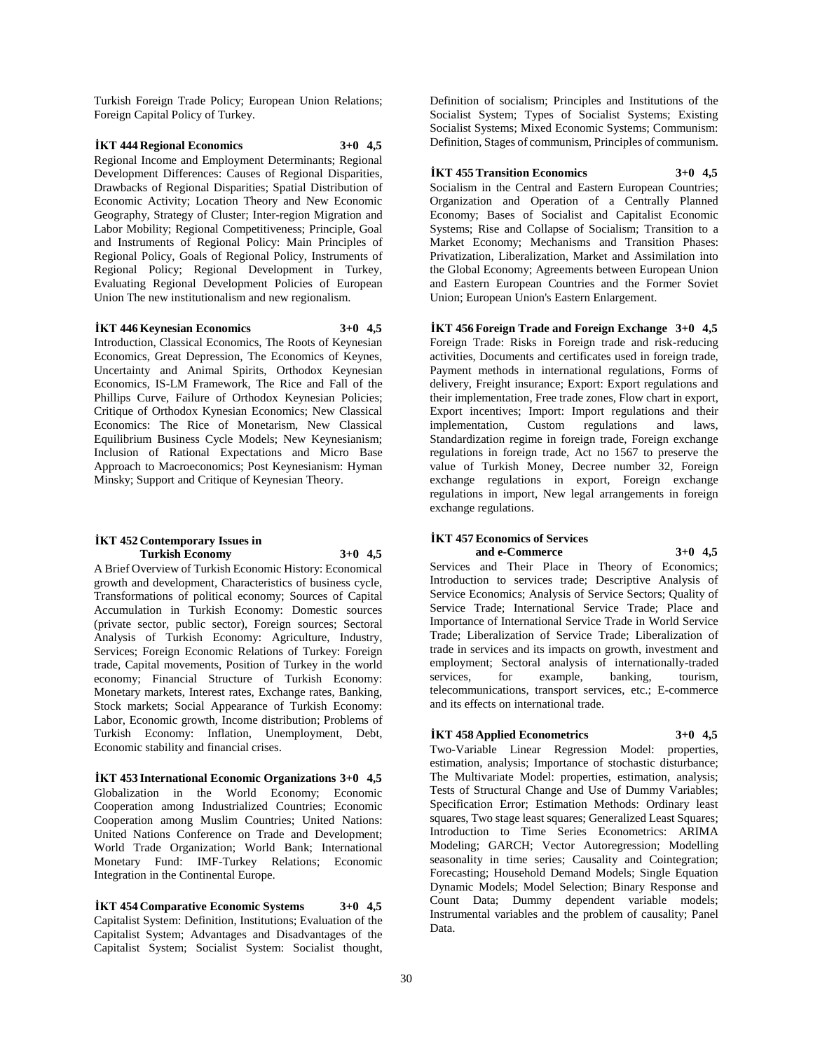Turkish Foreign Trade Policy; European Union Relations; Foreign Capital Policy of Turkey.

**İKT 444 Regional Economics 3+0 4,5**

Regional Income and Employment Determinants; Regional Development Differences: Causes of Regional Disparities, Drawbacks of Regional Disparities; Spatial Distribution of Economic Activity; Location Theory and New Economic Geography, Strategy of Cluster; Inter-region Migration and Labor Mobility; Regional Competitiveness; Principle, Goal and Instruments of Regional Policy: Main Principles of Regional Policy, Goals of Regional Policy, Instruments of Regional Policy; Regional Development in Turkey, Evaluating Regional Development Policies of European Union The new institutionalism and new regionalism.

**İKT 446 Keynesian Economics 3+0 4,5**

Introduction, Classical Economics, The Roots of Keynesian Economics, Great Depression, The Economics of Keynes, Uncertainty and Animal Spirits, Orthodox Keynesian Economics, IS-LM Framework, The Rice and Fall of the Phillips Curve, Failure of Orthodox Keynesian Policies; Critique of Orthodox Kynesian Economics; New Classical Economics: The Rice of Monetarism, New Classical Equilibrium Business Cycle Models; New Keynesianism; Inclusion of Rational Expectations and Micro Base Approach to Macroeconomics; Post Keynesianism: Hyman Minsky; Support and Critique of Keynesian Theory.

**İKT 452 Contemporary Issues in Turkish Economy 3+0 4,5**

A Brief Overview of Turkish Economic History: Economical growth and development, Characteristics of business cycle, Transformations of political economy; Sources of Capital Accumulation in Turkish Economy: Domestic sources (private sector, public sector), Foreign sources; Sectoral Analysis of Turkish Economy: Agriculture, Industry, Services; Foreign Economic Relations of Turkey: Foreign trade, Capital movements, Position of Turkey in the world economy; Financial Structure of Turkish Economy: Monetary markets, Interest rates, Exchange rates, Banking, Stock markets; Social Appearance of Turkish Economy: Labor, Economic growth, Income distribution; Problems of Turkish Economy: Inflation, Unemployment, Debt, Economic stability and financial crises.

**İKT 453 International Economic Organizations 3+0 4,5**

Globalization in the World Economy; Economic Cooperation among Industrialized Countries; Economic Cooperation among Muslim Countries; United Nations: United Nations Conference on Trade and Development; World Trade Organization; World Bank; International Monetary Fund: IMF-Turkey Relations; Economic Integration in the Continental Europe.

**İKT 454 Comparative Economic Systems 3+0 4,5**

Capitalist System: Definition, Institutions; Evaluation of the Capitalist System; Advantages and Disadvantages of the Capitalist System; Socialist System: Socialist thought, Definition of socialism; Principles and Institutions of the Socialist System; Types of Socialist Systems; Existing Socialist Systems; Mixed Economic Systems; Communism: Definition, Stages of communism, Principles of communism.

**İKT 455 Transition Economics 3+0 4,5**

Socialism in the Central and Eastern European Countries; Organization and Operation of a Centrally Planned Economy; Bases of Socialist and Capitalist Economic Systems; Rise and Collapse of Socialism; Transition to a Market Economy; Mechanisms and Transition Phases: Privatization, Liberalization, Market and Assimilation into the Global Economy; Agreements between European Union and Eastern European Countries and the Former Soviet Union; European Union's Eastern Enlargement.

**İKT 456 Foreign Trade and Foreign Exchange 3+0 4,5**

Foreign Trade: Risks in Foreign trade and risk-reducing activities, Documents and certificates used in foreign trade, Payment methods in international regulations, Forms of delivery, Freight insurance; Export: Export regulations and their implementation, Free trade zones, Flow chart in export, Export incentives; Import: Import regulations and their implementation, Custom regulations and laws, Standardization regime in foreign trade, Foreign exchange regulations in foreign trade, Act no 1567 to preserve the value of Turkish Money, Decree number 32, Foreign exchange regulations in export, Foreign exchange regulations in import, New legal arrangements in foreign exchange regulations.

**İKT 457 Economics of Services and e-Commerce 3+0 4,5**

Services and Their Place in Theory of Economics; Introduction to services trade; Descriptive Analysis of Service Economics; Analysis of Service Sectors; Quality of Service Trade; International Service Trade; Place and Importance of International Service Trade in World Service Trade; Liberalization of Service Trade; Liberalization of trade in services and its impacts on growth, investment and employment; Sectoral analysis of internationally-traded services, for example, banking, tourism, telecommunications, transport services, etc.; E-commerce and its effects on international trade.

**İKT 458 Applied Econometrics 3+0 4,5**

Two-Variable Linear Regression Model: properties, estimation, analysis; Importance of stochastic disturbance; The Multivariate Model: properties, estimation, analysis; Tests of Structural Change and Use of Dummy Variables; Specification Error; Estimation Methods: Ordinary least squares, Two stage least squares; Generalized Least Squares; Introduction to Time Series Econometrics: ARIMA Modeling; GARCH; Vector Autoregression; Modelling seasonality in time series; Causality and Cointegration; Forecasting; Household Demand Models; Single Equation Dynamic Models; Model Selection; Binary Response and Count Data; Dummy dependent variable models; Instrumental variables and the problem of causality; Panel Data.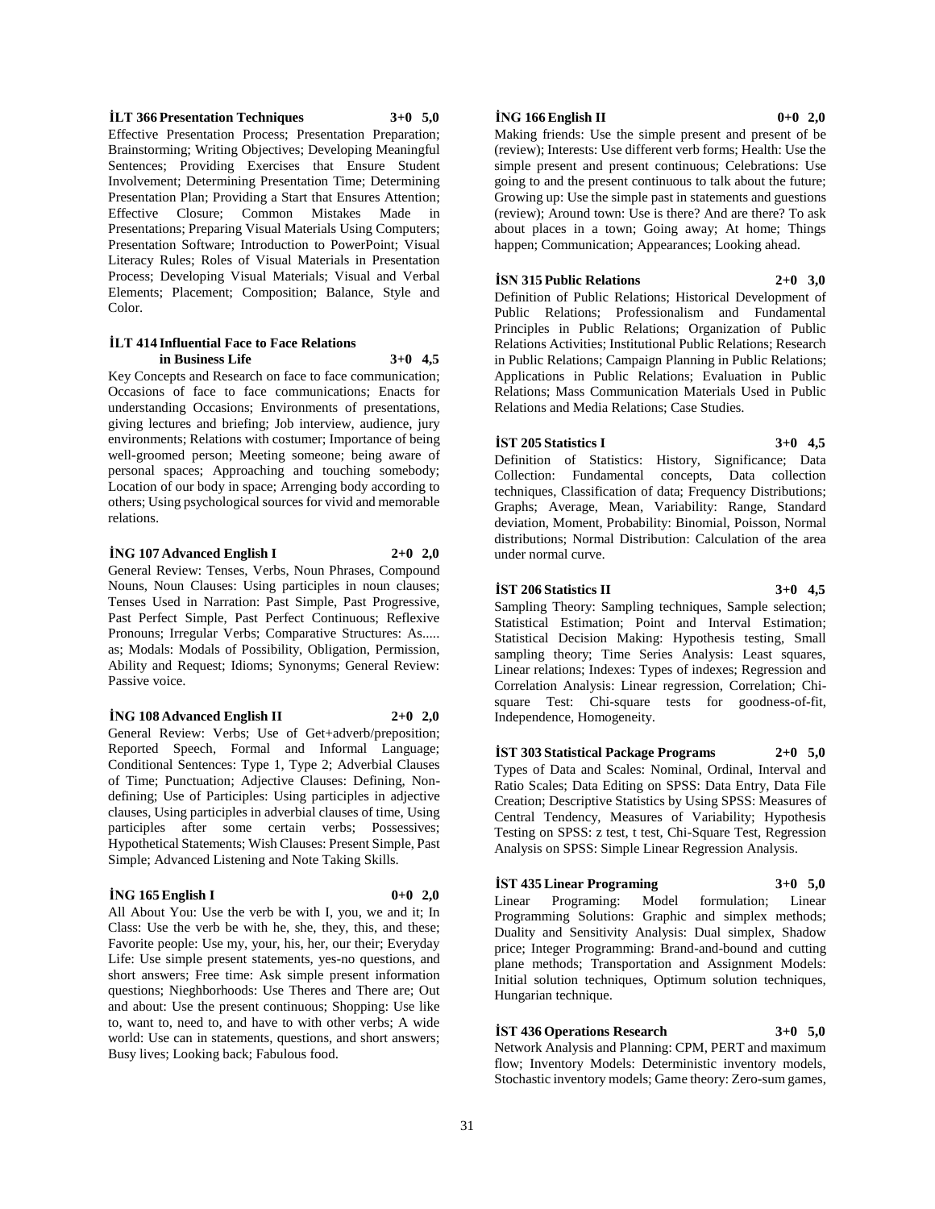**İLT 366 Presentation Techniques 3+0 5,0**

Effective Presentation Process; Presentation Preparation; Brainstorming; Writing Objectives; Developing Meaningful Sentences; Providing Exercises that Ensure Student Involvement; Determining Presentation Time; Determining Presentation Plan; Providing a Start that Ensures Attention; Effective Closure; Common Mistakes Made in Presentations; Preparing Visual Materials Using Computers; Presentation Software; Introduction to PowerPoint; Visual Literacy Rules; Roles of Visual Materials in Presentation Process; Developing Visual Materials; Visual and Verbal Elements; Placement; Composition; Balance, Style and Color.

**İLT 414 Influential Face to Face Relations in Business Life 3+0 4,5**

Key Concepts and Research on face to face communication; Occasions of face to face communications; Enacts for understanding Occasions; Environments of presentations, giving lectures and briefing; Job interview, audience, jury environments; Relations with costumer; Importance of being well-groomed person; Meeting someone; being aware of personal spaces; Approaching and touching somebody; Location of our body in space; Arrenging body according to others; Using psychological sources for vivid and memorable relations.

**İNG 107 Advanced English I 2+0 2,0**

General Review: Tenses, Verbs, Noun Phrases, Compound Nouns, Noun Clauses: Using participles in noun clauses; Tenses Used in Narration: Past Simple, Past Progressive, Past Perfect Simple, Past Perfect Continuous; Reflexive Pronouns; Irregular Verbs; Comparative Structures: As..... as; Modals: Modals of Possibility, Obligation, Permission, Ability and Request; Idioms; Synonyms; General Review: Passive voice.

**İNG 108 Advanced English II 2+0 2,0**

General Review: Verbs; Use of Get+adverb/preposition; Reported Speech, Formal and Informal Language; Conditional Sentences: Type 1, Type 2; Adverbial Clauses of Time; Punctuation; Adjective Clauses: Defining, Non-defining; Use of Participles: Using participles in adjective clauses, Using participles in adverbial clauses of time, Using participles after some certain verbs; Possessives; Hypothetical Statements; Wish Clauses: Present Simple, Past Simple; Advanced Listening and Note Taking Skills.

**İNG 165 English I 0+0 2,0**

All About You: Use the verb be with I, you, we and it; In Class: Use the verb be with he, she, they, this, and these; Favorite people: Use my, your, his, her, our their; Everyday Life: Use simple present statements, yes-no questions, and short answers; Free time: Ask simple present information questions; Nieghborhoods: Use Theres and There are; Out and about: Use the present continuous; Shopping: Use like to, want to, need to, and have to with other verbs; A wide world: Use can in statements, questions, and short answers; Busy lives; Looking back; Fabulous food.

**İNG 166 English II 0+0 2,0**

Making friends: Use the simple present and present of be (review); Interests: Use different verb forms; Health: Use the simple present and present continuous; Celebrations: Use going to and the present continuous to talk about the future; Growing up: Use the simple past in statements and guestions (review); Around town: Use is there? And are there? To ask about places in a town; Going away; At home; Things happen; Communication; Appearances; Looking ahead.

**İSN 315 Public Relations 2+0 3,0**

Definition of Public Relations; Historical Development of Public Relations; Professionalism and Fundamental Principles in Public Relations; Organization of Public Relations Activities; Institutional Public Relations; Research in Public Relations; Campaign Planning in Public Relations; Applications in Public Relations; Evaluation in Public Relations; Mass Communication Materials Used in Public Relations and Media Relations; Case Studies.

**İST 205 Statistics I 3+0 4,5**

Definition of Statistics: History, Significance; Data Collection: Fundamental concepts, Data collection techniques, Classification of data; Frequency Distributions; Graphs; Average, Mean, Variability: Range, Standard deviation, Moment, Probability: Binomial, Poisson, Normal distributions; Normal Distribution: Calculation of the area under normal curve.

**İST 206 Statistics II 3+0 4,5**

Sampling Theory: Sampling techniques, Sample selection; Statistical Estimation; Point and Interval Estimation; Statistical Decision Making: Hypothesis testing, Small sampling theory; Time Series Analysis: Least squares, Linear relations; Indexes: Types of indexes; Regression and Correlation Analysis: Linear regression, Correlation; Chi-square Test: Chi-square tests for goodness-of-fit, Independence, Homogeneity.

**İST 303 Statistical Package Programs 2+0 5,0**

Types of Data and Scales: Nominal, Ordinal, Interval and Ratio Scales; Data Editing on SPSS: Data Entry, Data File Creation; Descriptive Statistics by Using SPSS: Measures of Central Tendency, Measures of Variability; Hypothesis Testing on SPSS: z test, t test, Chi-Square Test, Regression Analysis on SPSS: Simple Linear Regression Analysis.

**İST 435 Linear Programing 3+0 5,0**

Linear Programing: Model formulation; Linear Programming Solutions: Graphic and simplex methods; Duality and Sensitivity Analysis: Dual simplex, Shadow price; Integer Programming: Brand-and-bound and cutting plane methods; Transportation and Assignment Models: Initial solution techniques, Optimum solution techniques, Hungarian technique.

**İST 436 Operations Research 3+0 5,0**

Network Analysis and Planning: CPM, PERT and maximum flow; Inventory Models: Deterministic inventory models, Stochastic inventory models; Game theory: Zero-sum games,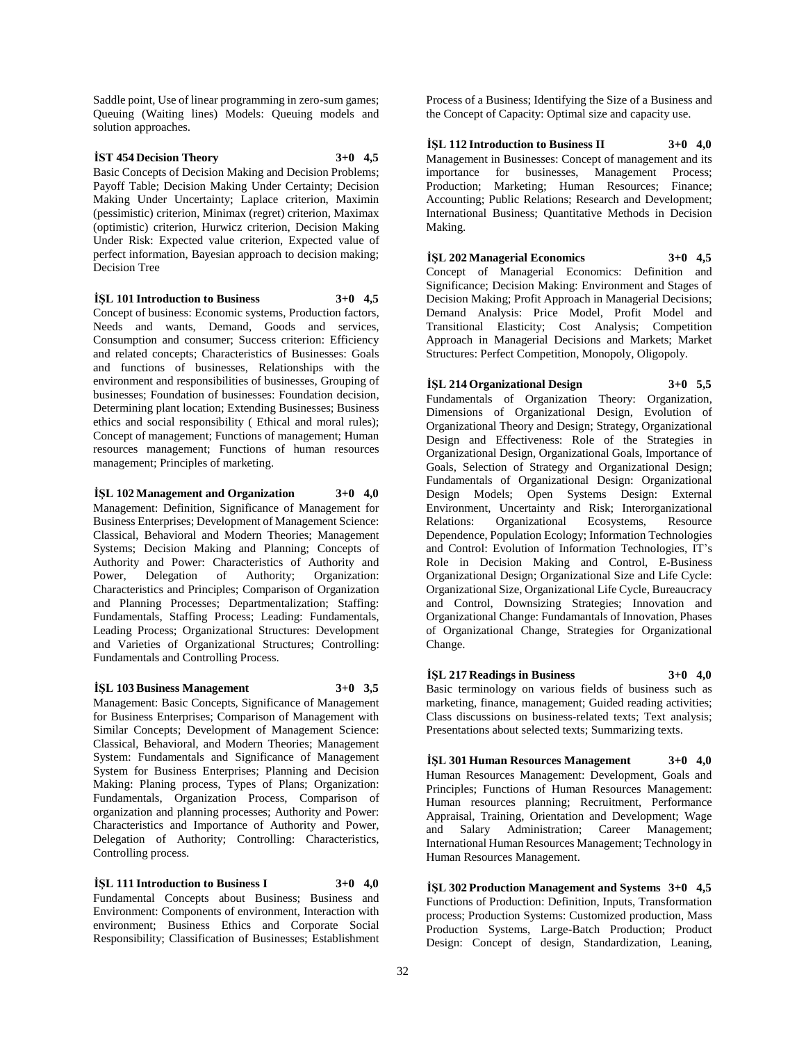Saddle point, Use of linear programming in zero-sum games; Queuing (Waiting lines) Models: Queuing models and solution approaches.

**İST 454 Decision Theory 3+0 4,5**

Basic Concepts of Decision Making and Decision Problems; Payoff Table; Decision Making Under Certainty; Decision Making Under Uncertainty; Laplace criterion, Maximin (pessimistic) criterion, Minimax (regret) criterion, Maximax (optimistic) criterion, Hurwicz criterion, Decision Making Under Risk: Expected value criterion, Expected value of perfect information, Bayesian approach to decision making; Decision Tree

**İŞL 101 Introduction to Business 3+0 4,5**

Concept of business: Economic systems, Production factors, Needs and wants, Demand, Goods and services, Consumption and consumer; Success criterion: Efficiency and related concepts; Characteristics of Businesses: Goals and functions of businesses, Relationships with the environment and responsibilities of businesses, Grouping of businesses; Foundation of businesses: Foundation decision, Determining plant location; Extending Businesses; Business ethics and social responsibility ( Ethical and moral rules); Concept of management; Functions of management; Human resources management; Functions of human resources management; Principles of marketing.

**İŞL 102 Management and Organization 3+0 4,0**

Management: Definition, Significance of Management for Business Enterprises; Development of Management Science: Classical, Behavioral and Modern Theories; Management Systems; Decision Making and Planning; Concepts of Authority and Power: Characteristics of Authority and Power, Delegation of Authority; Organization: Characteristics and Principles; Comparison of Organization and Planning Processes; Departmentalization; Staffing: Fundamentals, Staffing Process; Leading: Fundamentals, Leading Process; Organizational Structures: Development and Varieties of Organizational Structures; Controlling: Fundamentals and Controlling Process.

**İŞL 103 Business Management 3+0 3,5**

Management: Basic Concepts, Significance of Management for Business Enterprises; Comparison of Management with Similar Concepts; Development of Management Science: Classical, Behavioral, and Modern Theories; Management System: Fundamentals and Significance of Management System for Business Enterprises; Planning and Decision Making: Planing process, Types of Plans; Organization: Fundamentals, Organization Process, Comparison of organization and planning processes; Authority and Power: Characteristics and Importance of Authority and Power, Delegation of Authority; Controlling: Characteristics, Controlling process.

**İŞL 111 Introduction to Business I 3+0 4,0**

Fundamental Concepts about Business; Business and Environment: Components of environment, Interaction with environment; Business Ethics and Corporate Social Responsibility; Classification of Businesses; Establishment Process of a Business; Identifying the Size of a Business and the Concept of Capacity: Optimal size and capacity use.

**İŞL 112 Introduction to Business II 3+0 4,0**

Management in Businesses: Concept of management and its importance for businesses, Management Process; Production; Marketing; Human Resources; Finance; Accounting; Public Relations; Research and Development; International Business; Quantitative Methods in Decision Making.

**İŞL 202 Managerial Economics 3+0 4,5**

Concept of Managerial Economics: Definition and Significance; Decision Making: Environment and Stages of Decision Making; Profit Approach in Managerial Decisions; Demand Analysis: Price Model, Profit Model and Transitional Elasticity; Cost Analysis; Competition Approach in Managerial Decisions and Markets; Market Structures: Perfect Competition, Monopoly, Oligopoly.

**İŞL 214 Organizational Design 3+0 5,5**

Fundamentals of Organization Theory: Organization, Dimensions of Organizational Design, Evolution of Organizational Theory and Design; Strategy, Organizational Design and Effectiveness: Role of the Strategies in Organizational Design, Organizational Goals, Importance of Goals, Selection of Strategy and Organizational Design; Fundamentals of Organizational Design: Organizational Design Models; Open Systems Design: External Environment, Uncertainty and Risk; Interorganizational Relations: Organizational Ecosystems, Resource Dependence, Population Ecology; Information Technologies and Control: Evolution of Information Technologies, IT's Role in Decision Making and Control, E-Business Organizational Design; Organizational Size and Life Cycle: Organizational Size, Organizational Life Cycle, Bureaucracy and Control, Downsizing Strategies; Innovation and Organizational Change: Fundamantals of Innovation, Phases of Organizational Change, Strategies for Organizational Change.

**İŞL 217 Readings in Business 3+0 4,0**

Basic terminology on various fields of business such as marketing, finance, management; Guided reading activities; Class discussions on business-related texts; Text analysis; Presentations about selected texts; Summarizing texts.

**İŞL 301 Human Resources Management 3+0 4,0**

Human Resources Management: Development, Goals and Principles; Functions of Human Resources Management: Human resources planning; Recruitment, Performance Appraisal, Training, Orientation and Development; Wage and Salary Administration; Career Management; International Human Resources Management; Technology in Human Resources Management.

**İŞL 302 Production Management and Systems 3+0 4,5**

Functions of Production: Definition, Inputs, Transformation process; Production Systems: Customized production, Mass Production Systems, Large-Batch Production; Product Design: Concept of design, Standardization, Leaning,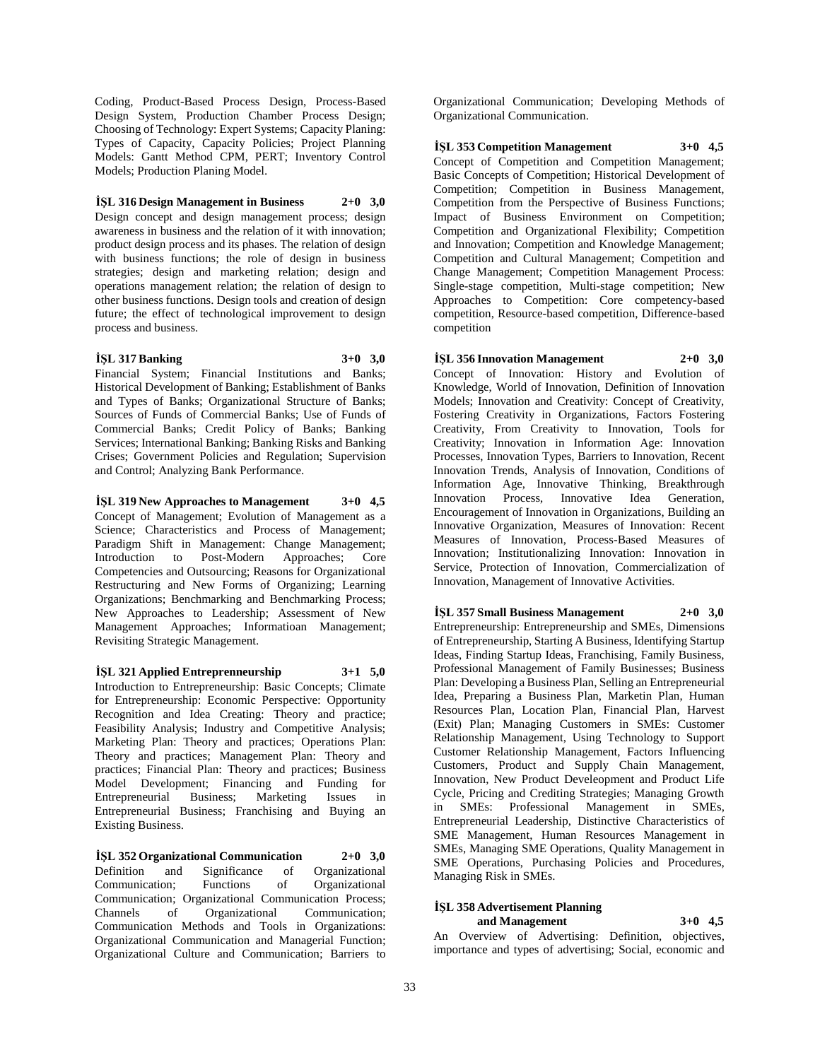Coding, Product-Based Process Design, Process-Based Design System, Production Chamber Process Design; Choosing of Technology: Expert Systems; Capacity Planing: Types of Capacity, Capacity Policies; Project Planning Models: Gantt Method CPM, PERT; Inventory Control Models; Production Planing Model.

**İŞL 316 Design Management in Business 2+0 3,0**

Design concept and design management process; design awareness in business and the relation of it with innovation; product design process and its phases. The relation of design with business functions; the role of design in business strategies; design and marketing relation; design and operations management relation; the relation of design to other business functions. Design tools and creation of design future; the effect of technological improvement to design process and business.

**İŞL 317 Banking 3+0 3,0**

Financial System; Financial Institutions and Banks; Historical Development of Banking; Establishment of Banks and Types of Banks; Organizational Structure of Banks; Sources of Funds of Commercial Banks; Use of Funds of Commercial Banks; Credit Policy of Banks; Banking Services; International Banking; Banking Risks and Banking Crises; Government Policies and Regulation; Supervision and Control; Analyzing Bank Performance.

**İŞL 319 New Approaches to Management 3+0 4,5**

Concept of Management; Evolution of Management as a Science; Characteristics and Process of Management; Paradigm Shift in Management: Change Management; Introduction to Post-Modern Approaches; Core Competencies and Outsourcing; Reasons for Organizational Restructuring and New Forms of Organizing; Learning Organizations; Benchmarking and Benchmarking Process; New Approaches to Leadership; Assessment of New Management Approaches; Informatioan Management; Revisiting Strategic Management.

**İŞL 321 Applied Entreprenneurship 3+1 5,0**

Introduction to Entrepreneurship: Basic Concepts; Climate for Entrepreneurship: Economic Perspective: Opportunity Recognition and Idea Creating: Theory and practice; Feasibility Analysis; Industry and Competitive Analysis; Marketing Plan: Theory and practices; Operations Plan: Theory and practices; Management Plan: Theory and practices; Financial Plan: Theory and practices; Business Model Development; Financing and Funding for Entrepreneurial Business; Marketing Issues in Entrepreneurial Business; Franchising and Buying an Existing Business.

**İŞL 352 Organizational Communication 2+0 3,0**

Definition and Significance of Organizational Communication; Functions of Organizational Communication; Organizational Communication Process; Channels of Organizational Communication; Communication Methods and Tools in Organizations: Organizational Communication and Managerial Function; Organizational Culture and Communication; Barriers to Organizational Communication; Developing Methods of Organizational Communication.

**İŞL 353 Competition Management 3+0 4,5**

Concept of Competition and Competition Management; Basic Concepts of Competition; Historical Development of Competition; Competition in Business Management, Competition from the Perspective of Business Functions; Impact of Business Environment on Competition; Competition and Organizational Flexibility; Competition and Innovation; Competition and Knowledge Management; Competition and Cultural Management; Competition and Change Management; Competition Management Process: Single-stage competition, Multi-stage competition; New Approaches to Competition: Core competency-based competition, Resource-based competition, Difference-based competition

**İŞL 356 Innovation Management 2+0 3,0**

Concept of Innovation: History and Evolution of Knowledge, World of Innovation, Definition of Innovation Models; Innovation and Creativity: Concept of Creativity, Fostering Creativity in Organizations, Factors Fostering Creativity, From Creativity to Innovation, Tools for Creativity; Innovation in Information Age: Innovation Processes, Innovation Types, Barriers to Innovation, Recent Innovation Trends, Analysis of Innovation, Conditions of Information Age, Innovative Thinking, Breakthrough Innovation Process, Innovative Idea Generation, Encouragement of Innovation in Organizations, Building an Innovative Organization, Measures of Innovation: Recent Measures of Innovation, Process-Based Measures of Innovation; Institutionalizing Innovation: Innovation in Service, Protection of Innovation, Commercialization of Innovation, Management of Innovative Activities.

**İŞL 357 Small Business Management 2+0 3,0**

Entrepreneurship: Entrepreneurship and SMEs, Dimensions of Entrepreneurship, Starting A Business, Identifying Startup Ideas, Finding Startup Ideas, Franchising, Family Business, Professional Management of Family Businesses; Business Plan: Developing a Business Plan, Selling an Entrepreneurial Idea, Preparing a Business Plan, Marketin Plan, Human Resources Plan, Location Plan, Financial Plan, Harvest (Exit) Plan; Managing Customers in SMEs: Customer Relationship Management, Using Technology to Support Customer Relationship Management, Factors Influencing Customers, Product and Supply Chain Management, Innovation, New Product Develeopment and Product Life Cycle, Pricing and Crediting Strategies; Managing Growth in SMEs: Professional Management in SMEs, Entrepreneurial Leadership, Distinctive Characteristics of SME Management, Human Resources Management in SMEs, Managing SME Operations, Quality Management in SME Operations, Purchasing Policies and Procedures, Managing Risk in SMEs.

**İŞL 358 Advertisement Planning and Management 3+0 4,5**

An Overview of Advertising: Definition, objectives, importance and types of advertising; Social, economic and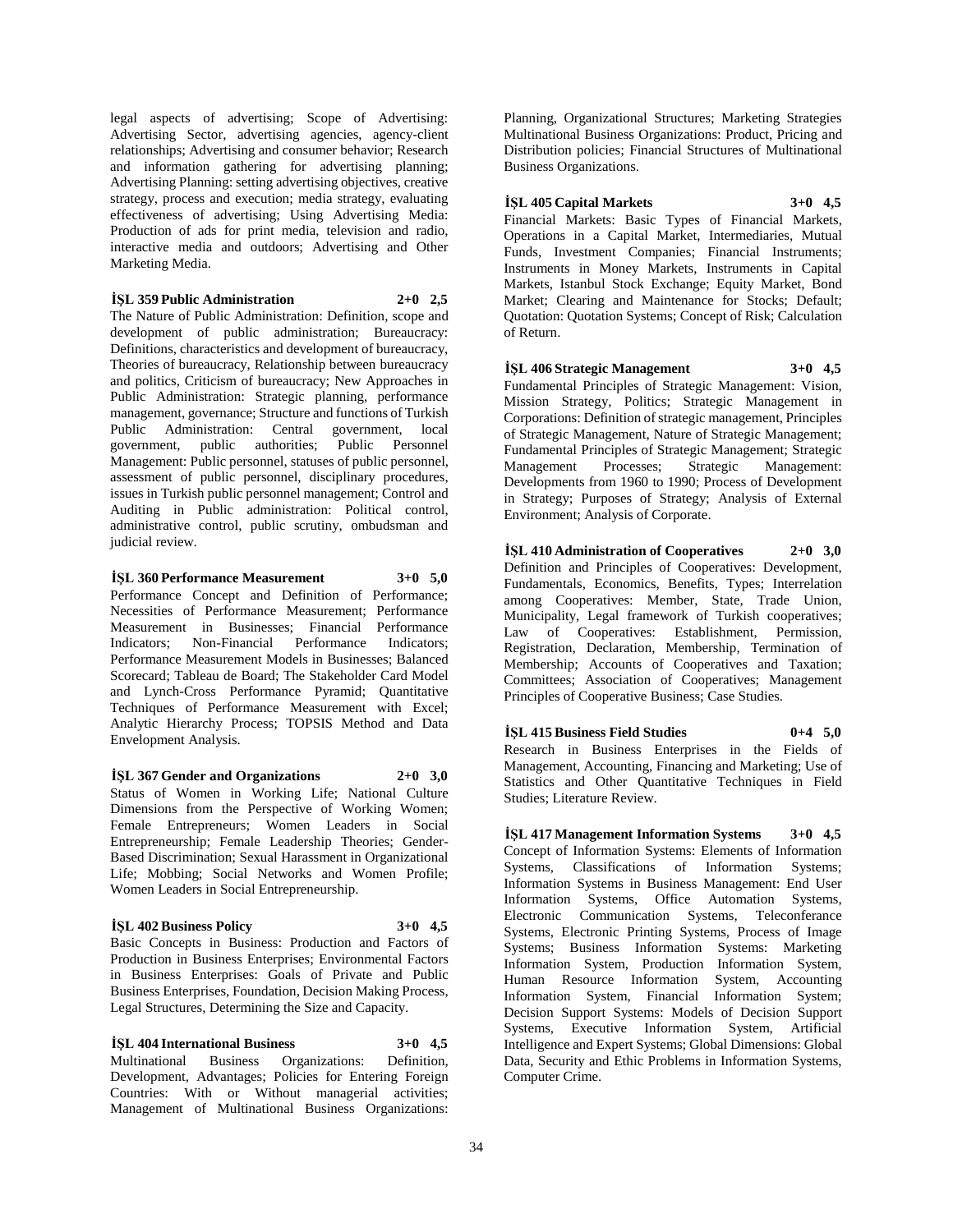legal aspects of advertising; Scope of Advertising: Advertising Sector, advertising agencies, agency-client relationships; Advertising and consumer behavior; Research and information gathering for advertising planning; Advertising Planning: setting advertising objectives, creative strategy, process and execution; media strategy, evaluating effectiveness of advertising; Using Advertising Media: Production of ads for print media, television and radio, interactive media and outdoors; Advertising and Other Marketing Media.

**İŞL 359 Public Administration 2+0 2,5**
The Nature of Public Administration: Definition, scope and development of public administration; Bureaucracy: Definitions, characteristics and development of bureaucracy, Theories of bureaucracy, Relationship between bureaucracy and politics, Criticism of bureaucracy; New Approaches in Public Administration: Strategic planning, performance management, governance; Structure and functions of Turkish Public Administration: Central government, local government, public authorities; Public Personnel Management: Public personnel, statuses of public personnel, assessment of public personnel, disciplinary procedures, issues in Turkish public personnel management; Control and Auditing in Public administration: Political control, administrative control, public scrutiny, ombudsman and judicial review.

**İŞL 360 Performance Measurement 3+0 5,0**
Performance Concept and Definition of Performance; Necessities of Performance Measurement; Performance Measurement in Businesses; Financial Performance Indicators; Non-Financial Performance Indicators; Performance Measurement Models in Businesses; Balanced Scorecard; Tableau de Board; The Stakeholder Card Model and Lynch-Cross Performance Pyramid; Quantitative Techniques of Performance Measurement with Excel; Analytic Hierarchy Process; TOPSIS Method and Data Envelopment Analysis.

**İŞL 367 Gender and Organizations 2+0 3,0**
Status of Women in Working Life; National Culture Dimensions from the Perspective of Working Women; Female Entrepreneurs; Women Leaders in Social Entrepreneurship; Female Leadership Theories; Gender-Based Discrimination; Sexual Harassment in Organizational Life; Mobbing; Social Networks and Women Profile; Women Leaders in Social Entrepreneurship.

**İŞL 402 Business Policy 3+0 4,5**
Basic Concepts in Business: Production and Factors of Production in Business Enterprises; Environmental Factors in Business Enterprises: Goals of Private and Public Business Enterprises, Foundation, Decision Making Process, Legal Structures, Determining the Size and Capacity.

**İŞL 404 International Business 3+0 4,5**
Multinational Business Organizations: Definition, Development, Advantages; Policies for Entering Foreign Countries: With or Without managerial activities; Management of Multinational Business Organizations: Planning, Organizational Structures; Marketing Strategies Multinational Business Organizations: Product, Pricing and Distribution policies; Financial Structures of Multinational Business Organizations.

**İŞL 405 Capital Markets 3+0 4,5**
Financial Markets: Basic Types of Financial Markets, Operations in a Capital Market, Intermediaries, Mutual Funds, Investment Companies; Financial Instruments; Instruments in Money Markets, Instruments in Capital Markets, Istanbul Stock Exchange; Equity Market, Bond Market; Clearing and Maintenance for Stocks; Default; Quotation: Quotation Systems; Concept of Risk; Calculation of Return.

**İŞL 406 Strategic Management 3+0 4,5**
Fundamental Principles of Strategic Management: Vision, Mission Strategy, Politics; Strategic Management in Corporations: Definition of strategic management, Principles of Strategic Management, Nature of Strategic Management; Fundamental Principles of Strategic Management; Strategic Management Processes; Strategic Management: Developments from 1960 to 1990; Process of Development in Strategy; Purposes of Strategy; Analysis of External Environment; Analysis of Corporate.

**İŞL 410 Administration of Cooperatives 2+0 3,0**
Definition and Principles of Cooperatives: Development, Fundamentals, Economics, Benefits, Types; Interrelation among Cooperatives: Member, State, Trade Union, Municipality, Legal framework of Turkish cooperatives; Law of Cooperatives: Establishment, Permission, Registration, Declaration, Membership, Termination of Membership; Accounts of Cooperatives and Taxation; Committees; Association of Cooperatives; Management Principles of Cooperative Business; Case Studies.

**İŞL 415 Business Field Studies 0+4 5,0**
Research in Business Enterprises in the Fields of Management, Accounting, Financing and Marketing; Use of Statistics and Other Quantitative Techniques in Field Studies; Literature Review.

**İŞL 417 Management Information Systems 3+0 4,5**
Concept of Information Systems: Elements of Information Systems, Classifications of Information Systems; Information Systems in Business Management: End User Information Systems, Office Automation Systems, Electronic Communication Systems, Teleconferance Systems, Electronic Printing Systems, Process of Image Systems; Business Information Systems: Marketing Information System, Production Information System, Human Resource Information System, Accounting Information System, Financial Information System; Decision Support Systems: Models of Decision Support Systems, Executive Information System, Artificial Intelligence and Expert Systems; Global Dimensions: Global Data, Security and Ethic Problems in Information Systems, Computer Crime.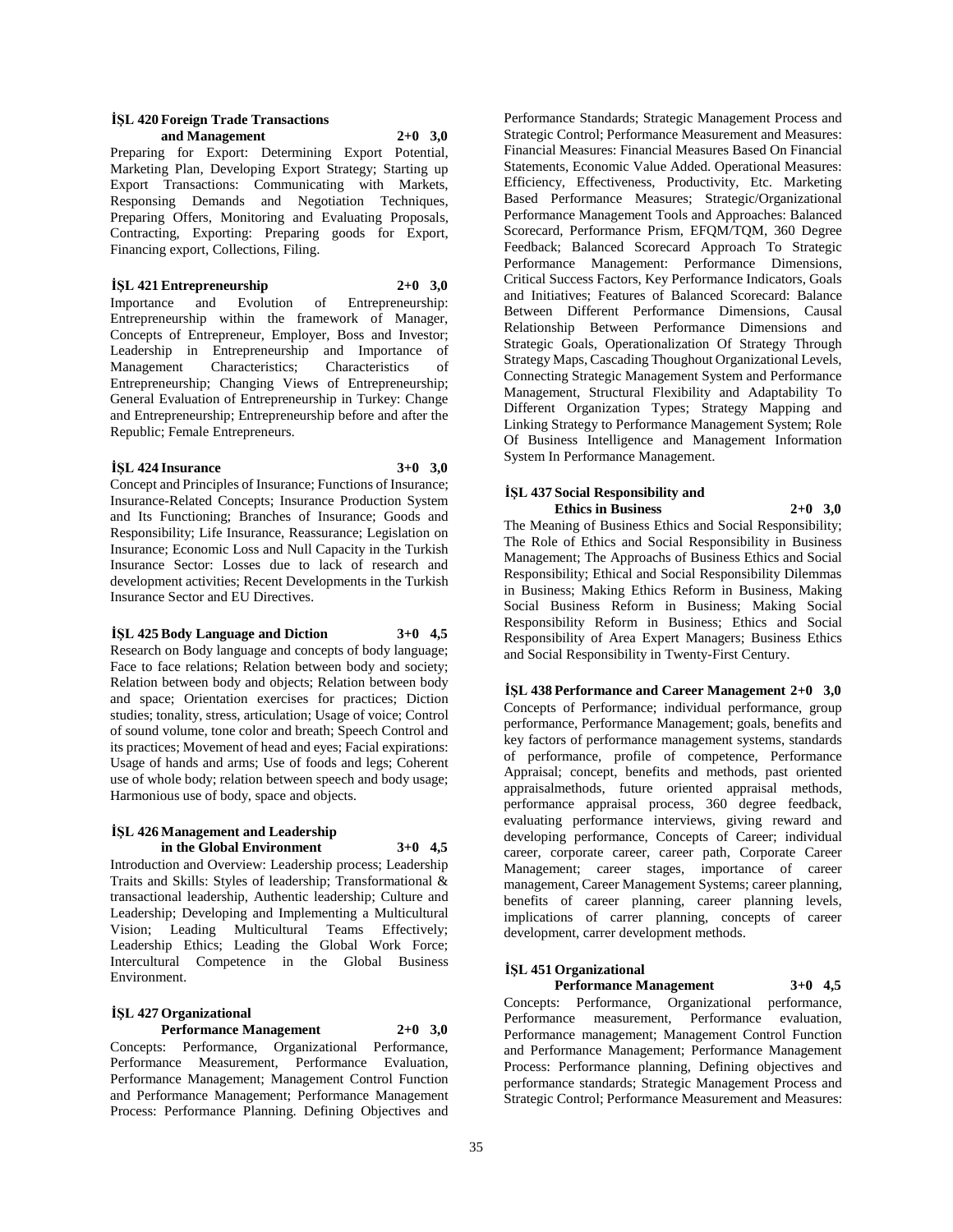**İŞL 420 Foreign Trade Transactions and Management 2+0 3,0**

Preparing for Export: Determining Export Potential, Marketing Plan, Developing Export Strategy; Starting up Export Transactions: Communicating with Markets, Responsing Demands and Negotiation Techniques, Preparing Offers, Monitoring and Evaluating Proposals, Contracting, Exporting: Preparing goods for Export, Financing export, Collections, Filing.

**İŞL 421 Entrepreneurship 2+0 3,0**

Importance and Evolution of Entrepreneurship: Entrepreneurship within the framework of Manager, Concepts of Entrepreneur, Employer, Boss and Investor; Leadership in Entrepreneurship and Importance of Management Characteristics; Characteristics of Entrepreneurship; Changing Views of Entrepreneurship; General Evaluation of Entrepreneurship in Turkey: Change and Entrepreneurship; Entrepreneurship before and after the Republic; Female Entrepreneurs.

**İŞL 424 Insurance 3+0 3,0**

Concept and Principles of Insurance; Functions of Insurance; Insurance-Related Concepts; Insurance Production System and Its Functioning; Branches of Insurance; Goods and Responsibility; Life Insurance, Reassurance; Legislation on Insurance; Economic Loss and Null Capacity in the Turkish Insurance Sector: Losses due to lack of research and development activities; Recent Developments in the Turkish Insurance Sector and EU Directives.

**İŞL 425 Body Language and Diction 3+0 4,5**

Research on Body language and concepts of body language; Face to face relations; Relation between body and society; Relation between body and objects; Relation between body and space; Orientation exercises for practices; Diction studies; tonality, stress, articulation; Usage of voice; Control of sound volume, tone color and breath; Speech Control and its practices; Movement of head and eyes; Facial expirations: Usage of hands and arms; Use of foods and legs; Coherent use of whole body; relation between speech and body usage; Harmonious use of body, space and objects.

**İŞL 426 Management and Leadership in the Global Environment 3+0 4,5**

Introduction and Overview: Leadership process; Leadership Traits and Skills: Styles of leadership; Transformational & transactional leadership, Authentic leadership; Culture and Leadership; Developing and Implementing a Multicultural Vision; Leading Multicultural Teams Effectively; Leadership Ethics; Leading the Global Work Force; Intercultural Competence in the Global Business Environment.

**İŞL 427 Organizational Performance Management 2+0 3,0**

Concepts: Performance, Organizational Performance, Performance Measurement, Performance Evaluation, Performance Management; Management Control Function and Performance Management; Performance Management Process: Performance Planning. Defining Objectives and Performance Standards; Strategic Management Process and Strategic Control; Performance Measurement and Measures: Financial Measures: Financial Measures Based On Financial Statements, Economic Value Added. Operational Measures: Efficiency, Effectiveness, Productivity, Etc. Marketing Based Performance Measures; Strategic/Organizational Performance Management Tools and Approaches: Balanced Scorecard, Performance Prism, EFQM/TQM, 360 Degree Feedback; Balanced Scorecard Approach To Strategic Performance Management: Performance Dimensions, Critical Success Factors, Key Performance Indicators, Goals and Initiatives; Features of Balanced Scorecard: Balance Between Different Performance Dimensions, Causal Relationship Between Performance Dimensions and Strategic Goals, Operationalization Of Strategy Through Strategy Maps, Cascading Thoughout Organizational Levels, Connecting Strategic Management System and Performance Management, Structural Flexibility and Adaptability To Different Organization Types; Strategy Mapping and Linking Strategy to Performance Management System; Role Of Business Intelligence and Management Information System In Performance Management.

**İŞL 437 Social Responsibility and Ethics in Business 2+0 3,0**

The Meaning of Business Ethics and Social Responsibility; The Role of Ethics and Social Responsibility in Business Management; The Approachs of Business Ethics and Social Responsibility; Ethical and Social Responsibility Dilemmas in Business; Making Ethics Reform in Business, Making Social Business Reform in Business; Making Social Responsibility Reform in Business; Ethics and Social Responsibility of Area Expert Managers; Business Ethics and Social Responsibility in Twenty-First Century.

**İŞL 438 Performance and Career Management 2+0 3,0**

Concepts of Performance; individual performance, group performance, Performance Management; goals, benefits and key factors of performance management systems, standards of performance, profile of competence, Performance Appraisal; concept, benefits and methods, past oriented appraisalmethods, future oriented appraisal methods, performance appraisal process, 360 degree feedback, evaluating performance interviews, giving reward and developing performance, Concepts of Career; individual career, corporate career, career path, Corporate Career Management; career stages, importance of career management, Career Management Systems; career planning, benefits of career planning, career planning levels, implications of carrer planning, concepts of career development, carrer development methods.

**İŞL 451 Organizational Performance Management 3+0 4,5**

Concepts: Performance, Organizational performance, Performance measurement, Performance evaluation, Performance management; Management Control Function and Performance Management; Performance Management Process: Performance planning, Defining objectives and performance standards; Strategic Management Process and Strategic Control; Performance Measurement and Measures: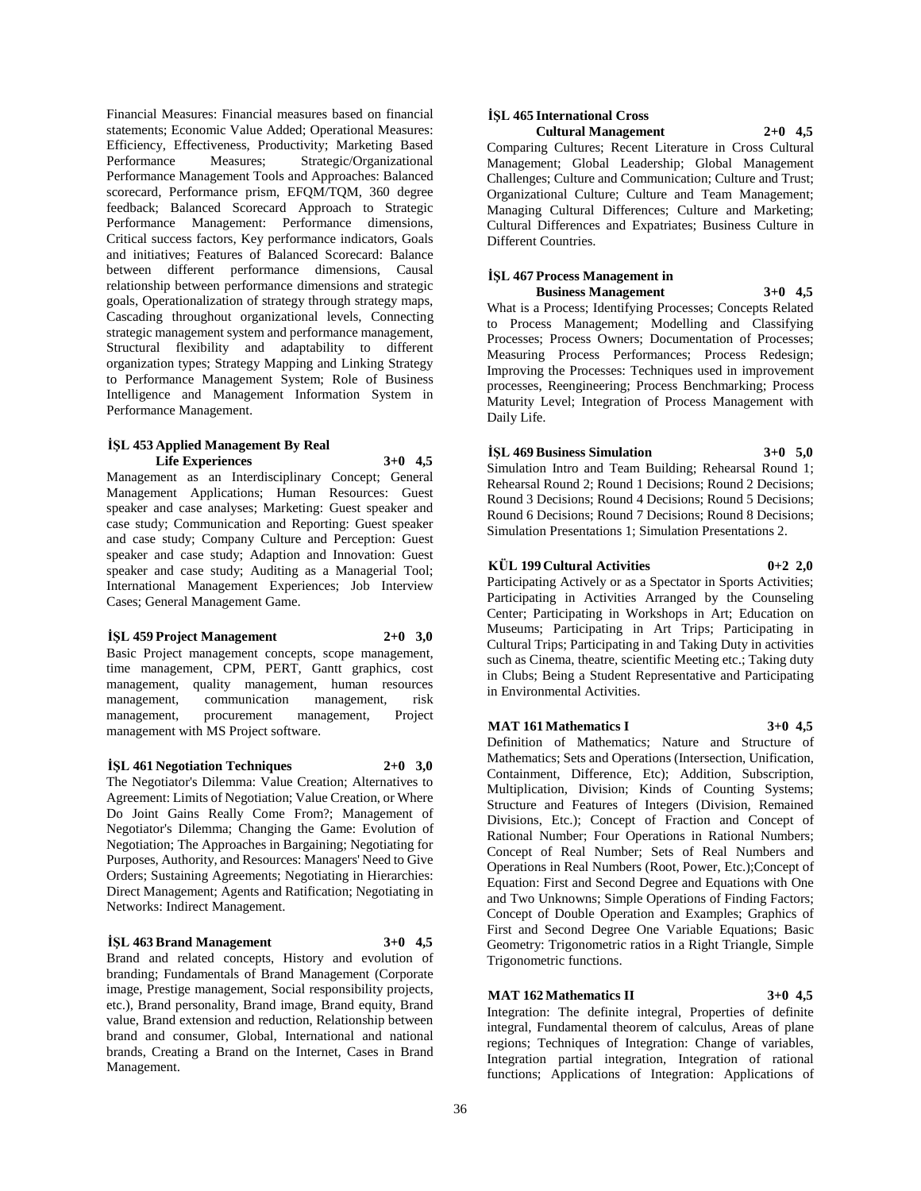Financial Measures: Financial measures based on financial statements; Economic Value Added; Operational Measures: Efficiency, Effectiveness, Productivity; Marketing Based Performance Measures; Strategic/Organizational Performance Management Tools and Approaches: Balanced scorecard, Performance prism, EFQM/TQM, 360 degree feedback; Balanced Scorecard Approach to Strategic Performance Management: Performance dimensions, Critical success factors, Key performance indicators, Goals and initiatives; Features of Balanced Scorecard: Balance between different performance dimensions, Causal relationship between performance dimensions and strategic goals, Operationalization of strategy through strategy maps, Cascading throughout organizational levels, Connecting strategic management system and performance management, Structural flexibility and adaptability to different organization types; Strategy Mapping and Linking Strategy to Performance Management System; Role of Business Intelligence and Management Information System in Performance Management.

**İŞL 453 Applied Management By Real Life Experiences 3+0 4,5**

Management as an Interdisciplinary Concept; General Management Applications; Human Resources: Guest speaker and case analyses; Marketing: Guest speaker and case study; Communication and Reporting: Guest speaker and case study; Company Culture and Perception: Guest speaker and case study; Adaption and Innovation: Guest speaker and case study; Auditing as a Managerial Tool; International Management Experiences; Job Interview Cases; General Management Game.

**İŞL 459 Project Management 2+0 3,0**

Basic Project management concepts, scope management, time management, CPM, PERT, Gantt graphics, cost management, quality management, human resources management, communication management, risk management, procurement management, Project management with MS Project software.

**İŞL 461 Negotiation Techniques 2+0 3,0**

The Negotiator's Dilemma: Value Creation; Alternatives to Agreement: Limits of Negotiation; Value Creation, or Where Do Joint Gains Really Come From?; Management of Negotiator's Dilemma; Changing the Game: Evolution of Negotiation; The Approaches in Bargaining; Negotiating for Purposes, Authority, and Resources: Managers' Need to Give Orders; Sustaining Agreements; Negotiating in Hierarchies: Direct Management; Agents and Ratification; Negotiating in Networks: Indirect Management.

**İŞL 463 Brand Management 3+0 4,5**

Brand and related concepts, History and evolution of branding; Fundamentals of Brand Management (Corporate image, Prestige management, Social responsibility projects, etc.), Brand personality, Brand image, Brand equity, Brand value, Brand extension and reduction, Relationship between brand and consumer, Global, International and national brands, Creating a Brand on the Internet, Cases in Brand Management.

**İŞL 465 International Cross Cultural Management 2+0 4,5**

Comparing Cultures; Recent Literature in Cross Cultural Management; Global Leadership; Global Management Challenges; Culture and Communication; Culture and Trust; Organizational Culture; Culture and Team Management; Managing Cultural Differences; Culture and Marketing; Cultural Differences and Expatriates; Business Culture in Different Countries.

**İŞL 467 Process Management in Business Management 3+0 4,5**

What is a Process; Identifying Processes; Concepts Related to Process Management; Modelling and Classifying Processes; Process Owners; Documentation of Processes; Measuring Process Performances; Process Redesign; Improving the Processes: Techniques used in improvement processes, Reengineering; Process Benchmarking; Process Maturity Level; Integration of Process Management with Daily Life.

**İŞL 469 Business Simulation 3+0 5,0**

Simulation Intro and Team Building; Rehearsal Round 1; Rehearsal Round 2; Round 1 Decisions; Round 2 Decisions; Round 3 Decisions; Round 4 Decisions; Round 5 Decisions; Round 6 Decisions; Round 7 Decisions; Round 8 Decisions; Simulation Presentations 1; Simulation Presentations 2.

**KÜL 199 Cultural Activities 0+2 2,0**

Participating Actively or as a Spectator in Sports Activities; Participating in Activities Arranged by the Counseling Center; Participating in Workshops in Art; Education on Museums; Participating in Art Trips; Participating in Cultural Trips; Participating in and Taking Duty in activities such as Cinema, theatre, scientific Meeting etc.; Taking duty in Clubs; Being a Student Representative and Participating in Environmental Activities.

**MAT 161 Mathematics I 3+0 4,5**

Definition of Mathematics; Nature and Structure of Mathematics; Sets and Operations (Intersection, Unification, Containment, Difference, Etc); Addition, Subscription, Multiplication, Division; Kinds of Counting Systems; Structure and Features of Integers (Division, Remained Divisions, Etc.); Concept of Fraction and Concept of Rational Number; Four Operations in Rational Numbers; Concept of Real Number; Sets of Real Numbers and Operations in Real Numbers (Root, Power, Etc.);Concept of Equation: First and Second Degree and Equations with One and Two Unknowns; Simple Operations of Finding Factors; Concept of Double Operation and Examples; Graphics of First and Second Degree One Variable Equations; Basic Geometry: Trigonometric ratios in a Right Triangle, Simple Trigonometric functions.

**MAT 162 Mathematics II 3+0 4,5**

Integration: The definite integral, Properties of definite integral, Fundamental theorem of calculus, Areas of plane regions; Techniques of Integration: Change of variables, Integration partial integration, Integration of rational functions; Applications of Integration: Applications of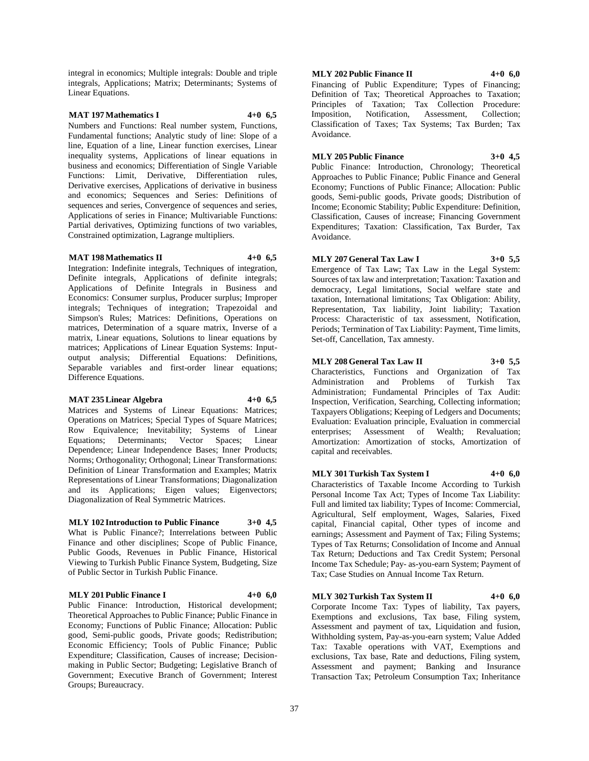integral in economics; Multiple integrals: Double and triple integrals, Applications; Matrix; Determinants; Systems of Linear Equations.

**MAT 197 Mathematics I 4+0 6,5**

Numbers and Functions: Real number system, Functions, Fundamental functions; Analytic study of line: Slope of a line, Equation of a line, Linear function exercises, Linear inequality systems, Applications of linear equations in business and economics; Differentiation of Single Variable Functions: Limit, Derivative, Differentiation rules, Derivative exercises, Applications of derivative in business and economics; Sequences and Series: Definitions of sequences and series, Convergence of sequences and series, Applications of series in Finance; Multivariable Functions: Partial derivatives, Optimizing functions of two variables, Constrained optimization, Lagrange multipliers.

**MAT 198 Mathematics II 4+0 6,5**

Integration: Indefinite integrals, Techniques of integration, Definite integrals, Applications of definite integrals; Applications of Definite Integrals in Business and Economics: Consumer surplus, Producer surplus; Improper integrals; Techniques of integration; Trapezoidal and Simpson's Rules; Matrices: Definitions, Operations on matrices, Determination of a square matrix, Inverse of a matrix, Linear equations, Solutions to linear equations by matrices; Applications of Linear Equation Systems: Input-output analysis; Differential Equations: Definitions, Separable variables and first-order linear equations; Difference Equations.

**MAT 235 Linear Algebra 4+0 6,5**

Matrices and Systems of Linear Equations: Matrices; Operations on Matrices; Special Types of Square Matrices; Row Equivalence; Inevitability; Systems of Linear Equations; Determinants; Vector Spaces; Linear Dependence; Linear Independence Bases; Inner Products; Norms; Orthogonality; Orthogonal; Linear Transformations: Definition of Linear Transformation and Examples; Matrix Representations of Linear Transformations; Diagonalization and its Applications; Eigen values; Eigenvectors; Diagonalization of Real Symmetric Matrices.

**MLY 102 Introduction to Public Finance 3+0 4,5**

What is Public Finance?; Interrelations between Public Finance and other disciplines; Scope of Public Finance, Public Goods, Revenues in Public Finance, Historical Viewing to Turkish Public Finance System, Budgeting, Size of Public Sector in Turkish Public Finance.

**MLY 201 Public Finance I 4+0 6,0**

Public Finance: Introduction, Historical development; Theoretical Approaches to Public Finance; Public Finance in Economy; Functions of Public Finance; Allocation: Public good, Semi-public goods, Private goods; Redistribution; Economic Efficiency; Tools of Public Finance; Public Expenditure; Classification, Causes of increase; Decision-making in Public Sector; Budgeting; Legislative Branch of Government; Executive Branch of Government; Interest Groups; Bureaucracy.

**MLY 202 Public Finance II 4+0 6,0**

Financing of Public Expenditure; Types of Financing; Definition of Tax; Theoretical Approaches to Taxation; Principles of Taxation; Tax Collection Procedure: Imposition, Notification, Assessment, Collection; Classification of Taxes; Tax Systems; Tax Burden; Tax Avoidance.

**MLY 205 Public Finance 3+0 4,5**

Public Finance: Introduction, Chronology; Theoretical Approaches to Public Finance; Public Finance and General Economy; Functions of Public Finance; Allocation: Public goods, Semi-public goods, Private goods; Distribution of Income; Economic Stability; Public Expenditure: Definition, Classification, Causes of increase; Financing Government Expenditures; Taxation: Classification, Tax Burder, Tax Avoidance.

**MLY 207 General Tax Law I 3+0 5,5**

Emergence of Tax Law; Tax Law in the Legal System: Sources of tax law and interpretation; Taxation: Taxation and democracy, Legal limitations, Social welfare state and taxation, International limitations; Tax Obligation: Ability, Representation, Tax liability, Joint liability; Taxation Process: Characteristic of tax assessment, Notification, Periods; Termination of Tax Liability: Payment, Time limits, Set-off, Cancellation, Tax amnesty.

**MLY 208 General Tax Law II 3+0 5,5**

Characteristics, Functions and Organization of Tax Administration and Problems of Turkish Tax Administration; Fundamental Principles of Tax Audit: Inspection, Verification, Searching, Collecting information; Taxpayers Obligations; Keeping of Ledgers and Documents; Evaluation: Evaluation principle, Evaluation in commercial enterprises; Assessment of Wealth; Revaluation; Amortization: Amortization of stocks, Amortization of capital and receivables.

**MLY 301 Turkish Tax System I 4+0 6,0**

Characteristics of Taxable Income According to Turkish Personal Income Tax Act; Types of Income Tax Liability: Full and limited tax liability; Types of Income: Commercial, Agricultural, Self employment, Wages, Salaries, Fixed capital, Financial capital, Other types of income and earnings; Assessment and Payment of Tax; Filing Systems; Types of Tax Returns; Consolidation of Income and Annual Tax Return; Deductions and Tax Credit System; Personal Income Tax Schedule; Pay- as-you-earn System; Payment of Tax; Case Studies on Annual Income Tax Return.

**MLY 302 Turkish Tax System II 4+0 6,0**

Corporate Income Tax: Types of liability, Tax payers, Exemptions and exclusions, Tax base, Filing system, Assessment and payment of tax, Liquidation and fusion, Withholding system, Pay-as-you-earn system; Value Added Tax: Taxable operations with VAT, Exemptions and exclusions, Tax base, Rate and deductions, Filing system, Assessment and payment; Banking and Insurance Transaction Tax; Petroleum Consumption Tax; Inheritance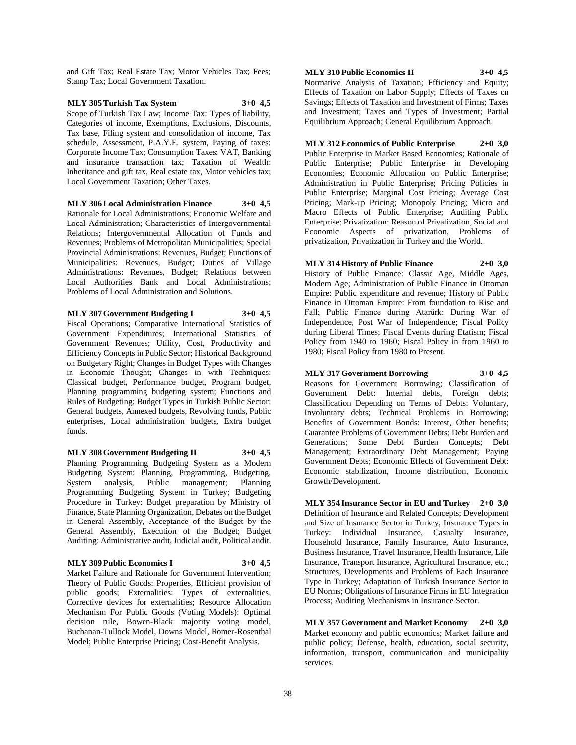and Gift Tax; Real Estate Tax; Motor Vehicles Tax; Fees; Stamp Tax; Local Government Taxation.

**MLY 305 Turkish Tax System 3+0 4,5**

Scope of Turkish Tax Law; Income Tax: Types of liability, Categories of income, Exemptions, Exclusions, Discounts, Tax base, Filing system and consolidation of income, Tax schedule, Assessment, P.A.Y.E. system, Paying of taxes; Corporate Income Tax; Consumption Taxes: VAT, Banking and insurance transaction tax; Taxation of Wealth: Inheritance and gift tax, Real estate tax, Motor vehicles tax; Local Government Taxation; Other Taxes.

**MLY 306 Local Administration Finance 3+0 4,5**

Rationale for Local Administrations; Economic Welfare and Local Administration; Characteristics of Intergovernmental Relations; Intergovernmental Allocation of Funds and Revenues; Problems of Metropolitan Municipalities; Special Provincial Administrations: Revenues, Budget; Functions of Municipalities: Revenues, Budget; Duties of Village Administrations: Revenues, Budget; Relations between Local Authorities Bank and Local Administrations; Problems of Local Administration and Solutions.

**MLY 307 Government Budgeting I 3+0 4,5**

Fiscal Operations; Comparative International Statistics of Government Expenditures; International Statistics of Government Revenues; Utility, Cost, Productivity and Efficiency Concepts in Public Sector; Historical Background on Budgetary Right; Changes in Budget Types with Changes in Economic Thought; Changes in with Techniques: Classical budget, Performance budget, Program budget, Planning programming budgeting system; Functions and Rules of Budgeting; Budget Types in Turkish Public Sector: General budgets, Annexed budgets, Revolving funds, Public enterprises, Local administration budgets, Extra budget funds.

**MLY 308 Government Budgeting II 3+0 4,5**

Planning Programming Budgeting System as a Modern Budgeting System: Planning, Programming, Budgeting, System analysis, Public management; Planning Programming Budgeting System in Turkey; Budgeting Procedure in Turkey: Budget preparation by Ministry of Finance, State Planning Organization, Debates on the Budget in General Assembly, Acceptance of the Budget by the General Assembly, Execution of the Budget; Budget Auditing: Administrative audit, Judicial audit, Political audit.

**MLY 309 Public Economics I 3+0 4,5**

Market Failure and Rationale for Government Intervention; Theory of Public Goods: Properties, Efficient provision of public goods; Externalities: Types of externalities, Corrective devices for externalities; Resource Allocation Mechanism For Public Goods (Voting Models): Optimal decision rule, Bowen-Black majority voting model, Buchanan-Tullock Model, Downs Model, Romer-Rosenthal Model; Public Enterprise Pricing; Cost-Benefit Analysis.

**MLY 310 Public Economics II 3+0 4,5**

Normative Analysis of Taxation; Efficiency and Equity; Effects of Taxation on Labor Supply; Effects of Taxes on Savings; Effects of Taxation and Investment of Firms; Taxes and Investment; Taxes and Types of Investment; Partial Equilibrium Approach; General Equilibrium Approach.

**MLY 312 Economics of Public Enterprise 2+0 3,0**

Public Enterprise in Market Based Economies; Rationale of Public Enterprise; Public Enterprise in Developing Economies; Economic Allocation on Public Enterprise; Administration in Public Enterprise; Pricing Policies in Public Enterprise; Marginal Cost Pricing; Average Cost Pricing; Mark-up Pricing; Monopoly Pricing; Micro and Macro Effects of Public Enterprise; Auditing Public Enterprise; Privatization: Reason of Privatization, Social and Economic Aspects of privatization, Problems of privatization, Privatization in Turkey and the World.

**MLY 314 History of Public Finance 2+0 3,0**

History of Public Finance: Classic Age, Middle Ages, Modern Age; Administration of Public Finance in Ottoman Empire: Public expenditure and revenue; History of Public Finance in Ottoman Empire: From foundation to Rise and Fall; Public Finance during Atarürk: During War of Independence, Post War of Independence; Fiscal Policy during Liberal Times; Fiscal Events during Etatism; Fiscal Policy from 1940 to 1960; Fiscal Policy in from 1960 to 1980; Fiscal Policy from 1980 to Present.

**MLY 317 Government Borrowing 3+0 4,5**

Reasons for Government Borrowing; Classification of Government Debt: Internal debts, Foreign debts; Classification Depending on Terms of Debts: Voluntary, Involuntary debts; Technical Problems in Borrowing; Benefits of Government Bonds: Interest, Other benefits; Guarantee Problems of Government Debts; Debt Burden and Generations; Some Debt Burden Concepts; Debt Management; Extraordinary Debt Management; Paying Government Debts; Economic Effects of Government Debt: Economic stabilization, Income distribution, Economic Growth/Development.

**MLY 354 Insurance Sector in EU and Turkey 2+0 3,0**

Definition of Insurance and Related Concepts; Development and Size of Insurance Sector in Turkey; Insurance Types in Turkey: Individual Insurance, Casualty Insurance, Household Insurance, Family Insurance, Auto Insurance, Business Insurance, Travel Insurance, Health Insurance, Life Insurance, Transport Insurance, Agricultural Insurance, etc.; Structures, Developments and Problems of Each Insurance Type in Turkey; Adaptation of Turkish Insurance Sector to EU Norms; Obligations of Insurance Firms in EU Integration Process; Auditing Mechanisms in Insurance Sector.

**MLY 357 Government and Market Economy 2+0 3,0**

Market economy and public economics; Market failure and public policy; Defense, health, education, social security, information, transport, communication and municipality services.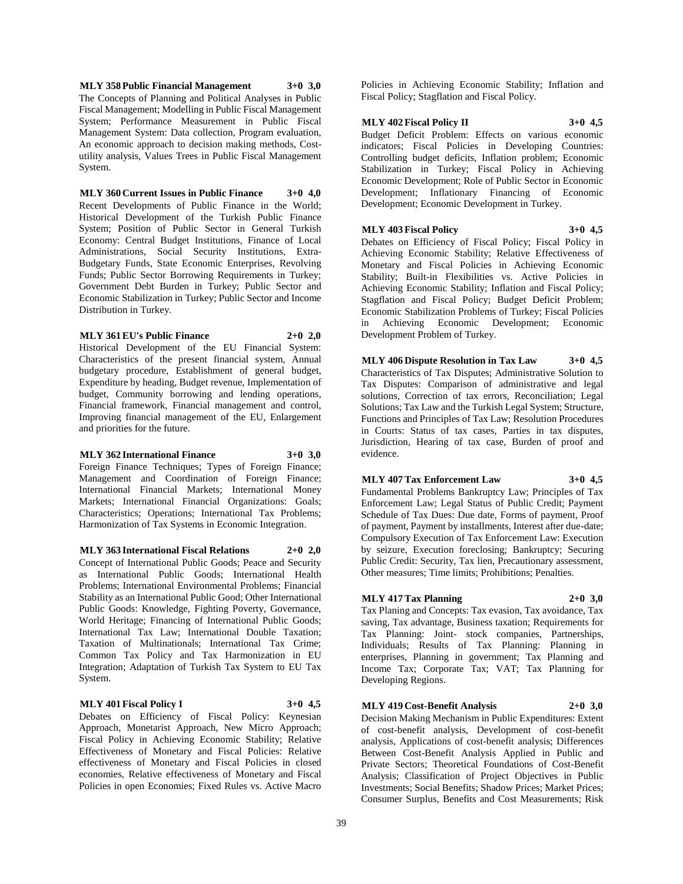**MLY 358 Public Financial Management 3+0 3,0**
The Concepts of Planning and Political Analyses in Public Fiscal Management; Modelling in Public Fiscal Management System; Performance Measurement in Public Fiscal Management System: Data collection, Program evaluation, An economic approach to decision making methods, Cost-utility analysis, Values Trees in Public Fiscal Management System.

**MLY 360 Current Issues in Public Finance 3+0 4,0**
Recent Developments of Public Finance in the World; Historical Development of the Turkish Public Finance System; Position of Public Sector in General Turkish Economy: Central Budget Institutions, Finance of Local Administrations, Social Security Institutions, Extra-Budgetary Funds, State Economic Enterprises, Revolving Funds; Public Sector Borrowing Requirements in Turkey; Government Debt Burden in Turkey; Public Sector and Economic Stabilization in Turkey; Public Sector and Income Distribution in Turkey.

**MLY 361 EU's Public Finance 2+0 2,0**
Historical Development of the EU Financial System: Characteristics of the present financial system, Annual budgetary procedure, Establishment of general budget, Expenditure by heading, Budget revenue, Implementation of budget, Community borrowing and lending operations, Financial framework, Financial management and control, Improving financial management of the EU, Enlargement and priorities for the future.

**MLY 362 International Finance 3+0 3,0**
Foreign Finance Techniques; Types of Foreign Finance; Management and Coordination of Foreign Finance; International Financial Markets; International Money Markets; International Financial Organizations: Goals; Characteristics; Operations; International Tax Problems; Harmonization of Tax Systems in Economic Integration.

**MLY 363 International Fiscal Relations 2+0 2,0**
Concept of International Public Goods; Peace and Security as International Public Goods; International Health Problems; International Environmental Problems; Financial Stability as an International Public Good; Other International Public Goods: Knowledge, Fighting Poverty, Governance, World Heritage; Financing of International Public Goods; International Tax Law; International Double Taxation; Taxation of Multinationals; International Tax Crime; Common Tax Policy and Tax Harmonization in EU Integration; Adaptation of Turkish Tax System to EU Tax System.

**MLY 401 Fiscal Policy I 3+0 4,5**
Debates on Efficiency of Fiscal Policy: Keynesian Approach, Monetarist Approach, New Micro Approach; Fiscal Policy in Achieving Economic Stability; Relative Effectiveness of Monetary and Fiscal Policies: Relative effectiveness of Monetary and Fiscal Policies in closed economies, Relative effectiveness of Monetary and Fiscal Policies in open Economies; Fixed Rules vs. Active Macro Policies in Achieving Economic Stability; Inflation and Fiscal Policy; Stagflation and Fiscal Policy.

**MLY 402 Fiscal Policy II 3+0 4,5**
Budget Deficit Problem: Effects on various economic indicators; Fiscal Policies in Developing Countries: Controlling budget deficits, Inflation problem; Economic Stabilization in Turkey; Fiscal Policy in Achieving Economic Development; Role of Public Sector in Economic Development; Inflationary Financing of Economic Development; Economic Development in Turkey.

**MLY 403 Fiscal Policy 3+0 4,5**
Debates on Efficiency of Fiscal Policy; Fiscal Policy in Achieving Economic Stability; Relative Effectiveness of Monetary and Fiscal Policies in Achieving Economic Stability; Built-in Flexibilities vs. Active Policies in Achieving Economic Stability; Inflation and Fiscal Policy; Stagflation and Fiscal Policy; Budget Deficit Problem; Economic Stabilization Problems of Turkey; Fiscal Policies in Achieving Economic Development; Economic Development Problem of Turkey.

**MLY 406 Dispute Resolution in Tax Law 3+0 4,5**
Characteristics of Tax Disputes; Administrative Solution to Tax Disputes: Comparison of administrative and legal solutions, Correction of tax errors, Reconciliation; Legal Solutions; Tax Law and the Turkish Legal System; Structure, Functions and Principles of Tax Law; Resolution Procedures in Courts: Status of tax cases, Parties in tax disputes, Jurisdiction, Hearing of tax case, Burden of proof and evidence.

**MLY 407 Tax Enforcement Law 3+0 4,5**
Fundamental Problems Bankruptcy Law; Principles of Tax Enforcement Law; Legal Status of Public Credit; Payment Schedule of Tax Dues: Due date, Forms of payment, Proof of payment, Payment by installments, Interest after due-date; Compulsory Execution of Tax Enforcement Law: Execution by seizure, Execution foreclosing; Bankruptcy; Securing Public Credit: Security, Tax lien, Precautionary assessment, Other measures; Time limits; Prohibitions; Penalties.

**MLY 417 Tax Planning 2+0 3,0**
Tax Planing and Concepts: Tax evasion, Tax avoidance, Tax saving, Tax advantage, Business taxation; Requirements for Tax Planning: Joint- stock companies, Partnerships, Individuals; Results of Tax Planning: Planning in enterprises, Planning in government; Tax Planning and Income Tax; Corporate Tax; VAT; Tax Planning for Developing Regions.

**MLY 419 Cost-Benefit Analysis 2+0 3,0**
Decision Making Mechanism in Public Expenditures: Extent of cost-benefit analysis, Development of cost-benefit analysis, Applications of cost-benefit analysis; Differences Between Cost-Benefit Analysis Applied in Public and Private Sectors; Theoretical Foundations of Cost-Benefit Analysis; Classification of Project Objectives in Public Investments; Social Benefits; Shadow Prices; Market Prices; Consumer Surplus, Benefits and Cost Measurements; Risk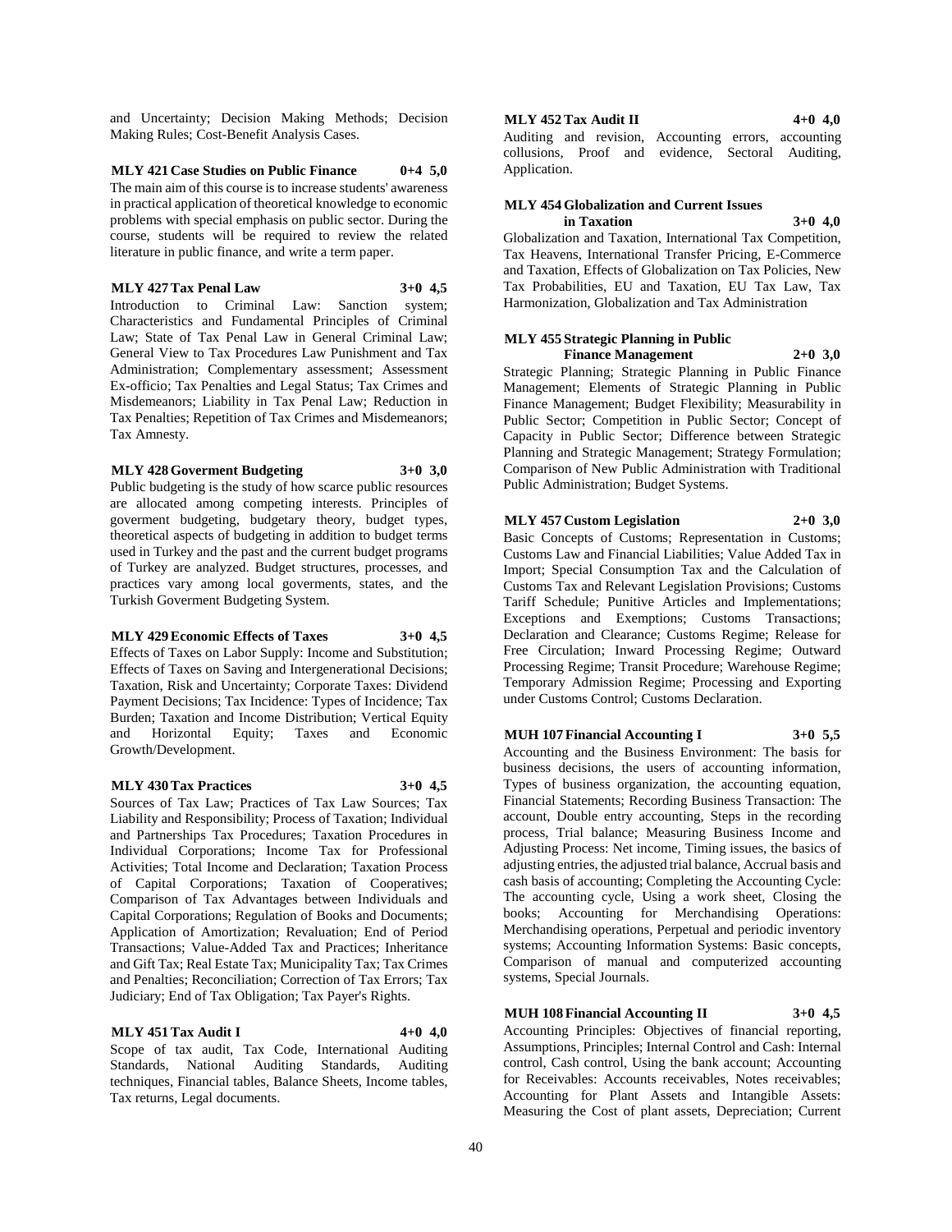and Uncertainty; Decision Making Methods; Decision Making Rules; Cost-Benefit Analysis Cases.

**MLY 421 Case Studies on Public Finance 0+4 5,0**

The main aim of this course is to increase students' awareness in practical application of theoretical knowledge to economic problems with special emphasis on public sector. During the course, students will be required to review the related literature in public finance, and write a term paper.

**MLY 427 Tax Penal Law 3+0 4,5**

Introduction to Criminal Law: Sanction system; Characteristics and Fundamental Principles of Criminal Law; State of Tax Penal Law in General Criminal Law; General View to Tax Procedures Law Punishment and Tax Administration; Complementary assessment; Assessment Ex-officio; Tax Penalties and Legal Status; Tax Crimes and Misdemeanors; Liability in Tax Penal Law; Reduction in Tax Penalties; Repetition of Tax Crimes and Misdemeanors; Tax Amnesty.

**MLY 428 Goverment Budgeting 3+0 3,0**

Public budgeting is the study of how scarce public resources are allocated among competing interests. Principles of goverment budgeting, budgetary theory, budget types, theoretical aspects of budgeting in addition to budget terms used in Turkey and the past and the current budget programs of Turkey are analyzed. Budget structures, processes, and practices vary among local goverments, states, and the Turkish Goverment Budgeting System.

**MLY 429 Economic Effects of Taxes 3+0 4,5**

Effects of Taxes on Labor Supply: Income and Substitution; Effects of Taxes on Saving and Intergenerational Decisions; Taxation, Risk and Uncertainty; Corporate Taxes: Dividend Payment Decisions; Tax Incidence: Types of Incidence; Tax Burden; Taxation and Income Distribution; Vertical Equity and Horizontal Equity; Taxes and Economic Growth/Development.

**MLY 430 Tax Practices 3+0 4,5**

Sources of Tax Law; Practices of Tax Law Sources; Tax Liability and Responsibility; Process of Taxation; Individual and Partnerships Tax Procedures; Taxation Procedures in Individual Corporations; Income Tax for Professional Activities; Total Income and Declaration; Taxation Process of Capital Corporations; Taxation of Cooperatives; Comparison of Tax Advantages between Individuals and Capital Corporations; Regulation of Books and Documents; Application of Amortization; Revaluation; End of Period Transactions; Value-Added Tax and Practices; Inheritance and Gift Tax; Real Estate Tax; Municipality Tax; Tax Crimes and Penalties; Reconciliation; Correction of Tax Errors; Tax Judiciary; End of Tax Obligation; Tax Payer's Rights.

**MLY 451 Tax Audit I 4+0 4,0**

Scope of tax audit, Tax Code, International Auditing Standards, National Auditing Standards, Auditing techniques, Financial tables, Balance Sheets, Income tables, Tax returns, Legal documents.

**MLY 452 Tax Audit II 4+0 4,0**

Auditing and revision, Accounting errors, accounting collusions, Proof and evidence, Sectoral Auditing, Application.

**MLY 454 Globalization and Current Issues in Taxation 3+0 4,0**

Globalization and Taxation, International Tax Competition, Tax Heavens, International Transfer Pricing, E-Commerce and Taxation, Effects of Globalization on Tax Policies, New Tax Probabilities, EU and Taxation, EU Tax Law, Tax Harmonization, Globalization and Tax Administration

**MLY 455 Strategic Planning in Public Finance Management 2+0 3,0**

Strategic Planning; Strategic Planning in Public Finance Management; Elements of Strategic Planning in Public Finance Management; Budget Flexibility; Measurability in Public Sector; Competition in Public Sector; Concept of Capacity in Public Sector; Difference between Strategic Planning and Strategic Management; Strategy Formulation; Comparison of New Public Administration with Traditional Public Administration; Budget Systems.

**MLY 457 Custom Legislation 2+0 3,0**

Basic Concepts of Customs; Representation in Customs; Customs Law and Financial Liabilities; Value Added Tax in Import; Special Consumption Tax and the Calculation of Customs Tax and Relevant Legislation Provisions; Customs Tariff Schedule; Punitive Articles and Implementations; Exceptions and Exemptions; Customs Transactions; Declaration and Clearance; Customs Regime; Release for Free Circulation; Inward Processing Regime; Outward Processing Regime; Transit Procedure; Warehouse Regime; Temporary Admission Regime; Processing and Exporting under Customs Control; Customs Declaration.

**MUH 107 Financial Accounting I 3+0 5,5**

Accounting and the Business Environment: The basis for business decisions, the users of accounting information, Types of business organization, the accounting equation, Financial Statements; Recording Business Transaction: The account, Double entry accounting, Steps in the recording process, Trial balance; Measuring Business Income and Adjusting Process: Net income, Timing issues, the basics of adjusting entries, the adjusted trial balance, Accrual basis and cash basis of accounting; Completing the Accounting Cycle: The accounting cycle, Using a work sheet, Closing the books; Accounting for Merchandising Operations: Merchandising operations, Perpetual and periodic inventory systems; Accounting Information Systems: Basic concepts, Comparison of manual and computerized accounting systems, Special Journals.

**MUH 108 Financial Accounting II 3+0 4,5**

Accounting Principles: Objectives of financial reporting, Assumptions, Principles; Internal Control and Cash: Internal control, Cash control, Using the bank account; Accounting for Receivables: Accounts receivables, Notes receivables; Accounting for Plant Assets and Intangible Assets: Measuring the Cost of plant assets, Depreciation; Current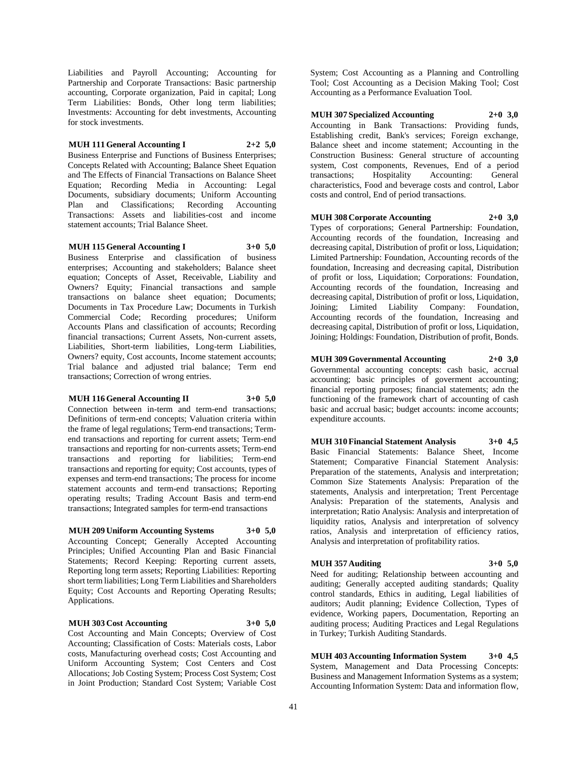Liabilities and Payroll Accounting; Accounting for Partnership and Corporate Transactions: Basic partnership accounting, Corporate organization, Paid in capital; Long Term Liabilities: Bonds, Other long term liabilities; Investments: Accounting for debt investments, Accounting for stock investments.

**MUH 111 General Accounting I 2+2 5,0**

Business Enterprise and Functions of Business Enterprises; Concepts Related with Accounting; Balance Sheet Equation and The Effects of Financial Transactions on Balance Sheet Equation; Recording Media in Accounting: Legal Documents, subsidiary documents; Uniform Accounting Plan and Classifications; Recording Accounting Transactions: Assets and liabilities-cost and income statement accounts; Trial Balance Sheet.

**MUH 115 General Accounting I 3+0 5,0**

Business Enterprise and classification of business enterprises; Accounting and stakeholders; Balance sheet equation; Concepts of Asset, Receivable, Liability and Owners? Equity; Financial transactions and sample transactions on balance sheet equation; Documents; Documents in Tax Procedure Law; Documents in Turkish Commercial Code; Recording procedures; Uniform Accounts Plans and classification of accounts; Recording financial transactions; Current Assets, Non-current assets, Liabilities, Short-term liabilities, Long-term Liabilities, Owners? equity, Cost accounts, Income statement accounts; Trial balance and adjusted trial balance; Term end transactions; Correction of wrong entries.

**MUH 116 General Accounting II 3+0 5,0**

Connection between in-term and term-end transactions; Definitions of term-end concepts; Valuation criteria within the frame of legal regulations; Term-end transactions; Term-end transactions and reporting for current assets; Term-end transactions and reporting for non-currents assets; Term-end transactions and reporting for liabilities; Term-end transactions and reporting for equity; Cost accounts, types of expenses and term-end transactions; The process for income statement accounts and term-end transactions; Reporting operating results; Trading Account Basis and term-end transactions; Integrated samples for term-end transactions

**MUH 209 Uniform Accounting Systems 3+0 5,0**

Accounting Concept; Generally Accepted Accounting Principles; Unified Accounting Plan and Basic Financial Statements; Record Keeping: Reporting current assets, Reporting long term assets; Reporting Liabilities: Reporting short term liabilities; Long Term Liabilities and Shareholders Equity; Cost Accounts and Reporting Operating Results; Applications.

**MUH 303 Cost Accounting 3+0 5,0**

Cost Accounting and Main Concepts; Overview of Cost Accounting; Classification of Costs: Materials costs, Labor costs, Manufacturing overhead costs; Cost Accounting and Uniform Accounting System; Cost Centers and Cost Allocations; Job Costing System; Process Cost System; Cost in Joint Production; Standard Cost System; Variable Cost System; Cost Accounting as a Planning and Controlling Tool; Cost Accounting as a Decision Making Tool; Cost Accounting as a Performance Evaluation Tool.

**MUH 307 Specialized Accounting 2+0 3,0**

Accounting in Bank Transactions: Providing funds, Establishing credit, Bank's services; Foreign exchange, Balance sheet and income statement; Accounting in the Construction Business: General structure of accounting system, Cost components, Revenues, End of a period transactions; Hospitality Accounting: General characteristics, Food and beverage costs and control, Labor costs and control, End of period transactions.

**MUH 308 Corporate Accounting 2+0 3,0**

Types of corporations; General Partnership: Foundation, Accounting records of the foundation, Increasing and decreasing capital, Distribution of profit or loss, Liquidation; Limited Partnership: Foundation, Accounting records of the foundation, Increasing and decreasing capital, Distribution of profit or loss, Liquidation; Corporations: Foundation, Accounting records of the foundation, Increasing and decreasing capital, Distribution of profit or loss, Liquidation, Joining; Limited Liability Company: Foundation, Accounting records of the foundation, Increasing and decreasing capital, Distribution of profit or loss, Liquidation, Joining; Holdings: Foundation, Distribution of profit, Bonds.

**MUH 309 Governmental Accounting 2+0 3,0**

Governmental accounting concepts: cash basic, accrual accounting; basic principles of goverment accounting; financial reporting purposes; financial statements; adn the functioning of the framework chart of accounting of cash basic and accrual basic; budget accounts: income accounts; expenditure accounts.

**MUH 310 Financial Statement Analysis 3+0 4,5**

Basic Financial Statements: Balance Sheet, Income Statement; Comparative Financial Statement Analysis: Preparation of the statements, Analysis and interpretation; Common Size Statements Analysis: Preparation of the statements, Analysis and interpretation; Trent Percentage Analysis: Preparation of the statements, Analysis and interpretation; Ratio Analysis: Analysis and interpretation of liquidity ratios, Analysis and interpretation of solvency ratios, Analysis and interpretation of efficiency ratios, Analysis and interpretation of profitability ratios.

**MUH 357 Auditing 3+0 5,0**

Need for auditing; Relationship between accounting and auditing; Generally accepted auditing standards; Quality control standards, Ethics in auditing, Legal liabilities of auditors; Audit planning; Evidence Collection, Types of evidence, Working papers, Documentation, Reporting an auditing process; Auditing Practices and Legal Regulations in Turkey; Turkish Auditing Standards.

**MUH 403 Accounting Information System 3+0 4,5**

System, Management and Data Processing Concepts: Business and Management Information Systems as a system; Accounting Information System: Data and information flow,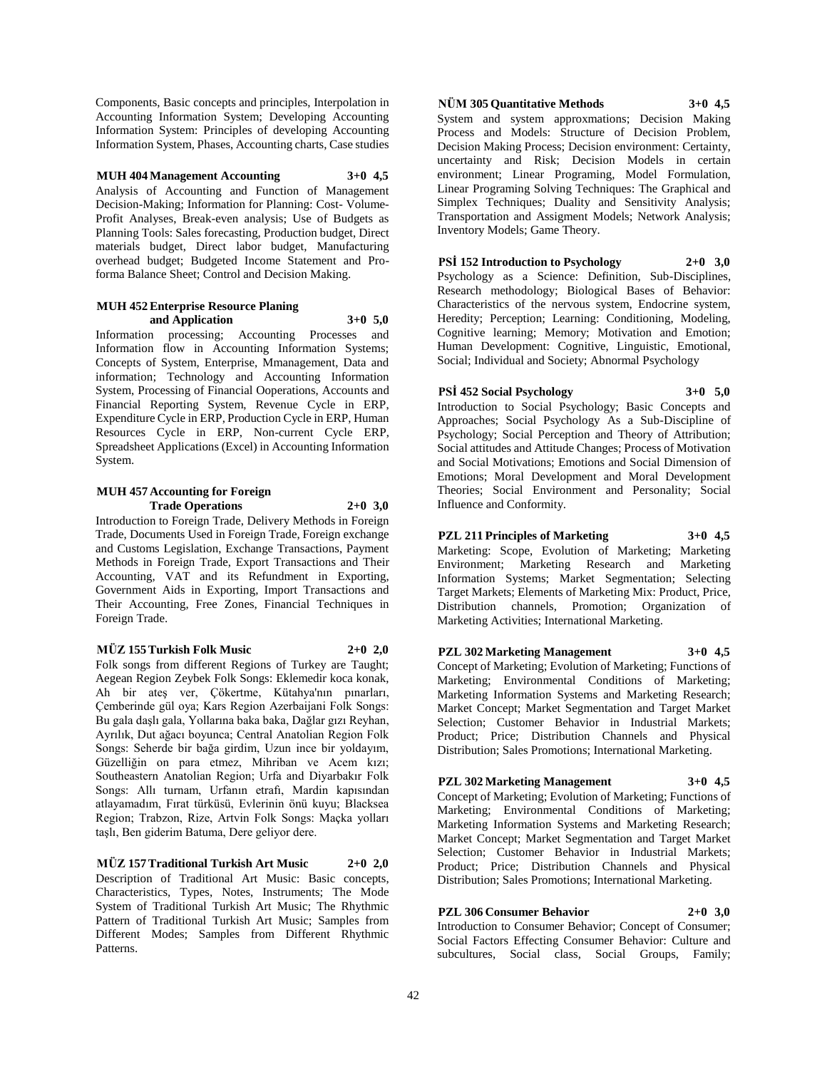Components, Basic concepts and principles, Interpolation in Accounting Information System; Developing Accounting Information System: Principles of developing Accounting Information System, Phases, Accounting charts, Case studies

**MUH 404 Management Accounting 3+0 4,5**

Analysis of Accounting and Function of Management Decision-Making; Information for Planning: Cost- Volume-Profit Analyses, Break-even analysis; Use of Budgets as Planning Tools: Sales forecasting, Production budget, Direct materials budget, Direct labor budget, Manufacturing overhead budget; Budgeted Income Statement and Pro-forma Balance Sheet; Control and Decision Making.

**MUH 452 Enterprise Resource Planing and Application 3+0 5,0**

Information processing; Accounting Processes and Information flow in Accounting Information Systems; Concepts of System, Enterprise, Mmanagement, Data and information; Technology and Accounting Information System, Processing of Financial Ooperations, Accounts and Financial Reporting System, Revenue Cycle in ERP, Expenditure Cycle in ERP, Production Cycle in ERP, Human Resources Cycle in ERP, Non-current Cycle ERP, Spreadsheet Applications (Excel) in Accounting Information System.

**MUH 457 Accounting for Foreign Trade Operations 2+0 3,0**

Introduction to Foreign Trade, Delivery Methods in Foreign Trade, Documents Used in Foreign Trade, Foreign exchange and Customs Legislation, Exchange Transactions, Payment Methods in Foreign Trade, Export Transactions and Their Accounting, VAT and its Refundment in Exporting, Government Aids in Exporting, Import Transactions and Their Accounting, Free Zones, Financial Techniques in Foreign Trade.

**MÜZ 155 Turkish Folk Music 2+0 2,0**

Folk songs from different Regions of Turkey are Taught; Aegean Region Zeybek Folk Songs: Eklemedir koca konak, Ah bir ateş ver, Çökertme, Kütahya'nın pınarları, Çemberinde gül oya; Kars Region Azerbaijani Folk Songs: Bu gala daşlı gala, Yollarına baka baka, Dağlar gızı Reyhan, Ayrılık, Dut ağacı boyunca; Central Anatolian Region Folk Songs: Seherde bir bağa girdim, Uzun ince bir yoldayım, Güzelliğin on para etmez, Mihriban ve Acem kızı; Southeastern Anatolian Region; Urfa and Diyarbakır Folk Songs: Allı turnam, Urfanın etrafı, Mardin kapısından atlayamadım, Fırat türküsü, Evlerinin önü kuyu; Blacksea Region; Trabzon, Rize, Artvin Folk Songs: Maçka yolları taşlı, Ben giderim Batuma, Dere geliyor dere.

**MÜZ 157 Traditional Turkish Art Music 2+0 2,0**

Description of Traditional Art Music: Basic concepts, Characteristics, Types, Notes, Instruments; The Mode System of Traditional Turkish Art Music; The Rhythmic Pattern of Traditional Turkish Art Music; Samples from Different Modes; Samples from Different Rhythmic Patterns.

**NÜM 305 Quantitative Methods 3+0 4,5**

System and system approxmations; Decision Making Process and Models: Structure of Decision Problem, Decision Making Process; Decision environment: Certainty, uncertainty and Risk; Decision Models in certain environment; Linear Programing, Model Formulation, Linear Programing Solving Techniques: The Graphical and Simplex Techniques; Duality and Sensitivity Analysis; Transportation and Assigment Models; Network Analysis; Inventory Models; Game Theory.

**PSİ 152 Introduction to Psychology 2+0 3,0**

Psychology as a Science: Definition, Sub-Disciplines, Research methodology; Biological Bases of Behavior: Characteristics of the nervous system, Endocrine system, Heredity; Perception; Learning: Conditioning, Modeling, Cognitive learning; Memory; Motivation and Emotion; Human Development: Cognitive, Linguistic, Emotional, Social; Individual and Society; Abnormal Psychology

**PSİ 452 Social Psychology 3+0 5,0**

Introduction to Social Psychology; Basic Concepts and Approaches; Social Psychology As a Sub-Discipline of Psychology; Social Perception and Theory of Attribution; Social attitudes and Attitude Changes; Process of Motivation and Social Motivations; Emotions and Social Dimension of Emotions; Moral Development and Moral Development Theories; Social Environment and Personality; Social Influence and Conformity.

**PZL 211 Principles of Marketing 3+0 4,5**

Marketing: Scope, Evolution of Marketing; Marketing Environment; Marketing Research and Marketing Information Systems; Market Segmentation; Selecting Target Markets; Elements of Marketing Mix: Product, Price, Distribution channels, Promotion; Organization of Marketing Activities; International Marketing.

**PZL 302 Marketing Management 3+0 4,5**

Concept of Marketing; Evolution of Marketing; Functions of Marketing; Environmental Conditions of Marketing; Marketing Information Systems and Marketing Research; Market Concept; Market Segmentation and Target Market Selection; Customer Behavior in Industrial Markets; Product; Price; Distribution Channels and Physical Distribution; Sales Promotions; International Marketing.

**PZL 302 Marketing Management 3+0 4,5**

Concept of Marketing; Evolution of Marketing; Functions of Marketing; Environmental Conditions of Marketing; Marketing Information Systems and Marketing Research; Market Concept; Market Segmentation and Target Market Selection; Customer Behavior in Industrial Markets; Product; Price; Distribution Channels and Physical Distribution; Sales Promotions; International Marketing.

**PZL 306 Consumer Behavior 2+0 3,0**

Introduction to Consumer Behavior; Concept of Consumer; Social Factors Effecting Consumer Behavior: Culture and subcultures, Social class, Social Groups, Family;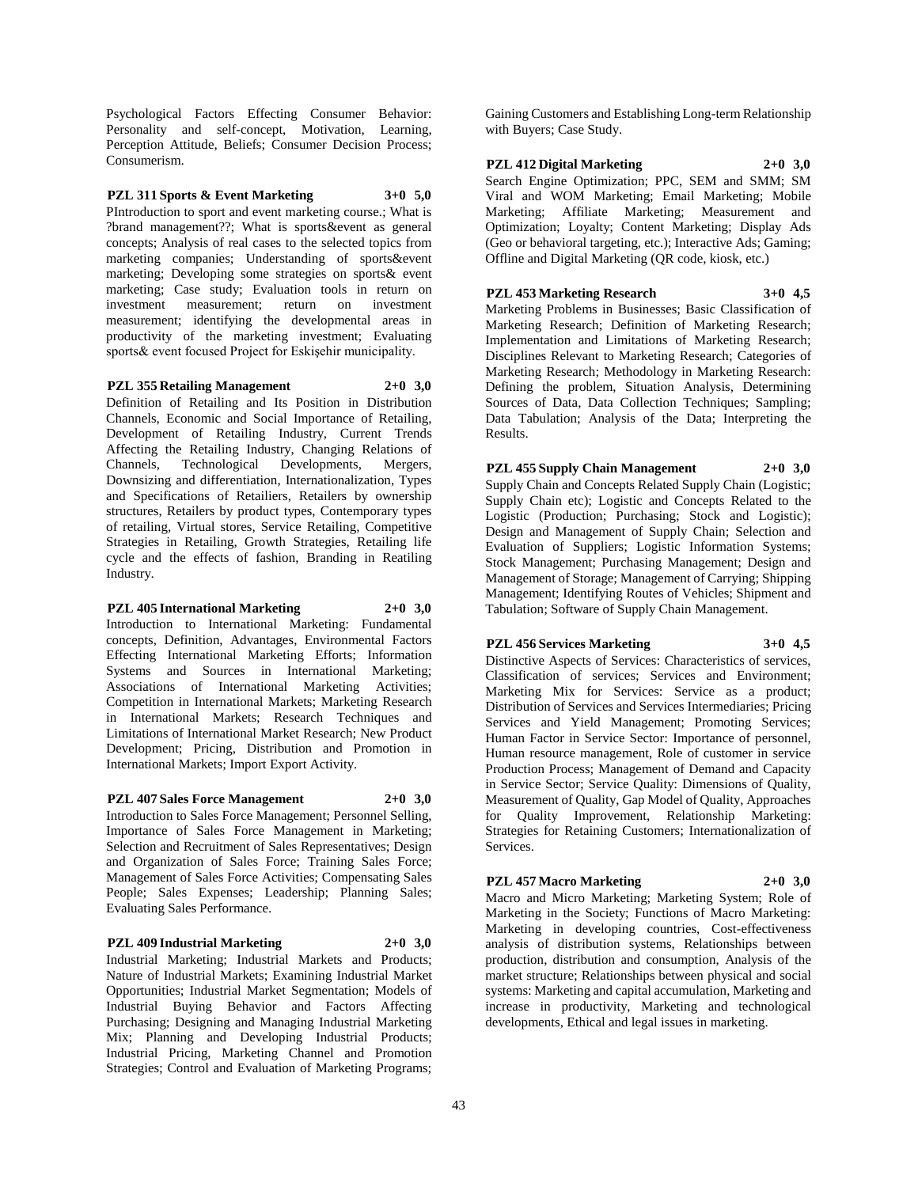Psychological Factors Effecting Consumer Behavior: Personality and self-concept, Motivation, Learning, Perception Attitude, Beliefs; Consumer Decision Process; Consumerism.

**PZL 311 Sports & Event Marketing 3+0 5,0**
PIntroduction to sport and event marketing course.; What is ?brand management??; What is sports&event as general concepts; Analysis of real cases to the selected topics from marketing companies; Understanding of sports&event marketing; Developing some strategies on sports& event marketing; Case study; Evaluation tools in return on investment measurement; return on investment measurement; identifying the developmental areas in productivity of the marketing investment; Evaluating sports& event focused Project for Eskişehir municipality.

**PZL 355 Retailing Management 2+0 3,0**
Definition of Retailing and Its Position in Distribution Channels, Economic and Social Importance of Retailing, Development of Retailing Industry, Current Trends Affecting the Retailing Industry, Changing Relations of Channels, Technological Developments, Mergers, Downsizing and differentiation, Internationalization, Types and Specifications of Retailiers, Retailers by ownership structures, Retailers by product types, Contemporary types of retailing, Virtual stores, Service Retailing, Competitive Strategies in Retailing, Growth Strategies, Retailing life cycle and the effects of fashion, Branding in Reatiling Industry.

**PZL 405 International Marketing 2+0 3,0**
Introduction to International Marketing: Fundamental concepts, Definition, Advantages, Environmental Factors Effecting International Marketing Efforts; Information Systems and Sources in International Marketing; Associations of International Marketing Activities; Competition in International Markets; Marketing Research in International Markets; Research Techniques and Limitations of International Market Research; New Product Development; Pricing, Distribution and Promotion in International Markets; Import Export Activity.

**PZL 407 Sales Force Management 2+0 3,0**
Introduction to Sales Force Management; Personnel Selling, Importance of Sales Force Management in Marketing; Selection and Recruitment of Sales Representatives; Design and Organization of Sales Force; Training Sales Force; Management of Sales Force Activities; Compensating Sales People; Sales Expenses; Leadership; Planning Sales; Evaluating Sales Performance.

**PZL 409 Industrial Marketing 2+0 3,0**
Industrial Marketing; Industrial Markets and Products; Nature of Industrial Markets; Examining Industrial Market Opportunities; Industrial Market Segmentation; Models of Industrial Buying Behavior and Factors Affecting Purchasing; Designing and Managing Industrial Marketing Mix; Planning and Developing Industrial Products; Industrial Pricing, Marketing Channel and Promotion Strategies; Control and Evaluation of Marketing Programs; Gaining Customers and Establishing Long-term Relationship with Buyers; Case Study.

**PZL 412 Digital Marketing 2+0 3,0**
Search Engine Optimization; PPC, SEM and SMM; SM Viral and WOM Marketing; Email Marketing; Mobile Marketing; Affiliate Marketing; Measurement and Optimization; Loyalty; Content Marketing; Display Ads (Geo or behavioral targeting, etc.); Interactive Ads; Gaming; Offline and Digital Marketing (QR code, kiosk, etc.)

**PZL 453 Marketing Research 3+0 4,5**
Marketing Problems in Businesses; Basic Classification of Marketing Research; Definition of Marketing Research; Implementation and Limitations of Marketing Research; Disciplines Relevant to Marketing Research; Categories of Marketing Research; Methodology in Marketing Research: Defining the problem, Situation Analysis, Determining Sources of Data, Data Collection Techniques; Sampling; Data Tabulation; Analysis of the Data; Interpreting the Results.

**PZL 455 Supply Chain Management 2+0 3,0**
Supply Chain and Concepts Related Supply Chain (Logistic; Supply Chain etc); Logistic and Concepts Related to the Logistic (Production; Purchasing; Stock and Logistic); Design and Management of Supply Chain; Selection and Evaluation of Suppliers; Logistic Information Systems; Stock Management; Purchasing Management; Design and Management of Storage; Management of Carrying; Shipping Management; Identifying Routes of Vehicles; Shipment and Tabulation; Software of Supply Chain Management.

**PZL 456 Services Marketing 3+0 4,5**
Distinctive Aspects of Services: Characteristics of services, Classification of services; Services and Environment; Marketing Mix for Services: Service as a product; Distribution of Services and Services Intermediaries; Pricing Services and Yield Management; Promoting Services; Human Factor in Service Sector: Importance of personnel, Human resource management, Role of customer in service Production Process; Management of Demand and Capacity in Service Sector; Service Quality: Dimensions of Quality, Measurement of Quality, Gap Model of Quality, Approaches for Quality Improvement, Relationship Marketing: Strategies for Retaining Customers; Internationalization of Services.

**PZL 457 Macro Marketing 2+0 3,0**
Macro and Micro Marketing; Marketing System; Role of Marketing in the Society; Functions of Macro Marketing: Marketing in developing countries, Cost-effectiveness analysis of distribution systems, Relationships between production, distribution and consumption, Analysis of the market structure; Relationships between physical and social systems: Marketing and capital accumulation, Marketing and increase in productivity, Marketing and technological developments, Ethical and legal issues in marketing.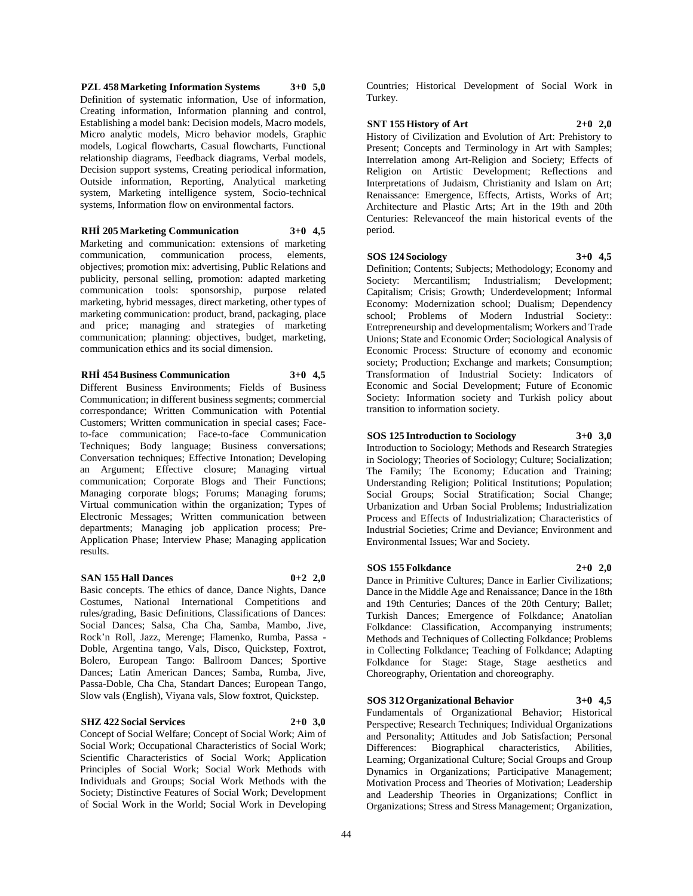**PZL 458 Marketing Information Systems 3+0 5,0**
Definition of systematic information, Use of information, Creating information, Information planning and control, Establishing a model bank: Decision models, Macro models, Micro analytic models, Micro behavior models, Graphic models, Logical flowcharts, Casual flowcharts, Functional relationship diagrams, Feedback diagrams, Verbal models, Decision support systems, Creating periodical information, Outside information, Reporting, Analytical marketing system, Marketing intelligence system, Socio-technical systems, Information flow on environmental factors.

**RHİ 205 Marketing Communication 3+0 4,5**
Marketing and communication: extensions of marketing communication, communication process, elements, objectives; promotion mix: advertising, Public Relations and publicity, personal selling, promotion: adapted marketing communication tools: sponsorship, purpose related marketing, hybrid messages, direct marketing, other types of marketing communication: product, brand, packaging, place and price; managing and strategies of marketing communication; planning: objectives, budget, marketing, communication ethics and its social dimension.

**RHİ 454 Business Communication 3+0 4,5**
Different Business Environments; Fields of Business Communication; in different business segments; commercial correspondance; Written Communication with Potential Customers; Written communication in special cases; Face-to-face communication; Face-to-face Communication Techniques; Body language; Business conversations; Conversation techniques; Effective Intonation; Developing an Argument; Effective closure; Managing virtual communication; Corporate Blogs and Their Functions; Managing corporate blogs; Forums; Managing forums; Virtual communication within the organization; Types of Electronic Messages; Written communication between departments; Managing job application process; Pre-Application Phase; Interview Phase; Managing application results.

**SAN 155 Hall Dances 0+2 2,0**
Basic concepts. The ethics of dance, Dance Nights, Dance Costumes, National International Competitions and rules/grading, Basic Definitions, Classifications of Dances: Social Dances; Salsa, Cha Cha, Samba, Mambo, Jive, Rock'n Roll, Jazz, Merenge; Flamenko, Rumba, Passa - Doble, Argentina tango, Vals, Disco, Quickstep, Foxtrot, Bolero, European Tango: Ballroom Dances; Sportive Dances; Latin American Dances; Samba, Rumba, Jive, Passa-Doble, Cha Cha, Standart Dances; European Tango, Slow vals (English), Viyana vals, Slow foxtrot, Quickstep.

**SHZ 422 Social Services 2+0 3,0**
Concept of Social Welfare; Concept of Social Work; Aim of Social Work; Occupational Characteristics of Social Work; Scientific Characteristics of Social Work; Application Principles of Social Work; Social Work Methods with Individuals and Groups; Social Work Methods with the Society; Distinctive Features of Social Work; Development of Social Work in the World; Social Work in Developing Countries; Historical Development of Social Work in Turkey.

**SNT 155 History of Art 2+0 2,0**
History of Civilization and Evolution of Art: Prehistory to Present; Concepts and Terminology in Art with Samples; Interrelation among Art-Religion and Society; Effects of Religion on Artistic Development; Reflections and Interpretations of Judaism, Christianity and Islam on Art; Renaissance: Emergence, Effects, Artists, Works of Art; Architecture and Plastic Arts; Art in the 19th and 20th Centuries: Relevanceof the main historical events of the period.

**SOS 124 Sociology 3+0 4,5**
Definition; Contents; Subjects; Methodology; Economy and Society: Mercantilism; Industrialism; Development; Capitalism; Crisis; Growth; Underdevelopment; Informal Economy: Modernization school; Dualism; Dependency school; Problems of Modern Industrial Society:: Entrepreneurship and developmentalism; Workers and Trade Unions; State and Economic Order; Sociological Analysis of Economic Process: Structure of economy and economic society; Production; Exchange and markets; Consumption; Transformation of Industrial Society: Indicators of Economic and Social Development; Future of Economic Society: Information society and Turkish policy about transition to information society.

**SOS 125 Introduction to Sociology 3+0 3,0**
Introduction to Sociology; Methods and Research Strategies in Sociology; Theories of Sociology; Culture; Socialization; The Family; The Economy; Education and Training; Understanding Religion; Political Institutions; Population; Social Groups; Social Stratification; Social Change; Urbanization and Urban Social Problems; Industrialization Process and Effects of Industrialization; Characteristics of Industrial Societies; Crime and Deviance; Environment and Environmental Issues; War and Society.

**SOS 155 Folkdance 2+0 2,0**
Dance in Primitive Cultures; Dance in Earlier Civilizations; Dance in the Middle Age and Renaissance; Dance in the 18th and 19th Centuries; Dances of the 20th Century; Ballet; Turkish Dances; Emergence of Folkdance; Anatolian Folkdance: Classification, Accompanying instruments; Methods and Techniques of Collecting Folkdance; Problems in Collecting Folkdance; Teaching of Folkdance; Adapting Folkdance for Stage: Stage, Stage aesthetics and Choreography, Orientation and choreography.

**SOS 312 Organizational Behavior 3+0 4,5**
Fundamentals of Organizational Behavior; Historical Perspective; Research Techniques; Individual Organizations and Personality; Attitudes and Job Satisfaction; Personal Differences: Biographical characteristics, Abilities, Learning; Organizational Culture; Social Groups and Group Dynamics in Organizations; Participative Management; Motivation Process and Theories of Motivation; Leadership and Leadership Theories in Organizations; Conflict in Organizations; Stress and Stress Management; Organization,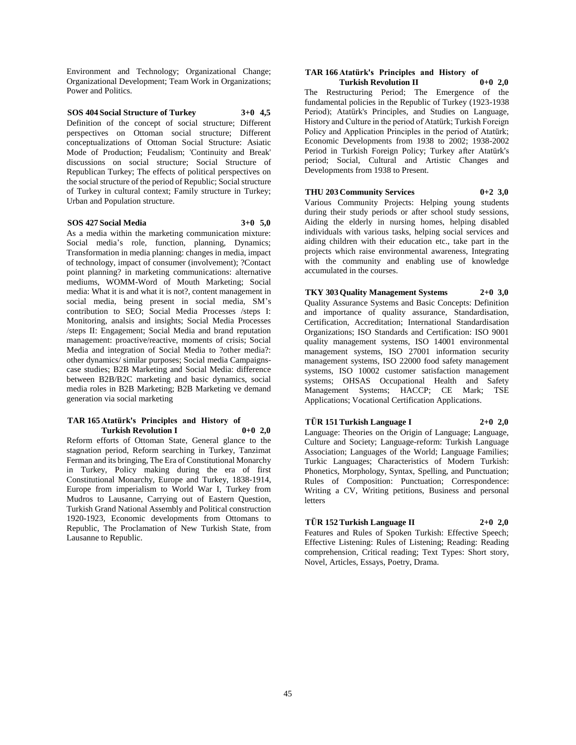Environment and Technology; Organizational Change; Organizational Development; Team Work in Organizations; Power and Politics.

**SOS 404 Social Structure of Turkey 3+0 4,5**

Definition of the concept of social structure; Different perspectives on Ottoman social structure; Different conceptualizations of Ottoman Social Structure: Asiatic Mode of Production; Feudalism; 'Continuity and Break' discussions on social structure; Social Structure of Republican Turkey; The effects of political perspectives on the social structure of the period of Republic; Social structure of Turkey in cultural context; Family structure in Turkey; Urban and Population structure.

**SOS 427 Social Media 3+0 5,0**

As a media within the marketing communication mixture: Social media's role, function, planning, Dynamics; Transformation in media planning: changes in media, impact of technology, impact of consumer (involvement); ?Contact point planning? in marketing communications: alternative mediums, WOMM-Word of Mouth Marketing; Social media: What it is and what it is not?, content management in social media, being present in social media, SM's contribution to SEO; Social Media Processes /steps I: Monitoring, analsis and insights; Social Media Processes /steps II: Engagement; Social Media and brand reputation management: proactive/reactive, moments of crisis; Social Media and integration of Social Media to ?other media?: other dynamics/ similar purposes; Social media Campaigns-case studies; B2B Marketing and Social Media: difference between B2B/B2C marketing and basic dynamics, social media roles in B2B Marketing; B2B Marketing ve demand generation via social marketing

**TAR 165 Atatürk's Principles and History of Turkish Revolution I 0+0 2,0**

Reform efforts of Ottoman State, General glance to the stagnation period, Reform searching in Turkey, Tanzimat Ferman and its bringing, The Era of Constitutional Monarchy in Turkey, Policy making during the era of first Constitutional Monarchy, Europe and Turkey, 1838-1914, Europe from imperialism to World War I, Turkey from Mudros to Lausanne, Carrying out of Eastern Question, Turkish Grand National Assembly and Political construction 1920-1923, Economic developments from Ottomans to Republic, The Proclamation of New Turkish State, from Lausanne to Republic.

**TAR 166 Atatürk's Principles and History of Turkish Revolution II 0+0 2,0**

The Restructuring Period; The Emergence of the fundamental policies in the Republic of Turkey (1923-1938 Period); Atatürk's Principles, and Studies on Language, History and Culture in the period of Atatürk; Turkish Foreign Policy and Application Principles in the period of Atatürk; Economic Developments from 1938 to 2002; 1938-2002 Period in Turkish Foreign Policy; Turkey after Atatürk's period; Social, Cultural and Artistic Changes and Developments from 1938 to Present.

**THU 203 Community Services 0+2 3,0**

Various Community Projects: Helping young students during their study periods or after school study sessions, Aiding the elderly in nursing homes, helping disabled individuals with various tasks, helping social services and aiding children with their education etc., take part in the projects which raise environmental awareness, Integrating with the community and enabling use of knowledge accumulated in the courses.

**TKY 303 Quality Management Systems 2+0 3,0**

Quality Assurance Systems and Basic Concepts: Definition and importance of quality assurance, Standardisation, Certification, Accreditation; International Standardisation Organizations; ISO Standards and Certification: ISO 9001 quality management systems, ISO 14001 environmental management systems, ISO 27001 information security management systems, ISO 22000 food safety management systems, ISO 10002 customer satisfaction management systems; OHSAS Occupational Health and Safety Management Systems; HACCP; CE Mark; TSE Applications; Vocational Certification Applications.

**TÜR 151 Turkish Language I 2+0 2,0**

Language: Theories on the Origin of Language; Language, Culture and Society; Language-reform: Turkish Language Association; Languages of the World; Language Families; Turkic Languages; Characteristics of Modern Turkish: Phonetics, Morphology, Syntax, Spelling, and Punctuation; Rules of Composition: Punctuation; Correspondence: Writing a CV, Writing petitions, Business and personal letters

**TÜR 152 Turkish Language II 2+0 2,0**

Features and Rules of Spoken Turkish: Effective Speech; Effective Listening: Rules of Listening; Reading: Reading comprehension, Critical reading; Text Types: Short story, Novel, Articles, Essays, Poetry, Drama.